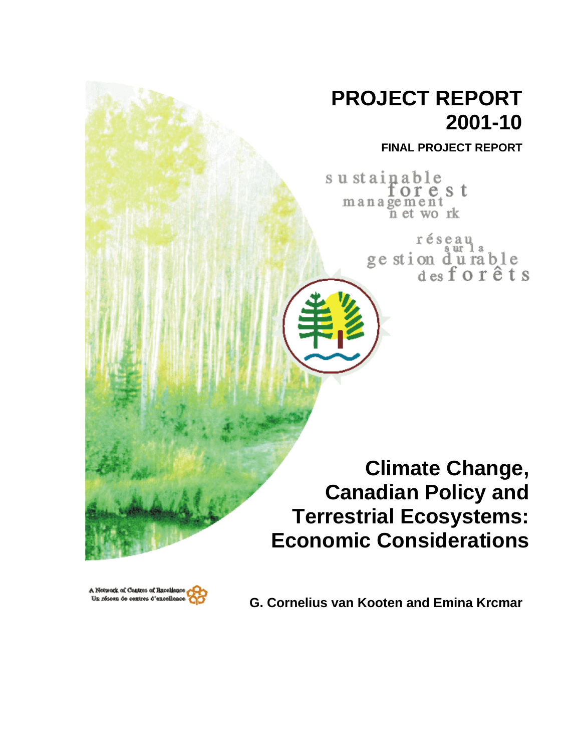# PROJECT REPORT 2001-10

**FINAL PROJECT REPORT**

sustainable forest management network

réseau sur la gestion durable des forêts

# Climate Change, Canadian Policy and Terrestrial Ecosystems: Economic Considerations

A Network of Centres of Excellence
Un réseau de centres d'excellence

**G. Cornelius van Kooten and Emina Krcmar**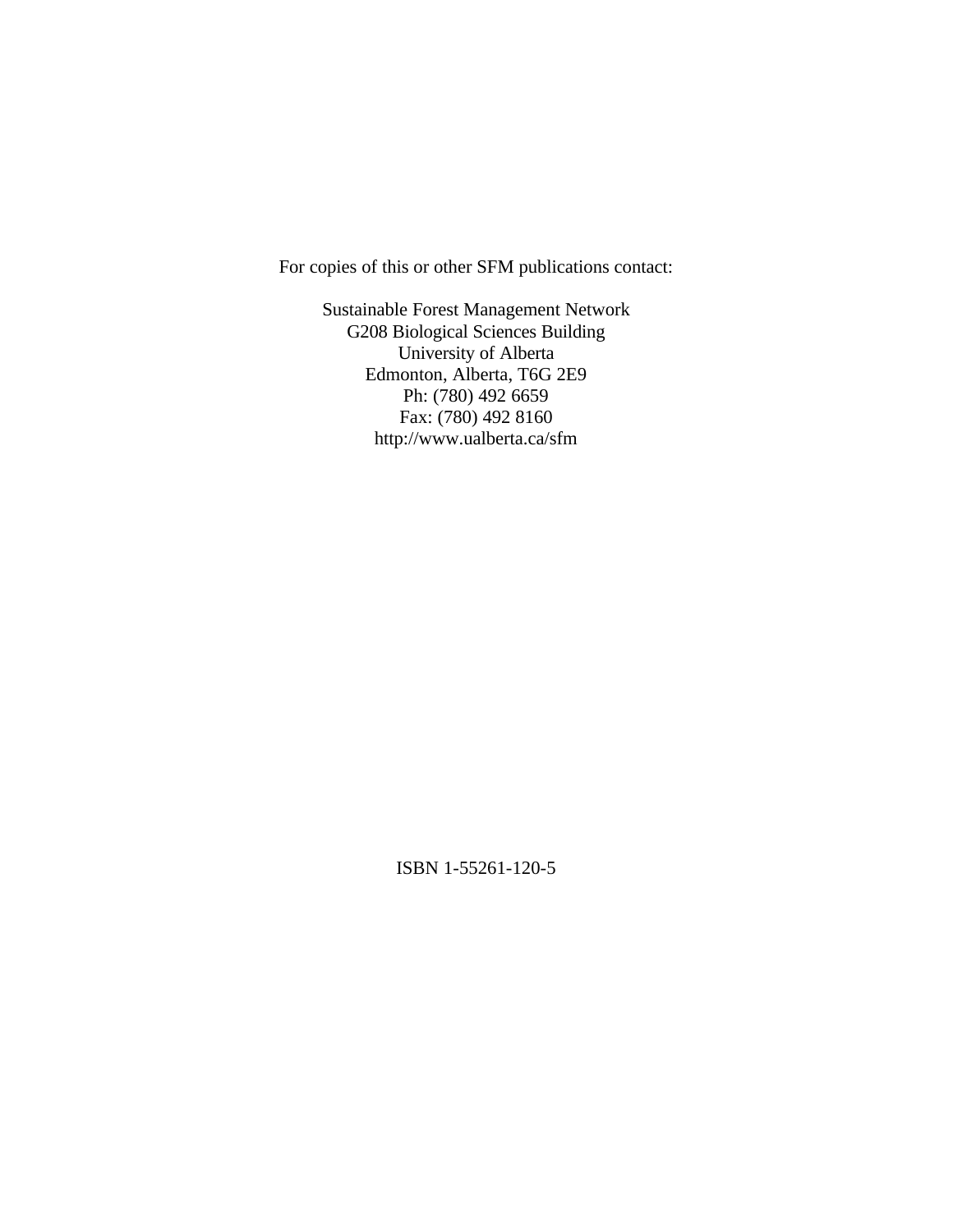For copies of this or other SFM publications contact:

Sustainable Forest Management Network  
G208 Biological Sciences Building  
University of Alberta  
Edmonton, Alberta, T6G 2E9  
Ph: (780) 492 6659  
Fax: (780) 492 8160  
http://www.ualberta.ca/sfm

ISBN 1-55261-120-5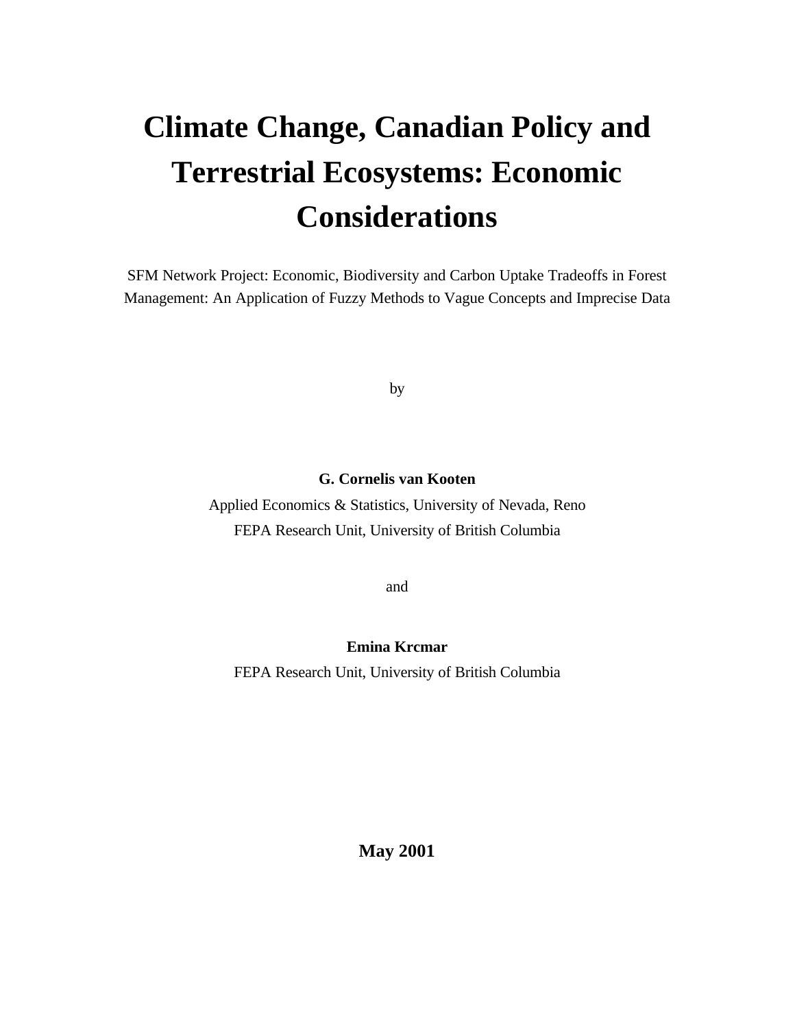# Climate Change, Canadian Policy and Terrestrial Ecosystems: Economic Considerations

SFM Network Project: Economic, Biodiversity and Carbon Uptake Tradeoffs in Forest Management: An Application of Fuzzy Methods to Vague Concepts and Imprecise Data

by

**G. Cornelis van Kooten**

Applied Economics & Statistics, University of Nevada, Reno

FEPA Research Unit, University of British Columbia

and

**Emina Krcmar**

FEPA Research Unit, University of British Columbia

**May 2001**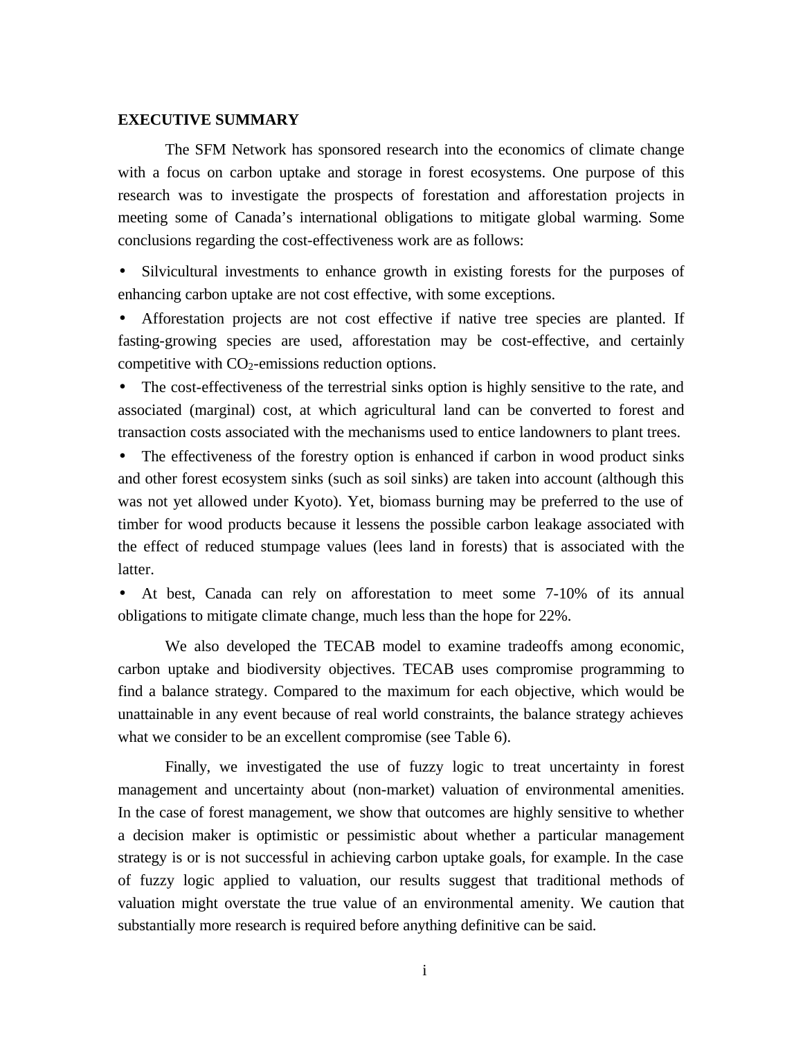## EXECUTIVE SUMMARY

The SFM Network has sponsored research into the economics of climate change with a focus on carbon uptake and storage in forest ecosystems. One purpose of this research was to investigate the prospects of forestation and afforestation projects in meeting some of Canada's international obligations to mitigate global warming. Some conclusions regarding the cost-effectiveness work are as follows:

- Silvicultural investments to enhance growth in existing forests for the purposes of enhancing carbon uptake are not cost effective, with some exceptions.
- Afforestation projects are not cost effective if native tree species are planted. If fasting-growing species are used, afforestation may be cost-effective, and certainly competitive with $CO_2$-emissions reduction options.
- The cost-effectiveness of the terrestrial sinks option is highly sensitive to the rate, and associated (marginal) cost, at which agricultural land can be converted to forest and transaction costs associated with the mechanisms used to entice landowners to plant trees.
- The effectiveness of the forestry option is enhanced if carbon in wood product sinks and other forest ecosystem sinks (such as soil sinks) are taken into account (although this was not yet allowed under Kyoto). Yet, biomass burning may be preferred to the use of timber for wood products because it lessens the possible carbon leakage associated with the effect of reduced stumpage values (lees land in forests) that is associated with the latter.
- At best, Canada can rely on afforestation to meet some 7-10% of its annual obligations to mitigate climate change, much less than the hope for 22%.

We also developed the TECAB model to examine tradeoffs among economic, carbon uptake and biodiversity objectives. TECAB uses compromise programming to find a balance strategy. Compared to the maximum for each objective, which would be unattainable in any event because of real world constraints, the balance strategy achieves what we consider to be an excellent compromise (see Table 6).

Finally, we investigated the use of fuzzy logic to treat uncertainty in forest management and uncertainty about (non-market) valuation of environmental amenities. In the case of forest management, we show that outcomes are highly sensitive to whether a decision maker is optimistic or pessimistic about whether a particular management strategy is or is not successful in achieving carbon uptake goals, for example. In the case of fuzzy logic applied to valuation, our results suggest that traditional methods of valuation might overstate the true value of an environmental amenity. We caution that substantially more research is required before anything definitive can be said.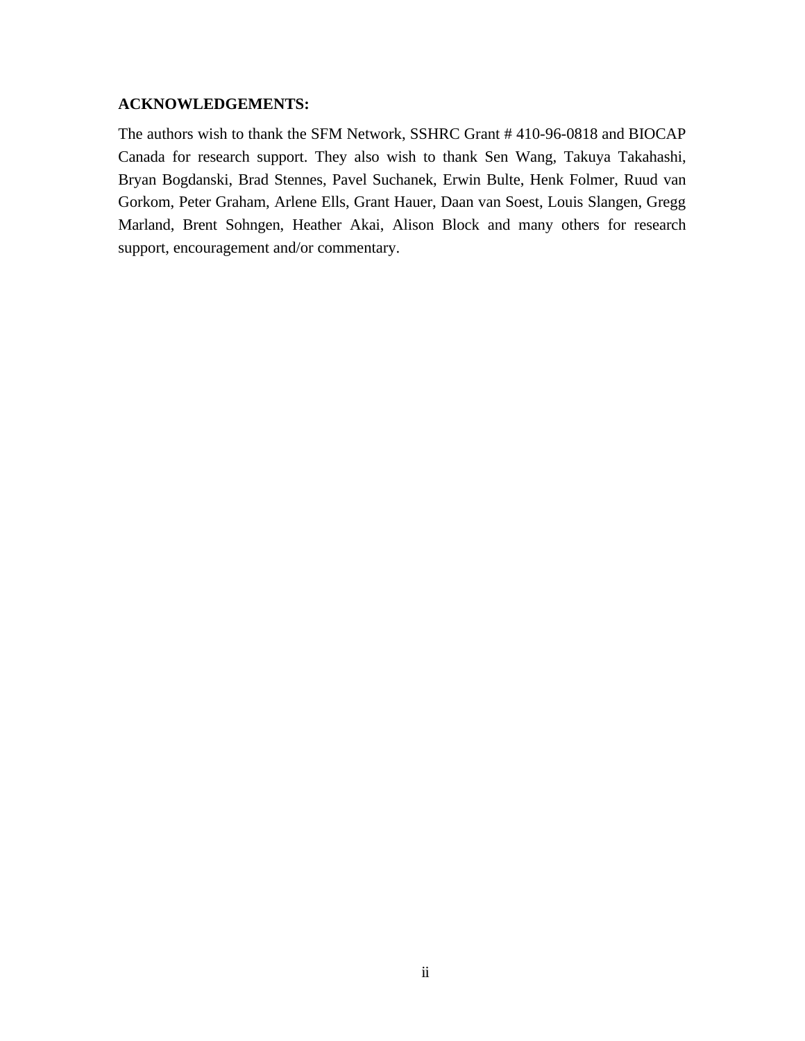**ACKNOWLEDGEMENTS:**

The authors wish to thank the SFM Network, SSHRC Grant # 410-96-0818 and BIOCAP Canada for research support. They also wish to thank Sen Wang, Takuya Takahashi, Bryan Bogdanski, Brad Stennes, Pavel Suchanek, Erwin Bulte, Henk Folmer, Ruud van Gorkom, Peter Graham, Arlene Ells, Grant Hauer, Daan van Soest, Louis Slangen, Gregg Marland, Brent Sohngen, Heather Akai, Alison Block and many others for research support, encouragement and/or commentary.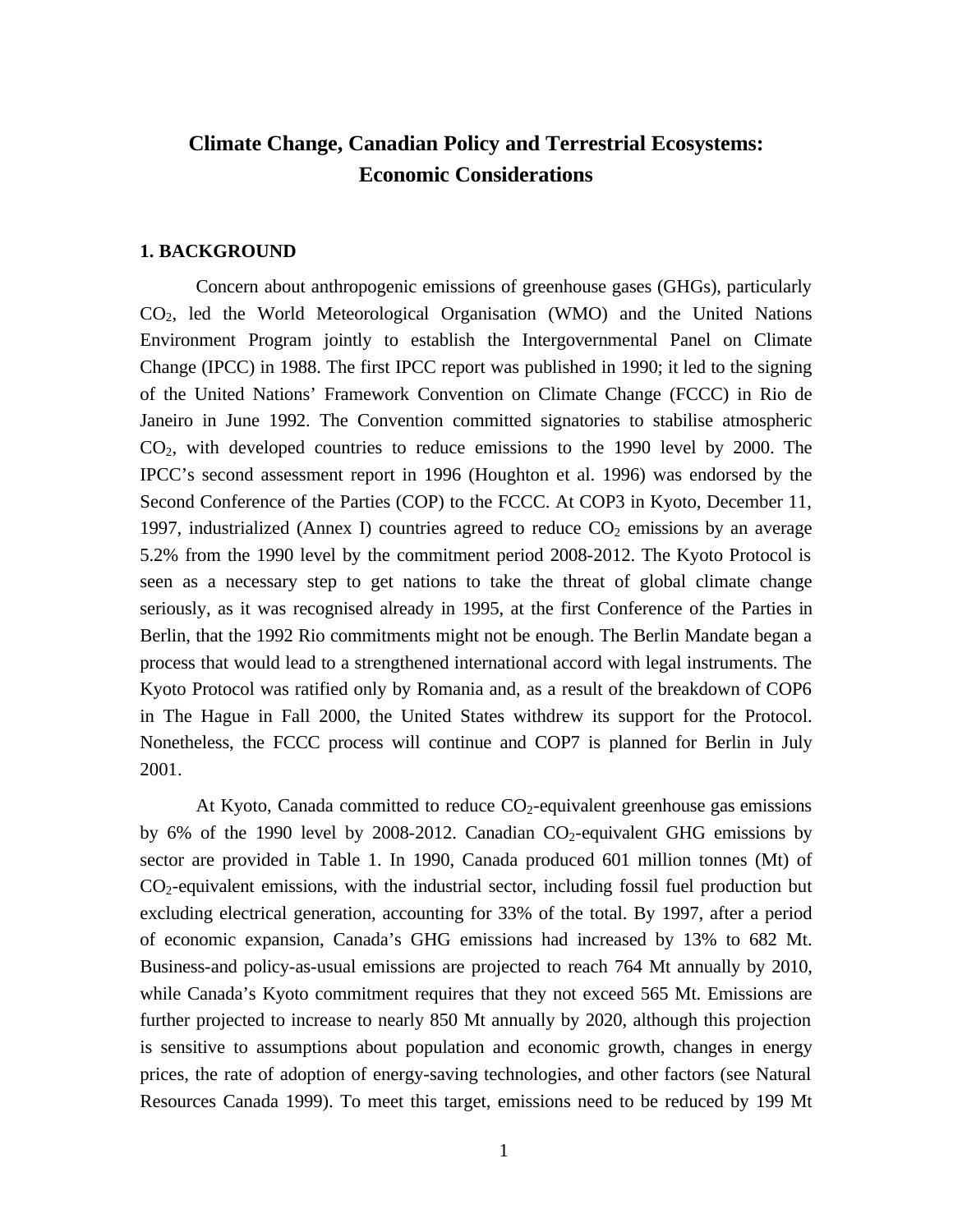# Climate Change, Canadian Policy and Terrestrial Ecosystems: Economic Considerations

## 1. BACKGROUND

Concern about anthropogenic emissions of greenhouse gases (GHGs), particularly $CO_2$, led the World Meteorological Organisation (WMO) and the United Nations Environment Program jointly to establish the Intergovernmental Panel on Climate Change (IPCC) in 1988. The first IPCC report was published in 1990; it led to the signing of the United Nations' Framework Convention on Climate Change (FCCC) in Rio de Janeiro in June 1992. The Convention committed signatories to stabilise atmospheric $CO_2$, with developed countries to reduce emissions to the 1990 level by 2000. The IPCC's second assessment report in 1996 (Houghton et al. 1996) was endorsed by the Second Conference of the Parties (COP) to the FCCC. At COP3 in Kyoto, December 11, 1997, industrialized (Annex I) countries agreed to reduce $CO_2$ emissions by an average 5.2% from the 1990 level by the commitment period 2008-2012. The Kyoto Protocol is seen as a necessary step to get nations to take the threat of global climate change seriously, as it was recognised already in 1995, at the first Conference of the Parties in Berlin, that the 1992 Rio commitments might not be enough. The Berlin Mandate began a process that would lead to a strengthened international accord with legal instruments. The Kyoto Protocol was ratified only by Romania and, as a result of the breakdown of COP6 in The Hague in Fall 2000, the United States withdrew its support for the Protocol. Nonetheless, the FCCC process will continue and COP7 is planned for Berlin in July 2001.

At Kyoto, Canada committed to reduce $CO_2$-equivalent greenhouse gas emissions by 6% of the 1990 level by 2008-2012. Canadian $CO_2$-equivalent GHG emissions by sector are provided in Table 1. In 1990, Canada produced 601 million tonnes (Mt) of $CO_2$-equivalent emissions, with the industrial sector, including fossil fuel production but excluding electrical generation, accounting for 33% of the total. By 1997, after a period of economic expansion, Canada's GHG emissions had increased by 13% to 682 Mt. Business-and policy-as-usual emissions are projected to reach 764 Mt annually by 2010, while Canada's Kyoto commitment requires that they not exceed 565 Mt. Emissions are further projected to increase to nearly 850 Mt annually by 2020, although this projection is sensitive to assumptions about population and economic growth, changes in energy prices, the rate of adoption of energy-saving technologies, and other factors (see Natural Resources Canada 1999). To meet this target, emissions need to be reduced by 199 Mt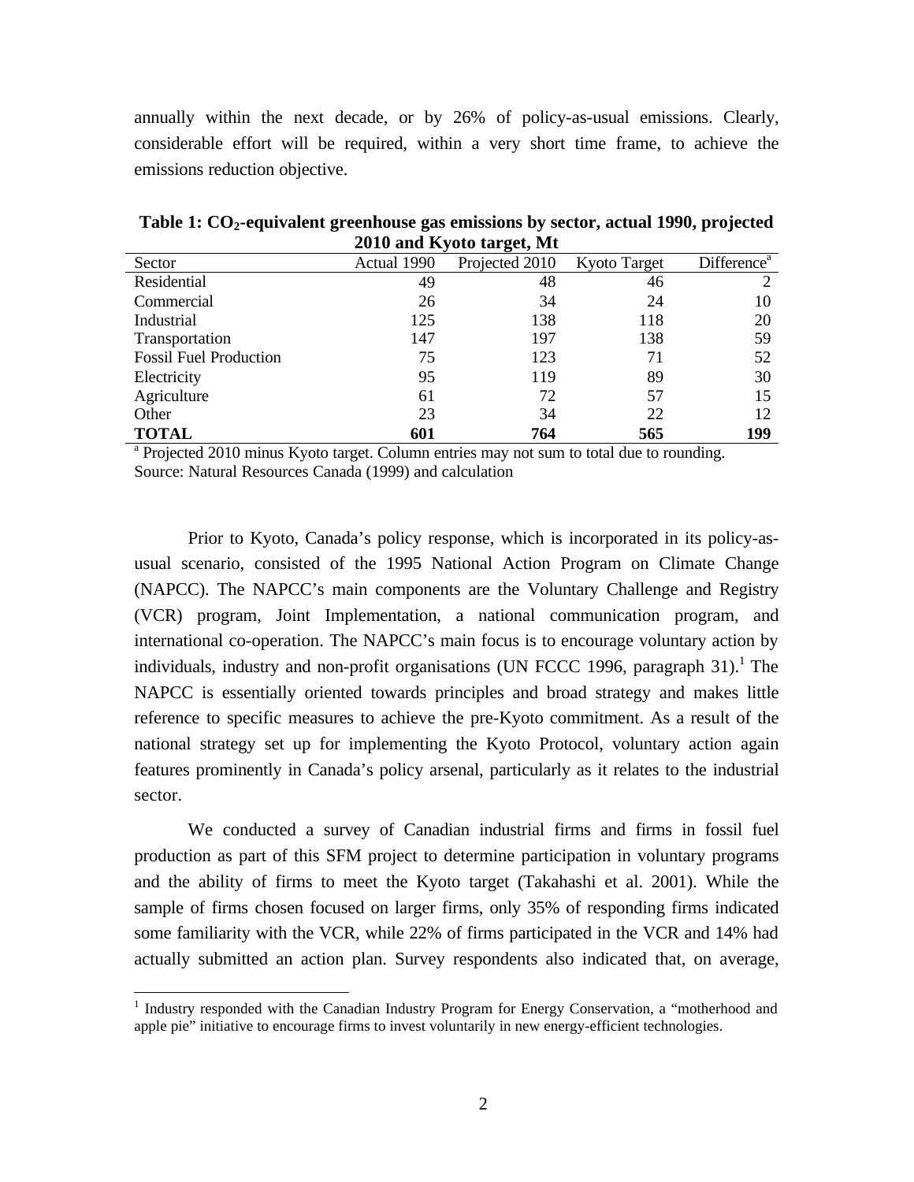annually within the next decade, or by 26% of policy-as-usual emissions. Clearly, considerable effort will be required, within a very short time frame, to achieve the emissions reduction objective.

**Table 1: $CO_2$-equivalent greenhouse gas emissions by sector, actual 1990, projected 2010 and Kyoto target, Mt**

| Sector | Actual 1990 | Projected 2010 | Kyoto Target | Difference[a] |
|---|---|---|---|---|
| Residential | 49 | 48 | 46 | 2 |
| Commercial | 26 | 34 | 24 | 10 |
| Industrial | 125 | 138 | 118 | 20 |
| Transportation | 147 | 197 | 138 | 59 |
| Fossil Fuel Production | 75 | 123 | 71 | 52 |
| Electricity | 95 | 119 | 89 | 30 |
| Agriculture | 61 | 72 | 57 | 15 |
| Other | 23 | 34 | 22 | 12 |
| **TOTAL** | **601** | **764** | **565** | **199** |

[a] Projected 2010 minus Kyoto target. Column entries may not sum to total due to rounding.
Source: Natural Resources Canada (1999) and calculation

Prior to Kyoto, Canada's policy response, which is incorporated in its policy-as-usual scenario, consisted of the 1995 National Action Program on Climate Change (NAPCC). The NAPCC's main components are the Voluntary Challenge and Registry (VCR) program, Joint Implementation, a national communication program, and international co-operation. The NAPCC's main focus is to encourage voluntary action by individuals, industry and non-profit organisations (UN FCCC 1996, paragraph 31).[1] The NAPCC is essentially oriented towards principles and broad strategy and makes little reference to specific measures to achieve the pre-Kyoto commitment. As a result of the national strategy set up for implementing the Kyoto Protocol, voluntary action again features prominently in Canada's policy arsenal, particularly as it relates to the industrial sector.

We conducted a survey of Canadian industrial firms and firms in fossil fuel production as part of this SFM project to determine participation in voluntary programs and the ability of firms to meet the Kyoto target (Takahashi et al. 2001). While the sample of firms chosen focused on larger firms, only 35% of responding firms indicated some familiarity with the VCR, while 22% of firms participated in the VCR and 14% had actually submitted an action plan. Survey respondents also indicated that, on average,

[1] Industry responded with the Canadian Industry Program for Energy Conservation, a "motherhood and apple pie" initiative to encourage firms to invest voluntarily in new energy-efficient technologies.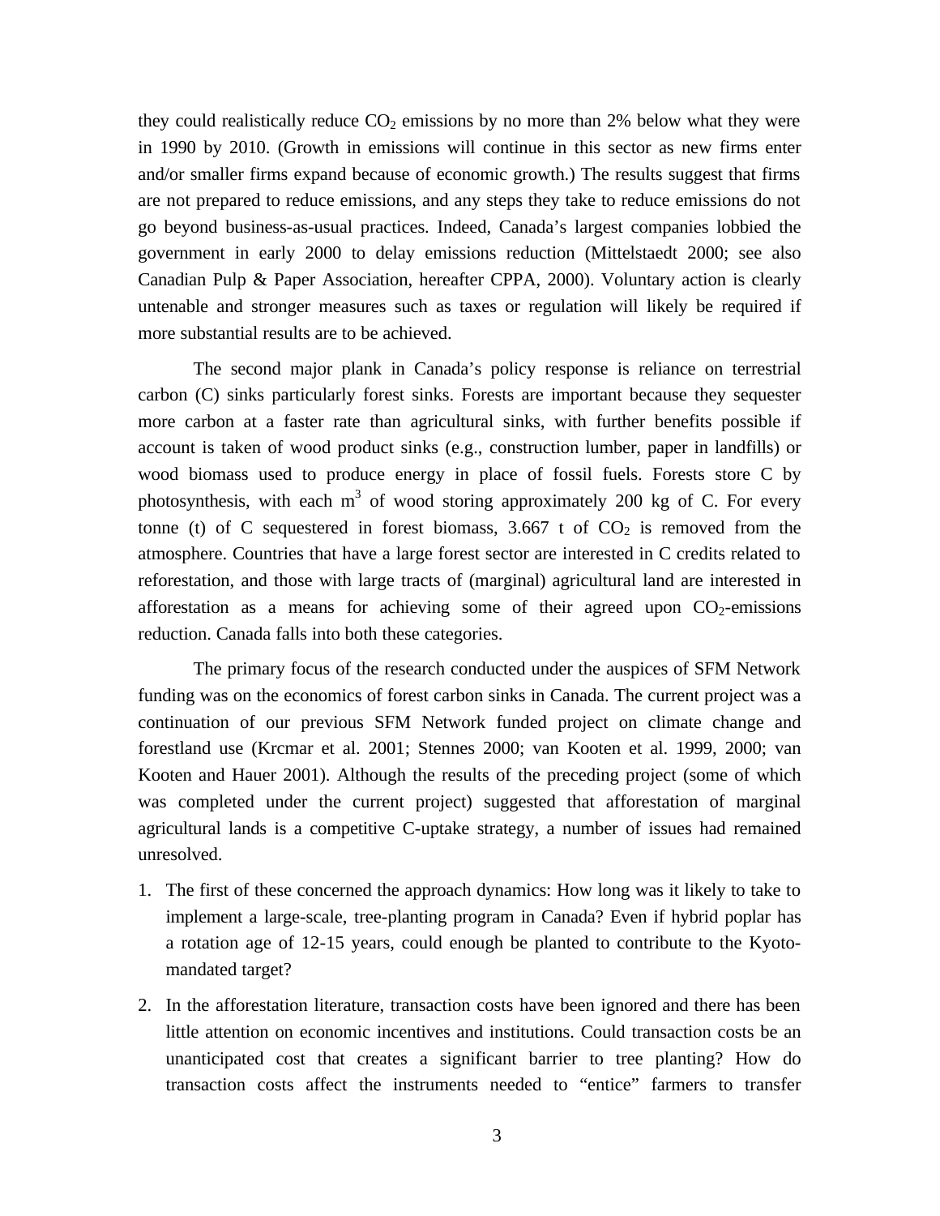they could realistically reduce $CO_2$ emissions by no more than 2% below what they were in 1990 by 2010. (Growth in emissions will continue in this sector as new firms enter and/or smaller firms expand because of economic growth.) The results suggest that firms are not prepared to reduce emissions, and any steps they take to reduce emissions do not go beyond business-as-usual practices. Indeed, Canada's largest companies lobbied the government in early 2000 to delay emissions reduction (Mittelstaedt 2000; see also Canadian Pulp & Paper Association, hereafter CPPA, 2000). Voluntary action is clearly untenable and stronger measures such as taxes or regulation will likely be required if more substantial results are to be achieved.

The second major plank in Canada's policy response is reliance on terrestrial carbon (C) sinks particularly forest sinks. Forests are important because they sequester more carbon at a faster rate than agricultural sinks, with further benefits possible if account is taken of wood product sinks (e.g., construction lumber, paper in landfills) or wood biomass used to produce energy in place of fossil fuels. Forests store C by photosynthesis, with each $m^3$ of wood storing approximately 200 kg of C. For every tonne (t) of C sequestered in forest biomass, 3.667 t of $CO_2$ is removed from the atmosphere. Countries that have a large forest sector are interested in C credits related to reforestation, and those with large tracts of (marginal) agricultural land are interested in afforestation as a means for achieving some of their agreed upon $CO_2$-emissions reduction. Canada falls into both these categories.

The primary focus of the research conducted under the auspices of SFM Network funding was on the economics of forest carbon sinks in Canada. The current project was a continuation of our previous SFM Network funded project on climate change and forestland use (Krcmar et al. 2001; Stennes 2000; van Kooten et al. 1999, 2000; van Kooten and Hauer 2001). Although the results of the preceding project (some of which was completed under the current project) suggested that afforestation of marginal agricultural lands is a competitive C-uptake strategy, a number of issues had remained unresolved.

1. The first of these concerned the approach dynamics: How long was it likely to take to implement a large-scale, tree-planting program in Canada? Even if hybrid poplar has a rotation age of 12-15 years, could enough be planted to contribute to the Kyoto-mandated target?
2. In the afforestation literature, transaction costs have been ignored and there has been little attention on economic incentives and institutions. Could transaction costs be an unanticipated cost that creates a significant barrier to tree planting? How do transaction costs affect the instruments needed to "entice" farmers to transfer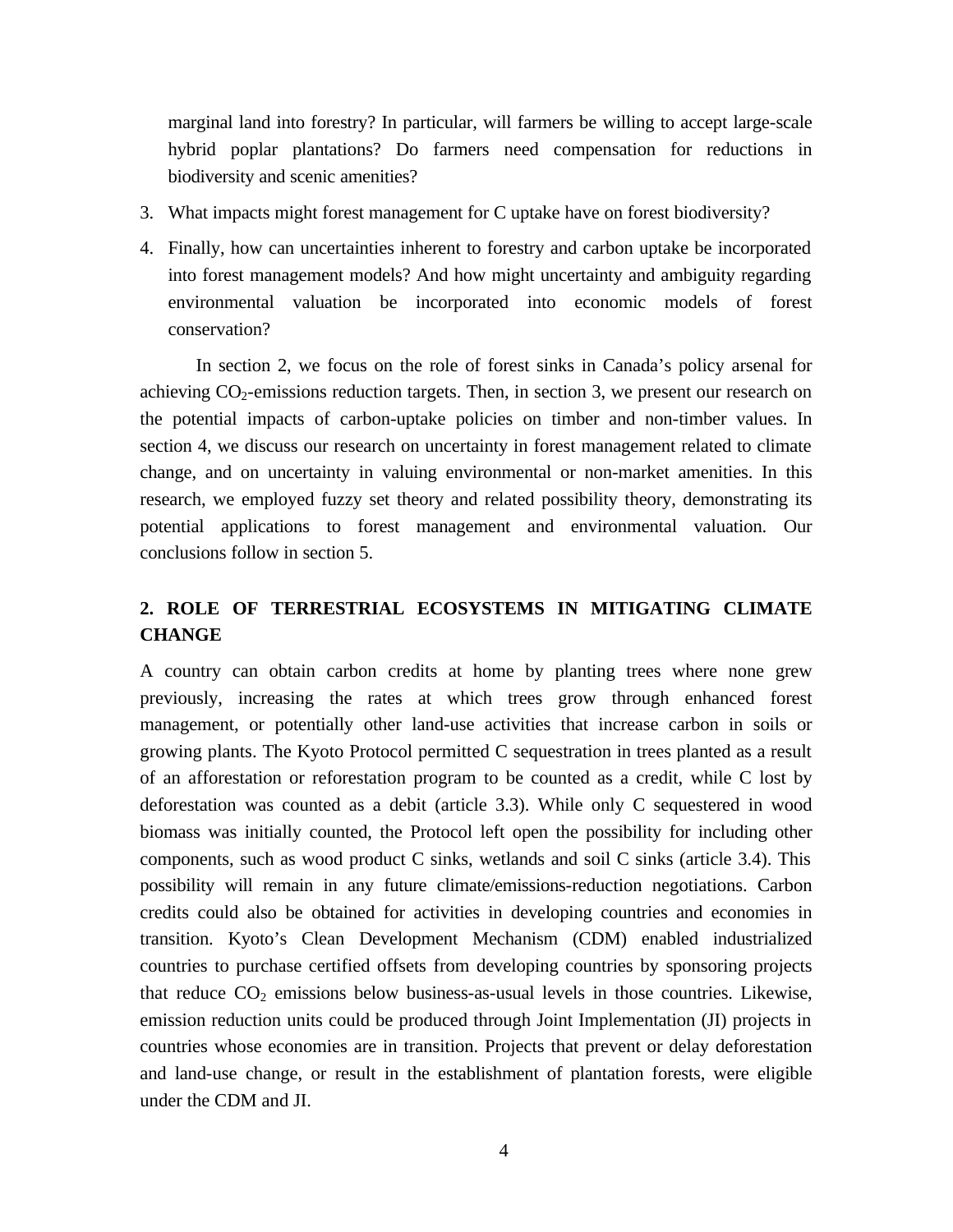marginal land into forestry? In particular, will farmers be willing to accept large-scale hybrid poplar plantations? Do farmers need compensation for reductions in biodiversity and scenic amenities?

3. What impacts might forest management for C uptake have on forest biodiversity?
4. Finally, how can uncertainties inherent to forestry and carbon uptake be incorporated into forest management models? And how might uncertainty and ambiguity regarding environmental valuation be incorporated into economic models of forest conservation?

In section 2, we focus on the role of forest sinks in Canada's policy arsenal for achieving $CO_2$-emissions reduction targets. Then, in section 3, we present our research on the potential impacts of carbon-uptake policies on timber and non-timber values. In section 4, we discuss our research on uncertainty in forest management related to climate change, and on uncertainty in valuing environmental or non-market amenities. In this research, we employed fuzzy set theory and related possibility theory, demonstrating its potential applications to forest management and environmental valuation. Our conclusions follow in section 5.

## 2. ROLE OF TERRESTRIAL ECOSYSTEMS IN MITIGATING CLIMATE CHANGE

A country can obtain carbon credits at home by planting trees where none grew previously, increasing the rates at which trees grow through enhanced forest management, or potentially other land-use activities that increase carbon in soils or growing plants. The Kyoto Protocol permitted C sequestration in trees planted as a result of an afforestation or reforestation program to be counted as a credit, while C lost by deforestation was counted as a debit (article 3.3). While only C sequestered in wood biomass was initially counted, the Protocol left open the possibility for including other components, such as wood product C sinks, wetlands and soil C sinks (article 3.4). This possibility will remain in any future climate/emissions-reduction negotiations. Carbon credits could also be obtained for activities in developing countries and economies in transition. Kyoto's Clean Development Mechanism (CDM) enabled industrialized countries to purchase certified offsets from developing countries by sponsoring projects that reduce $CO_2$ emissions below business-as-usual levels in those countries. Likewise, emission reduction units could be produced through Joint Implementation (JI) projects in countries whose economies are in transition. Projects that prevent or delay deforestation and land-use change, or result in the establishment of plantation forests, were eligible under the CDM and JI.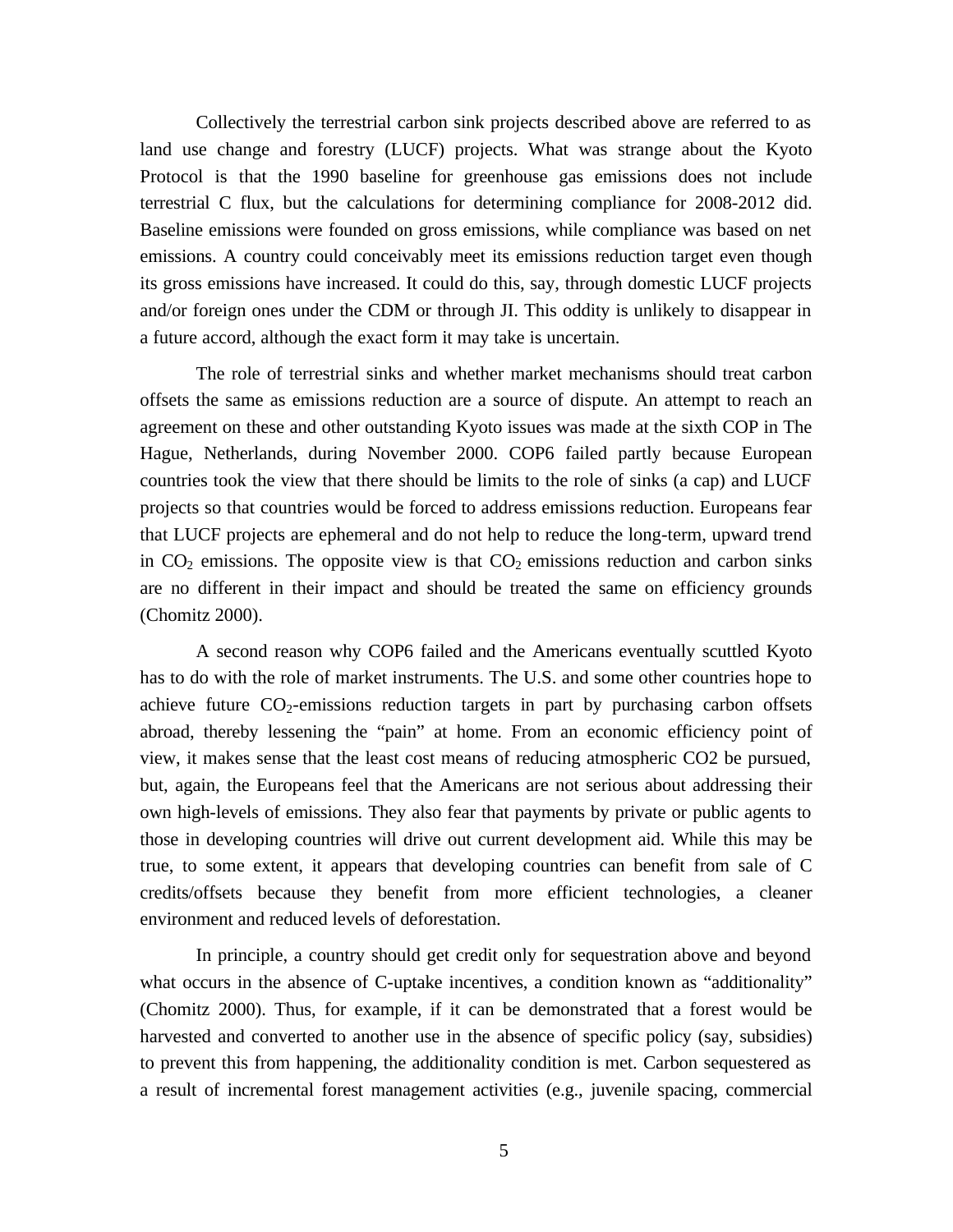Collectively the terrestrial carbon sink projects described above are referred to as land use change and forestry (LUCF) projects. What was strange about the Kyoto Protocol is that the 1990 baseline for greenhouse gas emissions does not include terrestrial C flux, but the calculations for determining compliance for 2008-2012 did. Baseline emissions were founded on gross emissions, while compliance was based on net emissions. A country could conceivably meet its emissions reduction target even though its gross emissions have increased. It could do this, say, through domestic LUCF projects and/or foreign ones under the CDM or through JI. This oddity is unlikely to disappear in a future accord, although the exact form it may take is uncertain.

The role of terrestrial sinks and whether market mechanisms should treat carbon offsets the same as emissions reduction are a source of dispute. An attempt to reach an agreement on these and other outstanding Kyoto issues was made at the sixth COP in The Hague, Netherlands, during November 2000. COP6 failed partly because European countries took the view that there should be limits to the role of sinks (a cap) and LUCF projects so that countries would be forced to address emissions reduction. Europeans fear that LUCF projects are ephemeral and do not help to reduce the long-term, upward trend in $CO_2$ emissions. The opposite view is that $CO_2$ emissions reduction and carbon sinks are no different in their impact and should be treated the same on efficiency grounds (Chomitz 2000).

A second reason why COP6 failed and the Americans eventually scuttled Kyoto has to do with the role of market instruments. The U.S. and some other countries hope to achieve future $CO_2$-emissions reduction targets in part by purchasing carbon offsets abroad, thereby lessening the "pain" at home. From an economic efficiency point of view, it makes sense that the least cost means of reducing atmospheric CO2 be pursued, but, again, the Europeans feel that the Americans are not serious about addressing their own high-levels of emissions. They also fear that payments by private or public agents to those in developing countries will drive out current development aid. While this may be true, to some extent, it appears that developing countries can benefit from sale of C credits/offsets because they benefit from more efficient technologies, a cleaner environment and reduced levels of deforestation.

In principle, a country should get credit only for sequestration above and beyond what occurs in the absence of C-uptake incentives, a condition known as "additionality" (Chomitz 2000). Thus, for example, if it can be demonstrated that a forest would be harvested and converted to another use in the absence of specific policy (say, subsidies) to prevent this from happening, the additionality condition is met. Carbon sequestered as a result of incremental forest management activities (e.g., juvenile spacing, commercial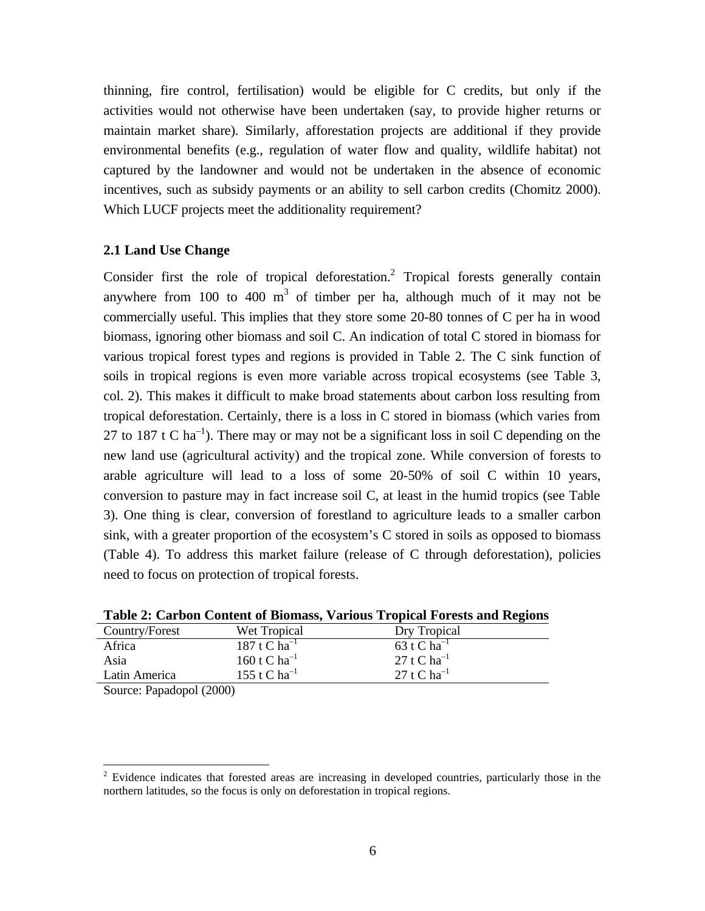thinning, fire control, fertilisation) would be eligible for C credits, but only if the activities would not otherwise have been undertaken (say, to provide higher returns or maintain market share). Similarly, afforestation projects are additional if they provide environmental benefits (e.g., regulation of water flow and quality, wildlife habitat) not captured by the landowner and would not be undertaken in the absence of economic incentives, such as subsidy payments or an ability to sell carbon credits (Chomitz 2000). Which LUCF projects meet the additionality requirement?

### 2.1 Land Use Change

Consider first the role of tropical deforestation.[2] Tropical forests generally contain anywhere from 100 to 400 $m^3$ of timber per ha, although much of it may not be commercially useful. This implies that they store some 20-80 tonnes of C per ha in wood biomass, ignoring other biomass and soil C. An indication of total C stored in biomass for various tropical forest types and regions is provided in Table 2. The C sink function of soils in tropical regions is even more variable across tropical ecosystems (see Table 3, col. 2). This makes it difficult to make broad statements about carbon loss resulting from tropical deforestation. Certainly, there is a loss in C stored in biomass (which varies from 27 to 187 t C $ha^{-1}$). There may or may not be a significant loss in soil C depending on the new land use (agricultural activity) and the tropical zone. While conversion of forests to arable agriculture will lead to a loss of some 20-50% of soil C within 10 years, conversion to pasture may in fact increase soil C, at least in the humid tropics (see Table 3). One thing is clear, conversion of forestland to agriculture leads to a smaller carbon sink, with a greater proportion of the ecosystem's C stored in soils as opposed to biomass (Table 4). To address this market failure (release of C through deforestation), policies need to focus on protection of tropical forests.

**Table 2: Carbon Content of Biomass, Various Tropical Forests and Regions**

| Country/Forest | Wet Tropical | Dry Tropical |
|---|---|---|
| Africa | 187 t C $ha^{-1}$ | 63 t C $ha^{-1}$ |
| Asia | 160 t C $ha^{-1}$ | 27 t C $ha^{-1}$ |
| Latin America | 155 t C $ha^{-1}$ | 27 t C $ha^{-1}$ |

Source: Papadopol (2000)

[2] Evidence indicates that forested areas are increasing in developed countries, particularly those in the northern latitudes, so the focus is only on deforestation in tropical regions.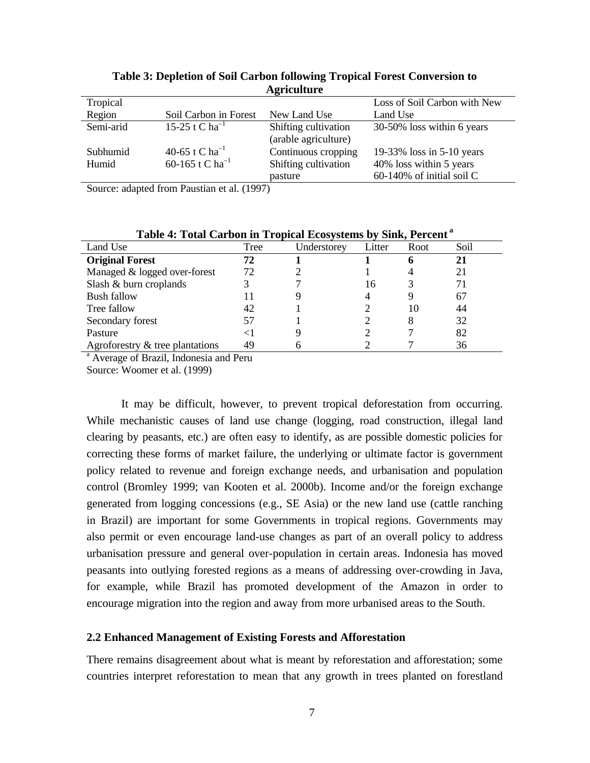**Table 3: Depletion of Soil Carbon following Tropical Forest Conversion to Agriculture**

| Tropical Region | Soil Carbon in Forest | New Land Use | Loss of Soil Carbon with New Land Use |
|---|---|---|---|
| Semi-arid | 15-25 t C $ha^{-1}$ | Shifting cultivation (arable agriculture) | 30-50% loss within 6 years |
| Subhumid | 40-65 t C $ha^{-1}$ | Continuous cropping | 19-33% loss in 5-10 years |
| Humid | 60-165 t C $ha^{-1}$ | Shifting cultivation | 40% loss within 5 years |
| | | pasture | 60-140% of initial soil C |

Source: adapted from Paustian et al. (1997)

**Table 4: Total Carbon in Tropical Ecosystems by Sink, Percent [a]**

| Land Use | Tree | Understorey | Litter | Root | Soil |
|---|---|---|---|---|---|
| **Original Forest** | **72** | **1** | **1** | **6** | **21** |
| Managed & logged over-forest | 72 | 2 | 1 | 4 | 21 |
| Slash & burn croplands | 3 | 7 | 16 | 3 | 71 |
| Bush fallow | 11 | 9 | 4 | 9 | 67 |
| Tree fallow | 42 | 1 | 2 | 10 | 44 |
| Secondary forest | 57 | 1 | 2 | 8 | 32 |
| Pasture | <1 | 9 | 2 | 7 | 82 |
| Agroforestry & tree plantations | 49 | 6 | 2 | 7 | 36 |

[a] Average of Brazil, Indonesia and Peru

Source: Woomer et al. (1999)

It may be difficult, however, to prevent tropical deforestation from occurring. While mechanistic causes of land use change (logging, road construction, illegal land clearing by peasants, etc.) are often easy to identify, as are possible domestic policies for correcting these forms of market failure, the underlying or ultimate factor is government policy related to revenue and foreign exchange needs, and urbanisation and population control (Bromley 1999; van Kooten et al. 2000b). Income and/or the foreign exchange generated from logging concessions (e.g., SE Asia) or the new land use (cattle ranching in Brazil) are important for some Governments in tropical regions. Governments may also permit or even encourage land-use changes as part of an overall policy to address urbanisation pressure and general over-population in certain areas. Indonesia has moved peasants into outlying forested regions as a means of addressing over-crowding in Java, for example, while Brazil has promoted development of the Amazon in order to encourage migration into the region and away from more urbanised areas to the South.

### 2.2 Enhanced Management of Existing Forests and Afforestation

There remains disagreement about what is meant by reforestation and afforestation; some countries interpret reforestation to mean that any growth in trees planted on forestland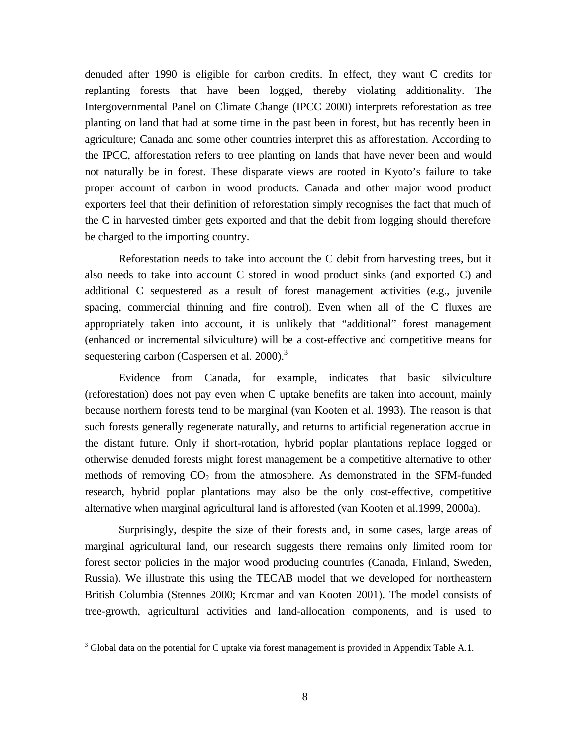denuded after 1990 is eligible for carbon credits. In effect, they want C credits for replanting forests that have been logged, thereby violating additionality. The Intergovernmental Panel on Climate Change (IPCC 2000) interprets reforestation as tree planting on land that had at some time in the past been in forest, but has recently been in agriculture; Canada and some other countries interpret this as afforestation. According to the IPCC, afforestation refers to tree planting on lands that have never been and would not naturally be in forest. These disparate views are rooted in Kyoto's failure to take proper account of carbon in wood products. Canada and other major wood product exporters feel that their definition of reforestation simply recognises the fact that much of the C in harvested timber gets exported and that the debit from logging should therefore be charged to the importing country.

Reforestation needs to take into account the C debit from harvesting trees, but it also needs to take into account C stored in wood product sinks (and exported C) and additional C sequestered as a result of forest management activities (e.g., juvenile spacing, commercial thinning and fire control). Even when all of the C fluxes are appropriately taken into account, it is unlikely that "additional" forest management (enhanced or incremental silviculture) will be a cost-effective and competitive means for sequestering carbon (Caspersen et al. 2000).[3]

Evidence from Canada, for example, indicates that basic silviculture (reforestation) does not pay even when C uptake benefits are taken into account, mainly because northern forests tend to be marginal (van Kooten et al. 1993). The reason is that such forests generally regenerate naturally, and returns to artificial regeneration accrue in the distant future. Only if short-rotation, hybrid poplar plantations replace logged or otherwise denuded forests might forest management be a competitive alternative to other methods of removing $CO_2$ from the atmosphere. As demonstrated in the SFM-funded research, hybrid poplar plantations may also be the only cost-effective, competitive alternative when marginal agricultural land is afforested (van Kooten et al.1999, 2000a).

Surprisingly, despite the size of their forests and, in some cases, large areas of marginal agricultural land, our research suggests there remains only limited room for forest sector policies in the major wood producing countries (Canada, Finland, Sweden, Russia). We illustrate this using the TECAB model that we developed for northeastern British Columbia (Stennes 2000; Krcmar and van Kooten 2001). The model consists of tree-growth, agricultural activities and land-allocation components, and is used to

[3] Global data on the potential for C uptake via forest management is provided in Appendix Table A.1.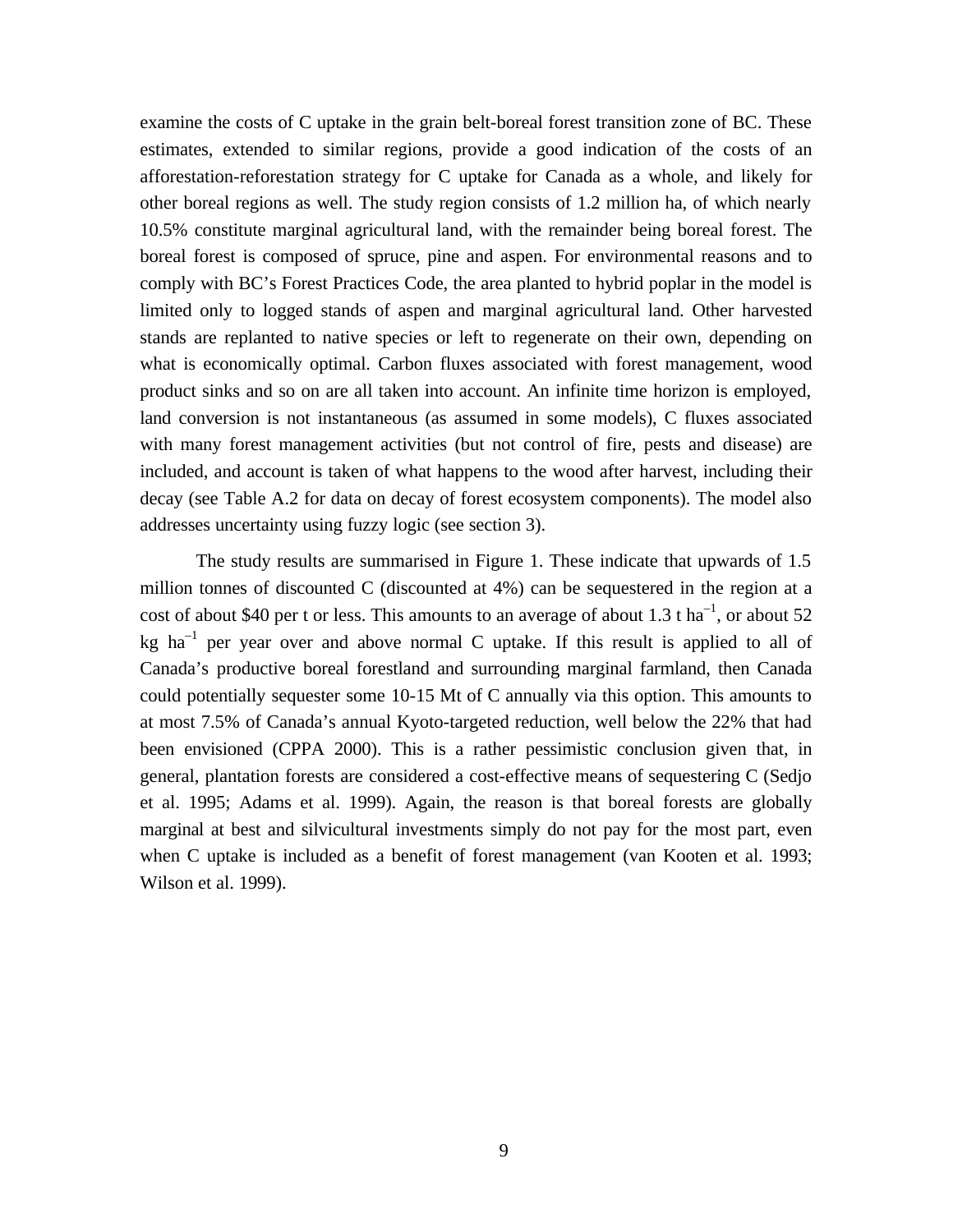examine the costs of C uptake in the grain belt-boreal forest transition zone of BC. These estimates, extended to similar regions, provide a good indication of the costs of an afforestation-reforestation strategy for C uptake for Canada as a whole, and likely for other boreal regions as well. The study region consists of 1.2 million ha, of which nearly 10.5% constitute marginal agricultural land, with the remainder being boreal forest. The boreal forest is composed of spruce, pine and aspen. For environmental reasons and to comply with BC's Forest Practices Code, the area planted to hybrid poplar in the model is limited only to logged stands of aspen and marginal agricultural land. Other harvested stands are replanted to native species or left to regenerate on their own, depending on what is economically optimal. Carbon fluxes associated with forest management, wood product sinks and so on are all taken into account. An infinite time horizon is employed, land conversion is not instantaneous (as assumed in some models), C fluxes associated with many forest management activities (but not control of fire, pests and disease) are included, and account is taken of what happens to the wood after harvest, including their decay (see Table A.2 for data on decay of forest ecosystem components). The model also addresses uncertainty using fuzzy logic (see section 3).

The study results are summarised in Figure 1. These indicate that upwards of 1.5 million tonnes of discounted C (discounted at 4%) can be sequestered in the region at a cost of about \$40 per t or less. This amounts to an average of about 1.3 t $ha^{-1}$, or about 52 kg $ha^{-1}$ per year over and above normal C uptake. If this result is applied to all of Canada's productive boreal forestland and surrounding marginal farmland, then Canada could potentially sequester some 10-15 Mt of C annually via this option. This amounts to at most 7.5% of Canada's annual Kyoto-targeted reduction, well below the 22% that had been envisioned (CPPA 2000). This is a rather pessimistic conclusion given that, in general, plantation forests are considered a cost-effective means of sequestering C (Sedjo et al. 1995; Adams et al. 1999). Again, the reason is that boreal forests are globally marginal at best and silvicultural investments simply do not pay for the most part, even when C uptake is included as a benefit of forest management (van Kooten et al. 1993; Wilson et al. 1999).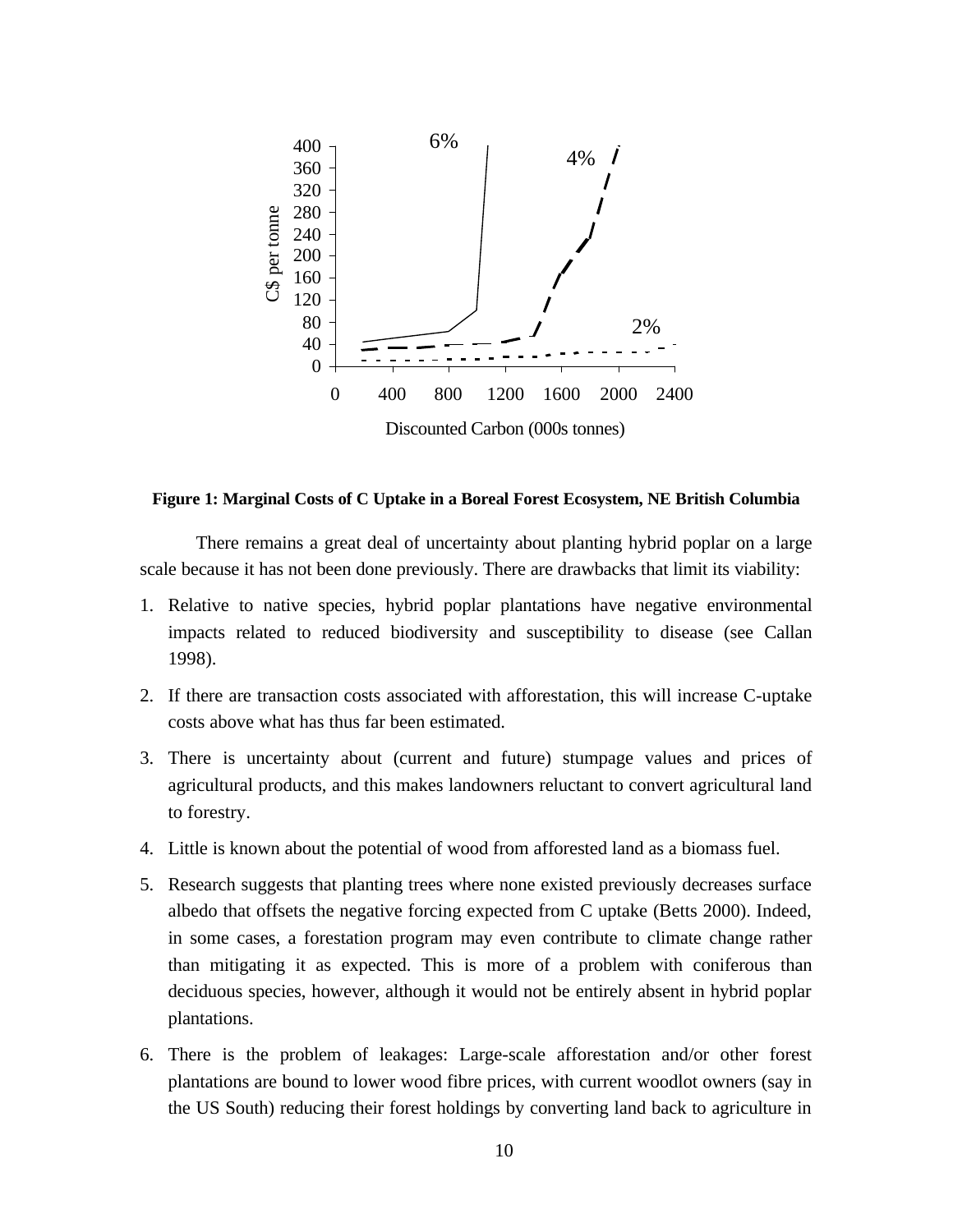**Figure 1: Marginal Costs of C Uptake in a Boreal Forest Ecosystem, NE British Columbia**

There remains a great deal of uncertainty about planting hybrid poplar on a large scale because it has not been done previously. There are drawbacks that limit its viability:

1. Relative to native species, hybrid poplar plantations have negative environmental impacts related to reduced biodiversity and susceptibility to disease (see Callan 1998).
2. If there are transaction costs associated with afforestation, this will increase C-uptake costs above what has thus far been estimated.
3. There is uncertainty about (current and future) stumpage values and prices of agricultural products, and this makes landowners reluctant to convert agricultural land to forestry.
4. Little is known about the potential of wood from afforested land as a biomass fuel.
5. Research suggests that planting trees where none existed previously decreases surface albedo that offsets the negative forcing expected from C uptake (Betts 2000). Indeed, in some cases, a forestation program may even contribute to climate change rather than mitigating it as expected. This is more of a problem with coniferous than deciduous species, however, although it would not be entirely absent in hybrid poplar plantations.
6. There is the problem of leakages: Large-scale afforestation and/or other forest plantations are bound to lower wood fibre prices, with current woodlot owners (say in the US South) reducing their forest holdings by converting land back to agriculture in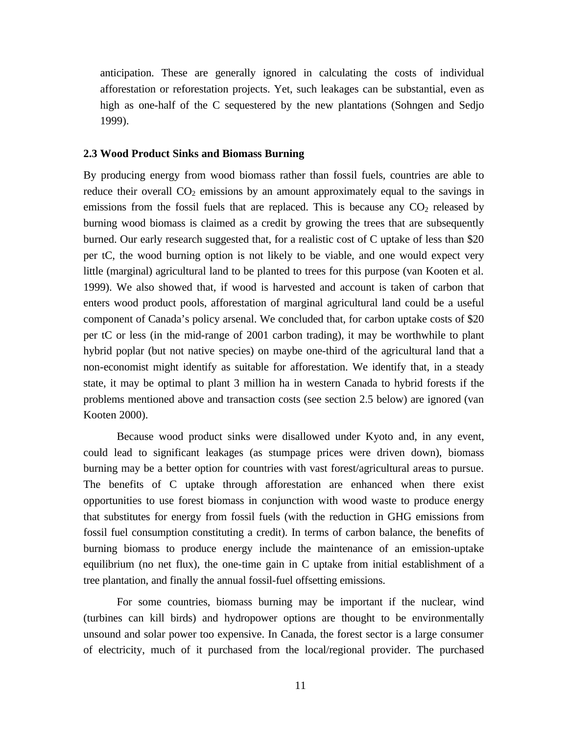anticipation. These are generally ignored in calculating the costs of individual afforestation or reforestation projects. Yet, such leakages can be substantial, even as high as one-half of the C sequestered by the new plantations (Sohngen and Sedjo 1999).

### 2.3 Wood Product Sinks and Biomass Burning

By producing energy from wood biomass rather than fossil fuels, countries are able to reduce their overall $CO_2$ emissions by an amount approximately equal to the savings in emissions from the fossil fuels that are replaced. This is because any $CO_2$ released by burning wood biomass is claimed as a credit by growing the trees that are subsequently burned. Our early research suggested that, for a realistic cost of C uptake of less than $20 per tC, the wood burning option is not likely to be viable, and one would expect very little (marginal) agricultural land to be planted to trees for this purpose (van Kooten et al. 1999). We also showed that, if wood is harvested and account is taken of carbon that enters wood product pools, afforestation of marginal agricultural land could be a useful component of Canada's policy arsenal. We concluded that, for carbon uptake costs of $20 per tC or less (in the mid-range of 2001 carbon trading), it may be worthwhile to plant hybrid poplar (but not native species) on maybe one-third of the agricultural land that a non-economist might identify as suitable for afforestation. We identify that, in a steady state, it may be optimal to plant 3 million ha in western Canada to hybrid forests if the problems mentioned above and transaction costs (see section 2.5 below) are ignored (van Kooten 2000).

Because wood product sinks were disallowed under Kyoto and, in any event, could lead to significant leakages (as stumpage prices were driven down), biomass burning may be a better option for countries with vast forest/agricultural areas to pursue. The benefits of C uptake through afforestation are enhanced when there exist opportunities to use forest biomass in conjunction with wood waste to produce energy that substitutes for energy from fossil fuels (with the reduction in GHG emissions from fossil fuel consumption constituting a credit). In terms of carbon balance, the benefits of burning biomass to produce energy include the maintenance of an emission-uptake equilibrium (no net flux), the one-time gain in C uptake from initial establishment of a tree plantation, and finally the annual fossil-fuel offsetting emissions.

For some countries, biomass burning may be important if the nuclear, wind (turbines can kill birds) and hydropower options are thought to be environmentally unsound and solar power too expensive. In Canada, the forest sector is a large consumer of electricity, much of it purchased from the local/regional provider. The purchased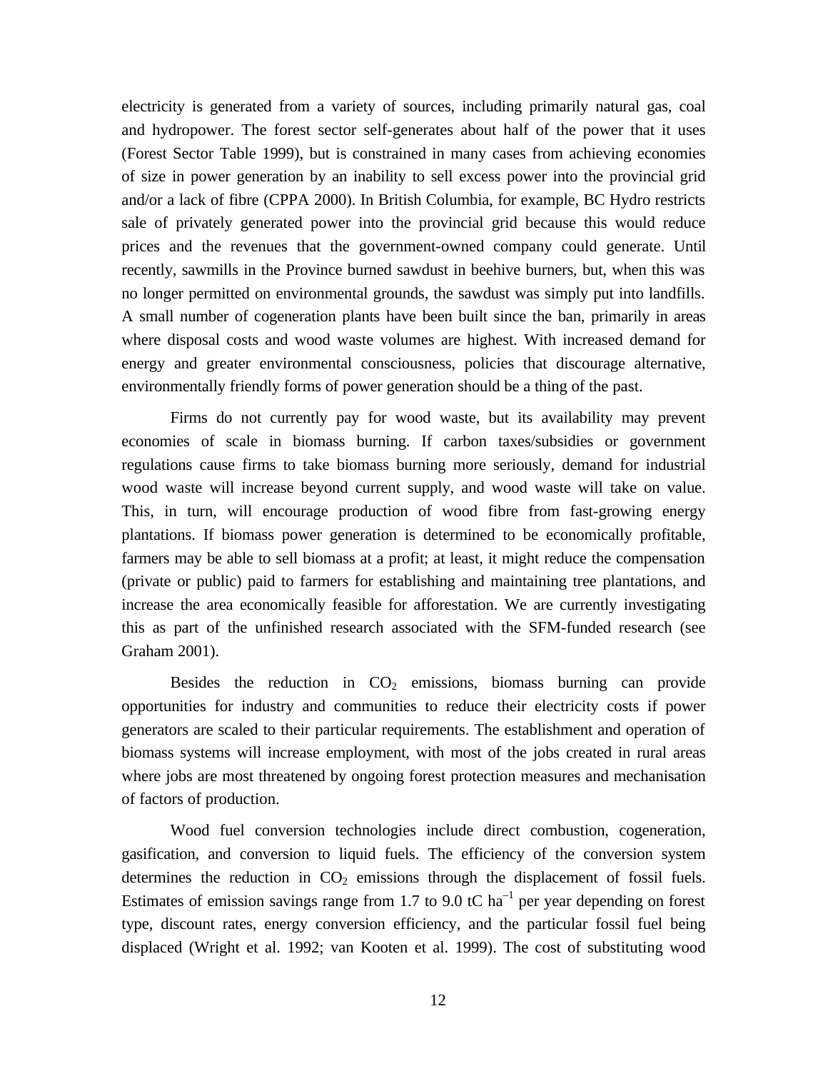electricity is generated from a variety of sources, including primarily natural gas, coal and hydropower. The forest sector self-generates about half of the power that it uses (Forest Sector Table 1999), but is constrained in many cases from achieving economies of size in power generation by an inability to sell excess power into the provincial grid and/or a lack of fibre (CPPA 2000). In British Columbia, for example, BC Hydro restricts sale of privately generated power into the provincial grid because this would reduce prices and the revenues that the government-owned company could generate. Until recently, sawmills in the Province burned sawdust in beehive burners, but, when this was no longer permitted on environmental grounds, the sawdust was simply put into landfills. A small number of cogeneration plants have been built since the ban, primarily in areas where disposal costs and wood waste volumes are highest. With increased demand for energy and greater environmental consciousness, policies that discourage alternative, environmentally friendly forms of power generation should be a thing of the past.

Firms do not currently pay for wood waste, but its availability may prevent economies of scale in biomass burning. If carbon taxes/subsidies or government regulations cause firms to take biomass burning more seriously, demand for industrial wood waste will increase beyond current supply, and wood waste will take on value. This, in turn, will encourage production of wood fibre from fast-growing energy plantations. If biomass power generation is determined to be economically profitable, farmers may be able to sell biomass at a profit; at least, it might reduce the compensation (private or public) paid to farmers for establishing and maintaining tree plantations, and increase the area economically feasible for afforestation. We are currently investigating this as part of the unfinished research associated with the SFM-funded research (see Graham 2001).

Besides the reduction in $CO_2$ emissions, biomass burning can provide opportunities for industry and communities to reduce their electricity costs if power generators are scaled to their particular requirements. The establishment and operation of biomass systems will increase employment, with most of the jobs created in rural areas where jobs are most threatened by ongoing forest protection measures and mechanisation of factors of production.

Wood fuel conversion technologies include direct combustion, cogeneration, gasification, and conversion to liquid fuels. The efficiency of the conversion system determines the reduction in $CO_2$ emissions through the displacement of fossil fuels. Estimates of emission savings range from 1.7 to 9.0 tC $ha^{-1}$ per year depending on forest type, discount rates, energy conversion efficiency, and the particular fossil fuel being displaced (Wright et al. 1992; van Kooten et al. 1999). The cost of substituting wood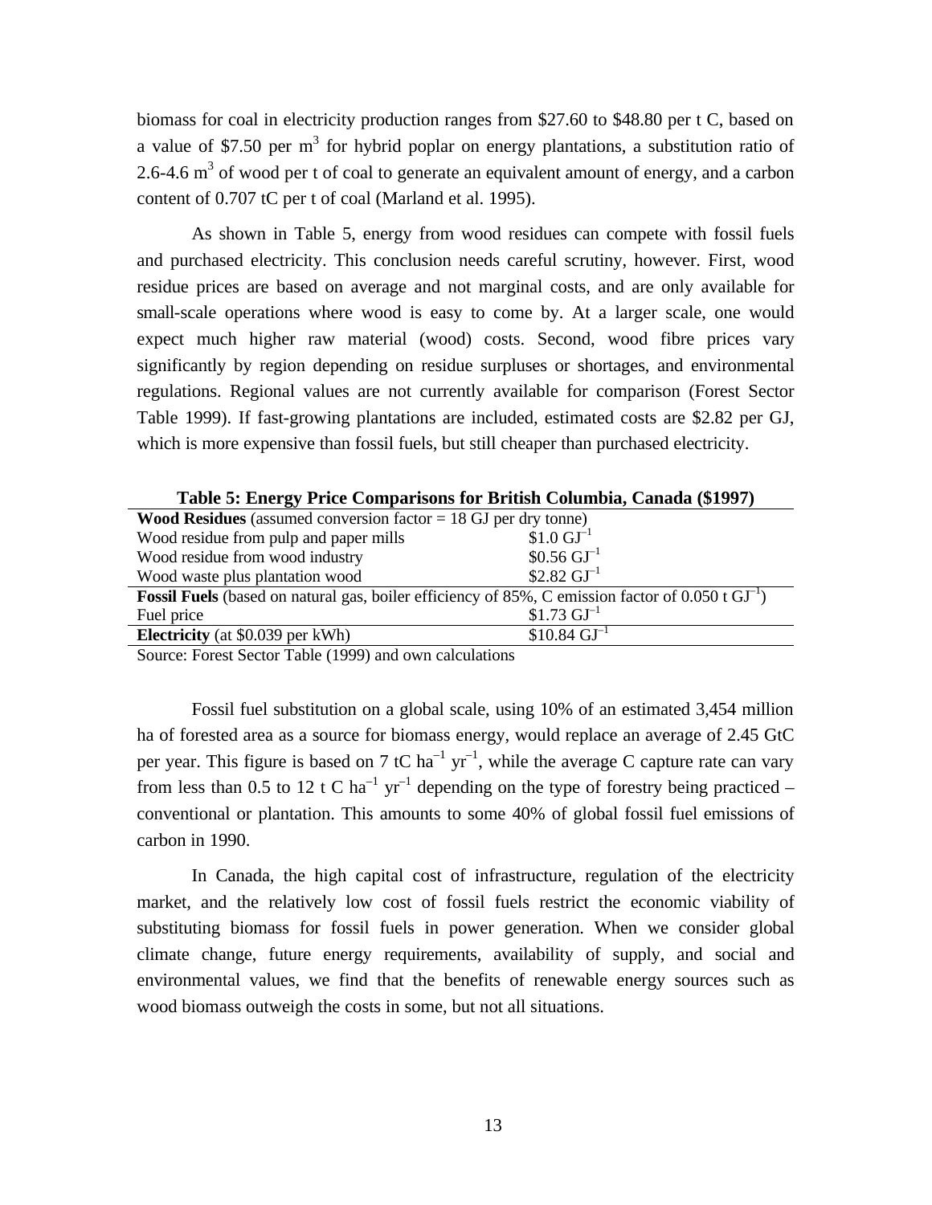biomass for coal in electricity production ranges from \$27.60 to \$48.80 per t C, based on a value of \$7.50 per $m^3$ for hybrid poplar on energy plantations, a substitution ratio of 2.6-4.6 $m^3$ of wood per t of coal to generate an equivalent amount of energy, and a carbon content of 0.707 tC per t of coal (Marland et al. 1995).

As shown in Table 5, energy from wood residues can compete with fossil fuels and purchased electricity. This conclusion needs careful scrutiny, however. First, wood residue prices are based on average and not marginal costs, and are only available for small-scale operations where wood is easy to come by. At a larger scale, one would expect much higher raw material (wood) costs. Second, wood fibre prices vary significantly by region depending on residue surpluses or shortages, and environmental regulations. Regional values are not currently available for comparison (Forest Sector Table 1999). If fast-growing plantations are included, estimated costs are \$2.82 per GJ, which is more expensive than fossil fuels, but still cheaper than purchased electricity.

**Table 5: Energy Price Comparisons for British Columbia, Canada (\$1997)**

| | |
|---|---|
| **Wood Residues** (assumed conversion factor = 18 GJ per dry tonne) | |
| Wood residue from pulp and paper mills | \$1.0 $GJ^{-1}$ |
| Wood residue from wood industry | \$0.56 $GJ^{-1}$ |
| Wood waste plus plantation wood | \$2.82 $GJ^{-1}$ |
| **Fossil Fuels** (based on natural gas, boiler efficiency of 85%, C emission factor of 0.050 t $GJ^{-1}$) | |
| Fuel price | \$1.73 $GJ^{-1}$ |
| **Electricity** (at \$0.039 per kWh) | \$10.84 $GJ^{-1}$ |

Source: Forest Sector Table (1999) and own calculations

Fossil fuel substitution on a global scale, using 10% of an estimated 3,454 million ha of forested area as a source for biomass energy, would replace an average of 2.45 GtC per year. This figure is based on 7 tC $ha^{-1}$ $yr^{-1}$, while the average C capture rate can vary from less than 0.5 to 12 t C $ha^{-1}$ $yr^{-1}$ depending on the type of forestry being practiced – conventional or plantation. This amounts to some 40% of global fossil fuel emissions of carbon in 1990.

In Canada, the high capital cost of infrastructure, regulation of the electricity market, and the relatively low cost of fossil fuels restrict the economic viability of substituting biomass for fossil fuels in power generation. When we consider global climate change, future energy requirements, availability of supply, and social and environmental values, we find that the benefits of renewable energy sources such as wood biomass outweigh the costs in some, but not all situations.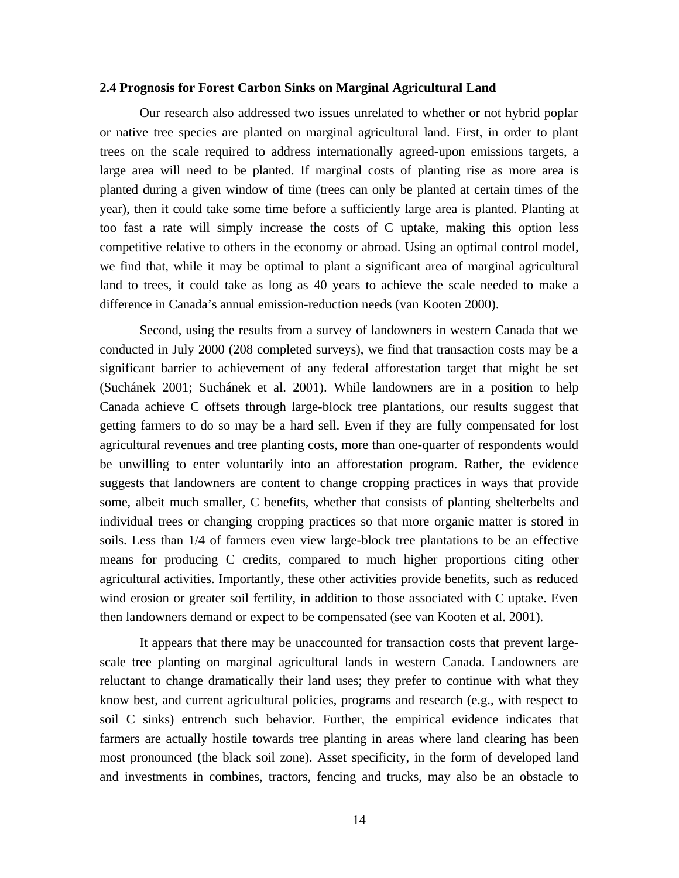### 2.4 Prognosis for Forest Carbon Sinks on Marginal Agricultural Land

Our research also addressed two issues unrelated to whether or not hybrid poplar or native tree species are planted on marginal agricultural land. First, in order to plant trees on the scale required to address internationally agreed-upon emissions targets, a large area will need to be planted. If marginal costs of planting rise as more area is planted during a given window of time (trees can only be planted at certain times of the year), then it could take some time before a sufficiently large area is planted. Planting at too fast a rate will simply increase the costs of C uptake, making this option less competitive relative to others in the economy or abroad. Using an optimal control model, we find that, while it may be optimal to plant a significant area of marginal agricultural land to trees, it could take as long as 40 years to achieve the scale needed to make a difference in Canada's annual emission-reduction needs (van Kooten 2000).

Second, using the results from a survey of landowners in western Canada that we conducted in July 2000 (208 completed surveys), we find that transaction costs may be a significant barrier to achievement of any federal afforestation target that might be set (Suchánek 2001; Suchánek et al. 2001). While landowners are in a position to help Canada achieve C offsets through large-block tree plantations, our results suggest that getting farmers to do so may be a hard sell. Even if they are fully compensated for lost agricultural revenues and tree planting costs, more than one-quarter of respondents would be unwilling to enter voluntarily into an afforestation program. Rather, the evidence suggests that landowners are content to change cropping practices in ways that provide some, albeit much smaller, C benefits, whether that consists of planting shelterbelts and individual trees or changing cropping practices so that more organic matter is stored in soils. Less than 1/4 of farmers even view large-block tree plantations to be an effective means for producing C credits, compared to much higher proportions citing other agricultural activities. Importantly, these other activities provide benefits, such as reduced wind erosion or greater soil fertility, in addition to those associated with C uptake. Even then landowners demand or expect to be compensated (see van Kooten et al. 2001).

It appears that there may be unaccounted for transaction costs that prevent large-scale tree planting on marginal agricultural lands in western Canada. Landowners are reluctant to change dramatically their land uses; they prefer to continue with what they know best, and current agricultural policies, programs and research (e.g., with respect to soil C sinks) entrench such behavior. Further, the empirical evidence indicates that farmers are actually hostile towards tree planting in areas where land clearing has been most pronounced (the black soil zone). Asset specificity, in the form of developed land and investments in combines, tractors, fencing and trucks, may also be an obstacle to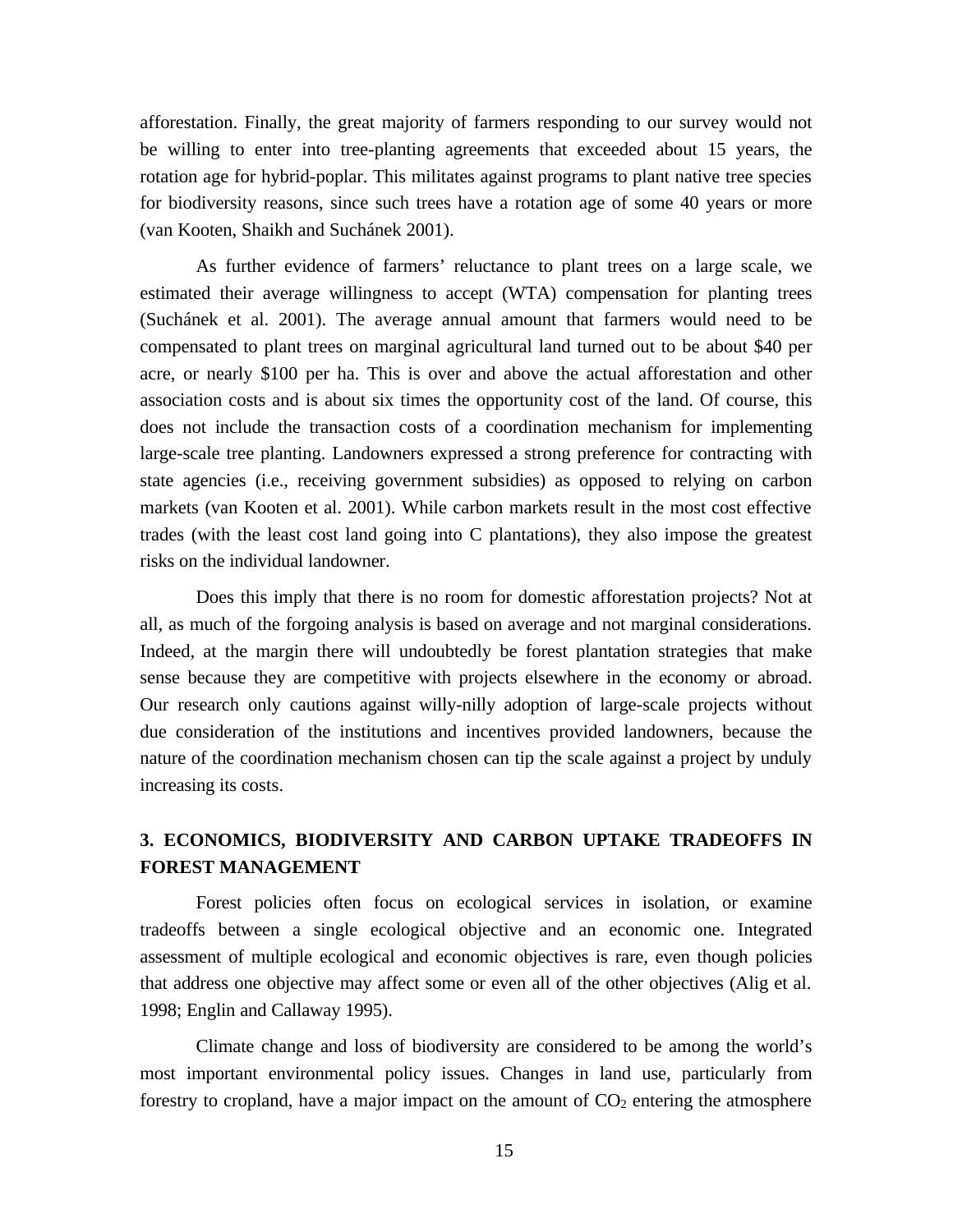afforestation. Finally, the great majority of farmers responding to our survey would not be willing to enter into tree-planting agreements that exceeded about 15 years, the rotation age for hybrid-poplar. This militates against programs to plant native tree species for biodiversity reasons, since such trees have a rotation age of some 40 years or more (van Kooten, Shaikh and Suchánek 2001).

As further evidence of farmers' reluctance to plant trees on a large scale, we estimated their average willingness to accept (WTA) compensation for planting trees (Suchánek et al. 2001). The average annual amount that farmers would need to be compensated to plant trees on marginal agricultural land turned out to be about $40 per acre, or nearly $100 per ha. This is over and above the actual afforestation and other association costs and is about six times the opportunity cost of the land. Of course, this does not include the transaction costs of a coordination mechanism for implementing large-scale tree planting. Landowners expressed a strong preference for contracting with state agencies (i.e., receiving government subsidies) as opposed to relying on carbon markets (van Kooten et al. 2001). While carbon markets result in the most cost effective trades (with the least cost land going into C plantations), they also impose the greatest risks on the individual landowner.

Does this imply that there is no room for domestic afforestation projects? Not at all, as much of the forgoing analysis is based on average and not marginal considerations. Indeed, at the margin there will undoubtedly be forest plantation strategies that make sense because they are competitive with projects elsewhere in the economy or abroad. Our research only cautions against willy-nilly adoption of large-scale projects without due consideration of the institutions and incentives provided landowners, because the nature of the coordination mechanism chosen can tip the scale against a project by unduly increasing its costs.

## 3. ECONOMICS, BIODIVERSITY AND CARBON UPTAKE TRADEOFFS IN FOREST MANAGEMENT

Forest policies often focus on ecological services in isolation, or examine tradeoffs between a single ecological objective and an economic one. Integrated assessment of multiple ecological and economic objectives is rare, even though policies that address one objective may affect some or even all of the other objectives (Alig et al. 1998; Englin and Callaway 1995).

Climate change and loss of biodiversity are considered to be among the world's most important environmental policy issues. Changes in land use, particularly from forestry to cropland, have a major impact on the amount of $CO_2$ entering the atmosphere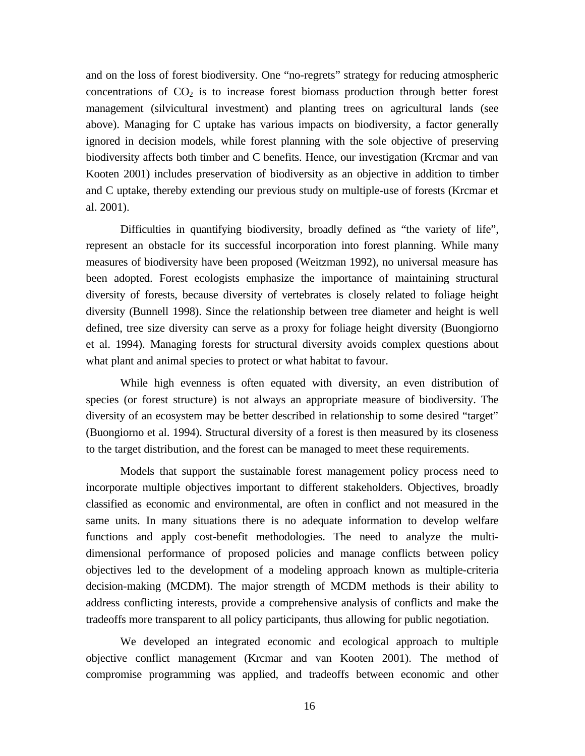and on the loss of forest biodiversity. One "no-regrets" strategy for reducing atmospheric concentrations of $CO_2$ is to increase forest biomass production through better forest management (silvicultural investment) and planting trees on agricultural lands (see above). Managing for C uptake has various impacts on biodiversity, a factor generally ignored in decision models, while forest planning with the sole objective of preserving biodiversity affects both timber and C benefits. Hence, our investigation (Krcmar and van Kooten 2001) includes preservation of biodiversity as an objective in addition to timber and C uptake, thereby extending our previous study on multiple-use of forests (Krcmar et al. 2001).

Difficulties in quantifying biodiversity, broadly defined as "the variety of life", represent an obstacle for its successful incorporation into forest planning. While many measures of biodiversity have been proposed (Weitzman 1992), no universal measure has been adopted. Forest ecologists emphasize the importance of maintaining structural diversity of forests, because diversity of vertebrates is closely related to foliage height diversity (Bunnell 1998). Since the relationship between tree diameter and height is well defined, tree size diversity can serve as a proxy for foliage height diversity (Buongiorno et al. 1994). Managing forests for structural diversity avoids complex questions about what plant and animal species to protect or what habitat to favour.

While high evenness is often equated with diversity, an even distribution of species (or forest structure) is not always an appropriate measure of biodiversity. The diversity of an ecosystem may be better described in relationship to some desired "target" (Buongiorno et al. 1994). Structural diversity of a forest is then measured by its closeness to the target distribution, and the forest can be managed to meet these requirements.

Models that support the sustainable forest management policy process need to incorporate multiple objectives important to different stakeholders. Objectives, broadly classified as economic and environmental, are often in conflict and not measured in the same units. In many situations there is no adequate information to develop welfare functions and apply cost-benefit methodologies. The need to analyze the multi-dimensional performance of proposed policies and manage conflicts between policy objectives led to the development of a modeling approach known as multiple-criteria decision-making (MCDM). The major strength of MCDM methods is their ability to address conflicting interests, provide a comprehensive analysis of conflicts and make the tradeoffs more transparent to all policy participants, thus allowing for public negotiation.

We developed an integrated economic and ecological approach to multiple objective conflict management (Krcmar and van Kooten 2001). The method of compromise programming was applied, and tradeoffs between economic and other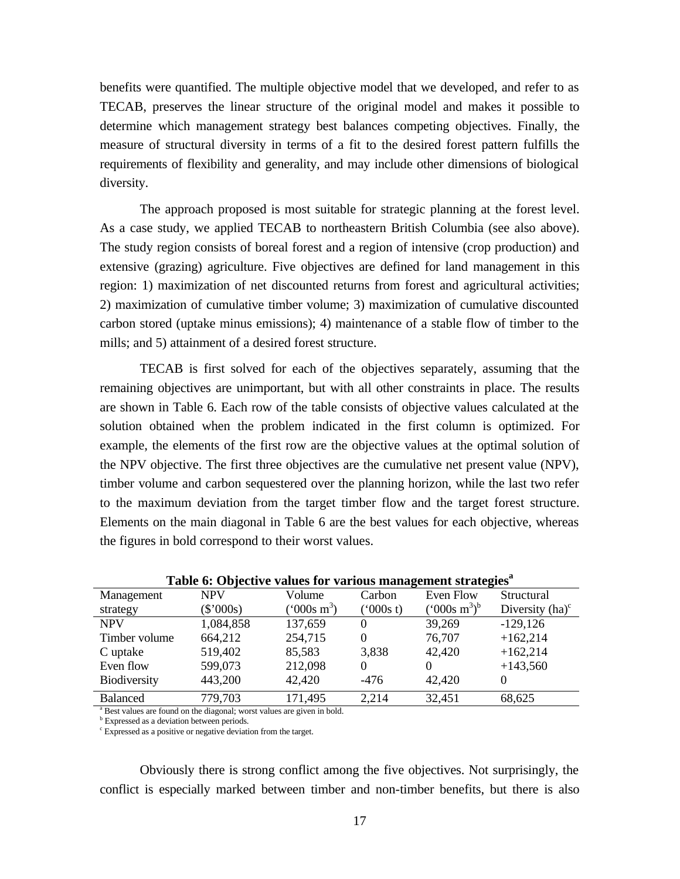benefits were quantified. The multiple objective model that we developed, and refer to as TECAB, preserves the linear structure of the original model and makes it possible to determine which management strategy best balances competing objectives. Finally, the measure of structural diversity in terms of a fit to the desired forest pattern fulfills the requirements of flexibility and generality, and may include other dimensions of biological diversity.

The approach proposed is most suitable for strategic planning at the forest level. As a case study, we applied TECAB to northeastern British Columbia (see also above). The study region consists of boreal forest and a region of intensive (crop production) and extensive (grazing) agriculture. Five objectives are defined for land management in this region: 1) maximization of net discounted returns from forest and agricultural activities; 2) maximization of cumulative timber volume; 3) maximization of cumulative discounted carbon stored (uptake minus emissions); 4) maintenance of a stable flow of timber to the mills; and 5) attainment of a desired forest structure.

TECAB is first solved for each of the objectives separately, assuming that the remaining objectives are unimportant, but with all other constraints in place. The results are shown in Table 6. Each row of the table consists of objective values calculated at the solution obtained when the problem indicated in the first column is optimized. For example, the elements of the first row are the objective values at the optimal solution of the NPV objective. The first three objectives are the cumulative net present value (NPV), timber volume and carbon sequestered over the planning horizon, while the last two refer to the maximum deviation from the target timber flow and the target forest structure. Elements on the main diagonal in Table 6 are the best values for each objective, whereas the figures in bold correspond to their worst values.

**Table 6: Objective values for various management strategies[a]**

| Management strategy | NPV ($'000s) | Volume ('000s $m^3$) | Carbon ('000s t) | Even Flow ('000s $m^3$)[b] | Structural Diversity (ha)[c] |
|---|---|---|---|---|---|
| NPV | 1,084,858 | 137,659 | 0 | 39,269 | -129,126 |
| Timber volume | 664,212 | 254,715 | 0 | 76,707 | +162,214 |
| C uptake | 519,402 | 85,583 | 3,838 | 42,420 | +162,214 |
| Even flow | 599,073 | 212,098 | 0 | 0 | +143,560 |
| Biodiversity | 443,200 | 42,420 | -476 | 42,420 | 0 |
| Balanced | 779,703 | 171,495 | 2,214 | 32,451 | 68,625 |

[a] Best values are found on the diagonal; worst values are given in bold.
[b] Expressed as a deviation between periods.
[c] Expressed as a positive or negative deviation from the target.

Obviously there is strong conflict among the five objectives. Not surprisingly, the conflict is especially marked between timber and non-timber benefits, but there is also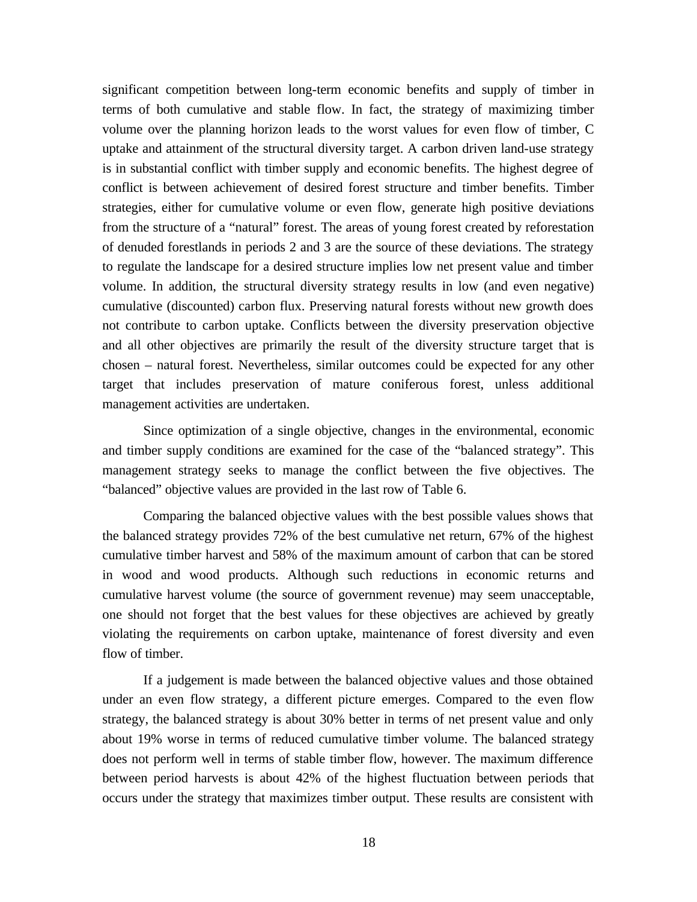significant competition between long-term economic benefits and supply of timber in terms of both cumulative and stable flow. In fact, the strategy of maximizing timber volume over the planning horizon leads to the worst values for even flow of timber, C uptake and attainment of the structural diversity target. A carbon driven land-use strategy is in substantial conflict with timber supply and economic benefits. The highest degree of conflict is between achievement of desired forest structure and timber benefits. Timber strategies, either for cumulative volume or even flow, generate high positive deviations from the structure of a "natural" forest. The areas of young forest created by reforestation of denuded forestlands in periods 2 and 3 are the source of these deviations. The strategy to regulate the landscape for a desired structure implies low net present value and timber volume. In addition, the structural diversity strategy results in low (and even negative) cumulative (discounted) carbon flux. Preserving natural forests without new growth does not contribute to carbon uptake. Conflicts between the diversity preservation objective and all other objectives are primarily the result of the diversity structure target that is chosen – natural forest. Nevertheless, similar outcomes could be expected for any other target that includes preservation of mature coniferous forest, unless additional management activities are undertaken.

Since optimization of a single objective, changes in the environmental, economic and timber supply conditions are examined for the case of the "balanced strategy". This management strategy seeks to manage the conflict between the five objectives. The "balanced" objective values are provided in the last row of Table 6.

Comparing the balanced objective values with the best possible values shows that the balanced strategy provides 72% of the best cumulative net return, 67% of the highest cumulative timber harvest and 58% of the maximum amount of carbon that can be stored in wood and wood products. Although such reductions in economic returns and cumulative harvest volume (the source of government revenue) may seem unacceptable, one should not forget that the best values for these objectives are achieved by greatly violating the requirements on carbon uptake, maintenance of forest diversity and even flow of timber.

If a judgement is made between the balanced objective values and those obtained under an even flow strategy, a different picture emerges. Compared to the even flow strategy, the balanced strategy is about 30% better in terms of net present value and only about 19% worse in terms of reduced cumulative timber volume. The balanced strategy does not perform well in terms of stable timber flow, however. The maximum difference between period harvests is about 42% of the highest fluctuation between periods that occurs under the strategy that maximizes timber output. These results are consistent with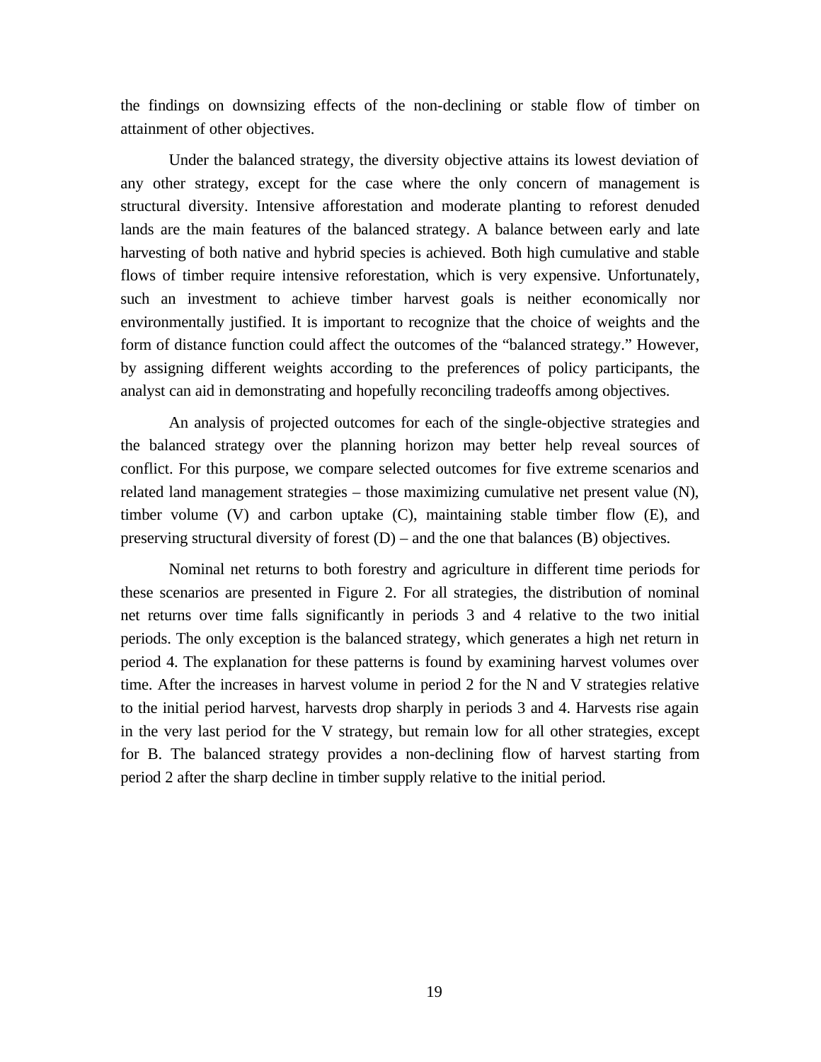the findings on downsizing effects of the non-declining or stable flow of timber on attainment of other objectives.

Under the balanced strategy, the diversity objective attains its lowest deviation of any other strategy, except for the case where the only concern of management is structural diversity. Intensive afforestation and moderate planting to reforest denuded lands are the main features of the balanced strategy. A balance between early and late harvesting of both native and hybrid species is achieved. Both high cumulative and stable flows of timber require intensive reforestation, which is very expensive. Unfortunately, such an investment to achieve timber harvest goals is neither economically nor environmentally justified. It is important to recognize that the choice of weights and the form of distance function could affect the outcomes of the "balanced strategy." However, by assigning different weights according to the preferences of policy participants, the analyst can aid in demonstrating and hopefully reconciling tradeoffs among objectives.

An analysis of projected outcomes for each of the single-objective strategies and the balanced strategy over the planning horizon may better help reveal sources of conflict. For this purpose, we compare selected outcomes for five extreme scenarios and related land management strategies – those maximizing cumulative net present value (N), timber volume (V) and carbon uptake (C), maintaining stable timber flow (E), and preserving structural diversity of forest (D) – and the one that balances (B) objectives.

Nominal net returns to both forestry and agriculture in different time periods for these scenarios are presented in Figure 2. For all strategies, the distribution of nominal net returns over time falls significantly in periods 3 and 4 relative to the two initial periods. The only exception is the balanced strategy, which generates a high net return in period 4. The explanation for these patterns is found by examining harvest volumes over time. After the increases in harvest volume in period 2 for the N and V strategies relative to the initial period harvest, harvests drop sharply in periods 3 and 4. Harvests rise again in the very last period for the V strategy, but remain low for all other strategies, except for B. The balanced strategy provides a non-declining flow of harvest starting from period 2 after the sharp decline in timber supply relative to the initial period.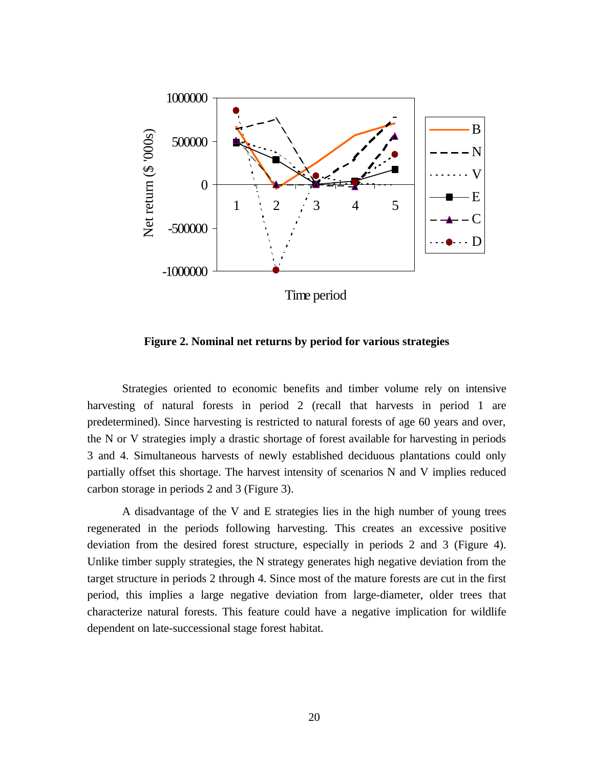**Figure 2. Nominal net returns by period for various strategies**

Strategies oriented to economic benefits and timber volume rely on intensive harvesting of natural forests in period 2 (recall that harvests in period 1 are predetermined). Since harvesting is restricted to natural forests of age 60 years and over, the N or V strategies imply a drastic shortage of forest available for harvesting in periods 3 and 4. Simultaneous harvests of newly established deciduous plantations could only partially offset this shortage. The harvest intensity of scenarios N and V implies reduced carbon storage in periods 2 and 3 (Figure 3).

A disadvantage of the V and E strategies lies in the high number of young trees regenerated in the periods following harvesting. This creates an excessive positive deviation from the desired forest structure, especially in periods 2 and 3 (Figure 4). Unlike timber supply strategies, the N strategy generates high negative deviation from the target structure in periods 2 through 4. Since most of the mature forests are cut in the first period, this implies a large negative deviation from large-diameter, older trees that characterize natural forests. This feature could have a negative implication for wildlife dependent on late-successional stage forest habitat.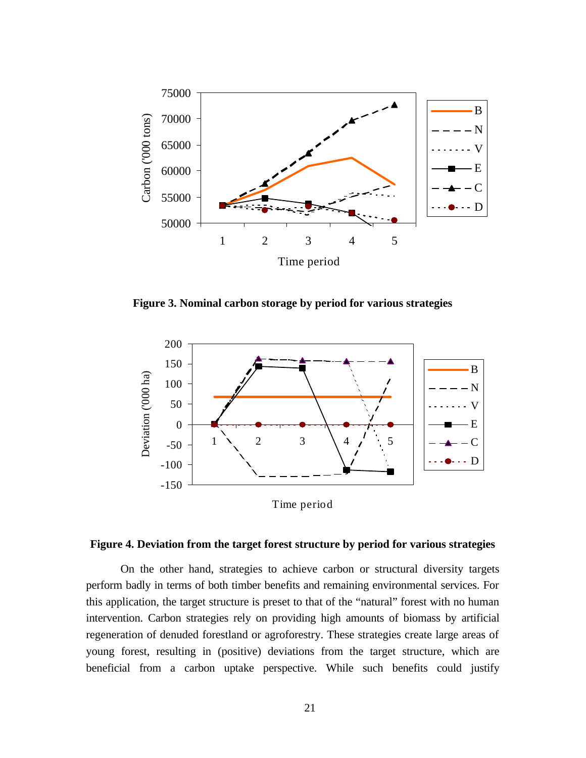**Figure 3. Nominal carbon storage by period for various strategies**

**Figure 4. Deviation from the target forest structure by period for various strategies**

On the other hand, strategies to achieve carbon or structural diversity targets perform badly in terms of both timber benefits and remaining environmental services. For this application, the target structure is preset to that of the "natural" forest with no human intervention. Carbon strategies rely on providing high amounts of biomass by artificial regeneration of denuded forestland or agroforestry. These strategies create large areas of young forest, resulting in (positive) deviations from the target structure, which are beneficial from a carbon uptake perspective. While such benefits could justify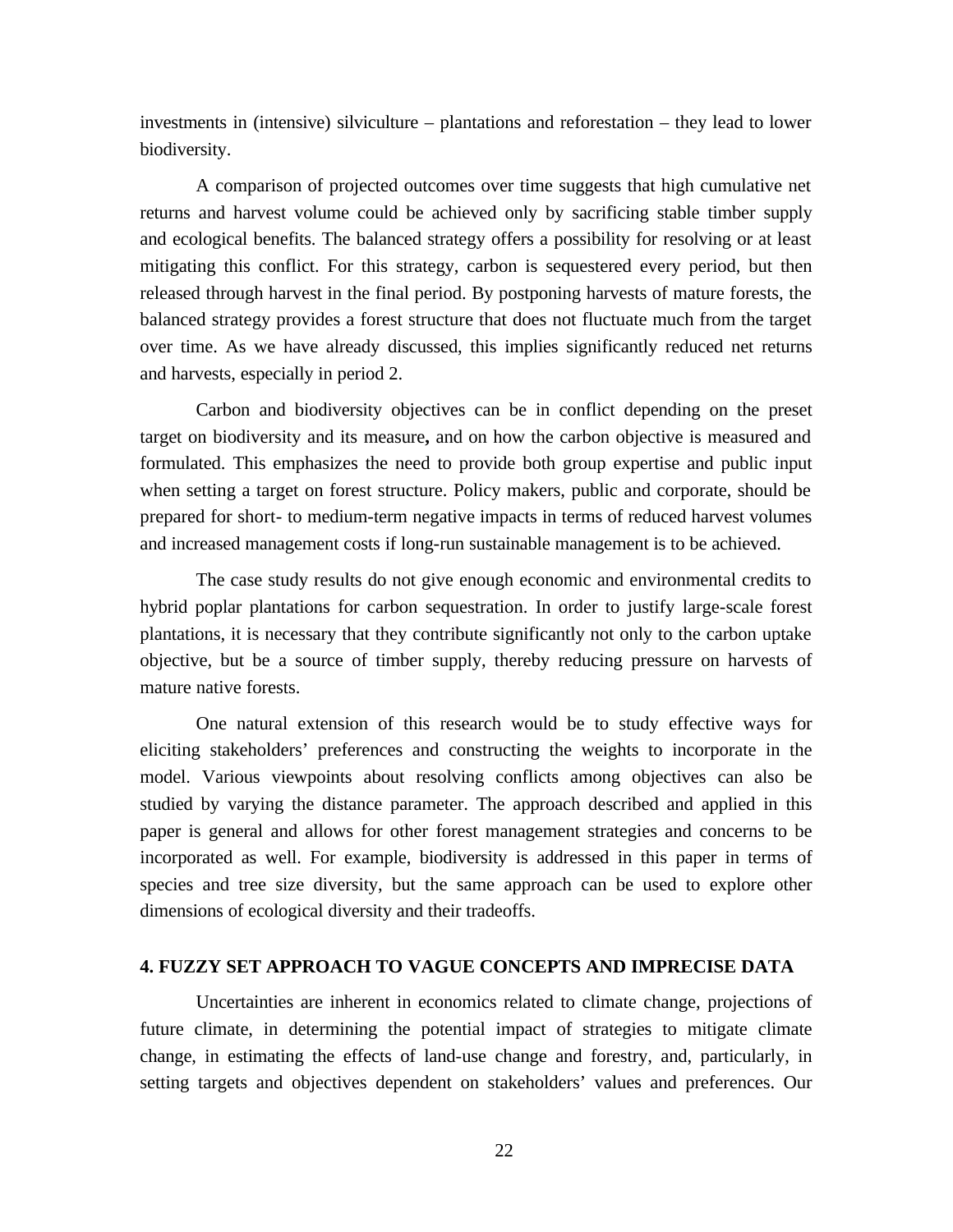investments in (intensive) silviculture – plantations and reforestation – they lead to lower biodiversity.

A comparison of projected outcomes over time suggests that high cumulative net returns and harvest volume could be achieved only by sacrificing stable timber supply and ecological benefits. The balanced strategy offers a possibility for resolving or at least mitigating this conflict. For this strategy, carbon is sequestered every period, but then released through harvest in the final period. By postponing harvests of mature forests, the balanced strategy provides a forest structure that does not fluctuate much from the target over time. As we have already discussed, this implies significantly reduced net returns and harvests, especially in period 2.

Carbon and biodiversity objectives can be in conflict depending on the preset target on biodiversity and its measure**,** and on how the carbon objective is measured and formulated. This emphasizes the need to provide both group expertise and public input when setting a target on forest structure. Policy makers, public and corporate, should be prepared for short- to medium-term negative impacts in terms of reduced harvest volumes and increased management costs if long-run sustainable management is to be achieved.

The case study results do not give enough economic and environmental credits to hybrid poplar plantations for carbon sequestration. In order to justify large-scale forest plantations, it is necessary that they contribute significantly not only to the carbon uptake objective, but be a source of timber supply, thereby reducing pressure on harvests of mature native forests.

One natural extension of this research would be to study effective ways for eliciting stakeholders' preferences and constructing the weights to incorporate in the model. Various viewpoints about resolving conflicts among objectives can also be studied by varying the distance parameter. The approach described and applied in this paper is general and allows for other forest management strategies and concerns to be incorporated as well. For example, biodiversity is addressed in this paper in terms of species and tree size diversity, but the same approach can be used to explore other dimensions of ecological diversity and their tradeoffs.

## 4. FUZZY SET APPROACH TO VAGUE CONCEPTS AND IMPRECISE DATA

Uncertainties are inherent in economics related to climate change, projections of future climate, in determining the potential impact of strategies to mitigate climate change, in estimating the effects of land-use change and forestry, and, particularly, in setting targets and objectives dependent on stakeholders' values and preferences. Our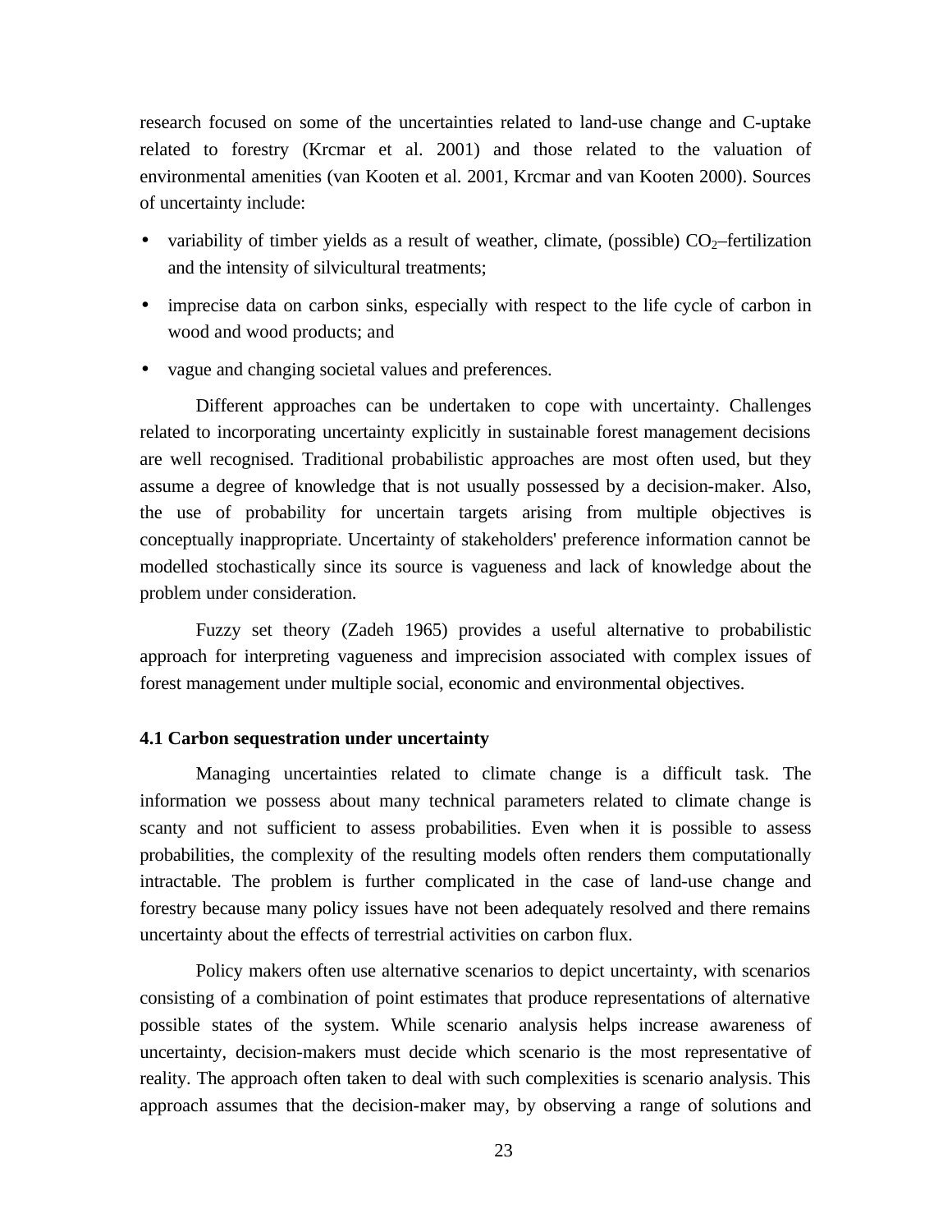research focused on some of the uncertainties related to land-use change and C-uptake related to forestry (Krcmar et al. 2001) and those related to the valuation of environmental amenities (van Kooten et al. 2001, Krcmar and van Kooten 2000). Sources of uncertainty include:

- variability of timber yields as a result of weather, climate, (possible) $CO_2$–fertilization and the intensity of silvicultural treatments;
- imprecise data on carbon sinks, especially with respect to the life cycle of carbon in wood and wood products; and
- vague and changing societal values and preferences.

Different approaches can be undertaken to cope with uncertainty. Challenges related to incorporating uncertainty explicitly in sustainable forest management decisions are well recognised. Traditional probabilistic approaches are most often used, but they assume a degree of knowledge that is not usually possessed by a decision-maker. Also, the use of probability for uncertain targets arising from multiple objectives is conceptually inappropriate. Uncertainty of stakeholders' preference information cannot be modelled stochastically since its source is vagueness and lack of knowledge about the problem under consideration.

Fuzzy set theory (Zadeh 1965) provides a useful alternative to probabilistic approach for interpreting vagueness and imprecision associated with complex issues of forest management under multiple social, economic and environmental objectives.

### 4.1 Carbon sequestration under uncertainty

Managing uncertainties related to climate change is a difficult task. The information we possess about many technical parameters related to climate change is scanty and not sufficient to assess probabilities. Even when it is possible to assess probabilities, the complexity of the resulting models often renders them computationally intractable. The problem is further complicated in the case of land-use change and forestry because many policy issues have not been adequately resolved and there remains uncertainty about the effects of terrestrial activities on carbon flux.

Policy makers often use alternative scenarios to depict uncertainty, with scenarios consisting of a combination of point estimates that produce representations of alternative possible states of the system. While scenario analysis helps increase awareness of uncertainty, decision-makers must decide which scenario is the most representative of reality. The approach often taken to deal with such complexities is scenario analysis. This approach assumes that the decision-maker may, by observing a range of solutions and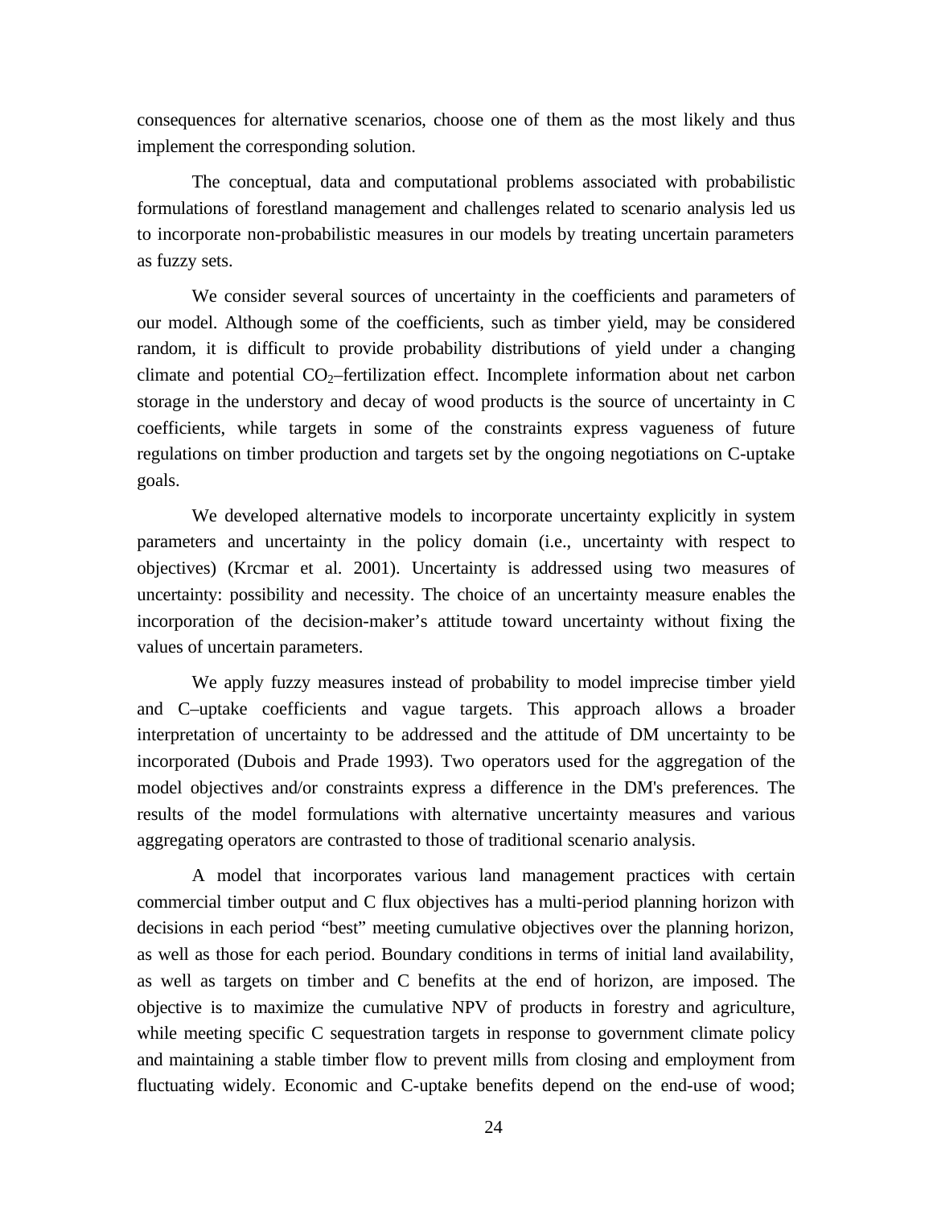consequences for alternative scenarios, choose one of them as the most likely and thus implement the corresponding solution.

The conceptual, data and computational problems associated with probabilistic formulations of forestland management and challenges related to scenario analysis led us to incorporate non-probabilistic measures in our models by treating uncertain parameters as fuzzy sets.

We consider several sources of uncertainty in the coefficients and parameters of our model. Although some of the coefficients, such as timber yield, may be considered random, it is difficult to provide probability distributions of yield under a changing climate and potential $CO_2$–fertilization effect. Incomplete information about net carbon storage in the understory and decay of wood products is the source of uncertainty in C coefficients, while targets in some of the constraints express vagueness of future regulations on timber production and targets set by the ongoing negotiations on C-uptake goals.

We developed alternative models to incorporate uncertainty explicitly in system parameters and uncertainty in the policy domain (i.e., uncertainty with respect to objectives) (Krcmar et al. 2001). Uncertainty is addressed using two measures of uncertainty: possibility and necessity. The choice of an uncertainty measure enables the incorporation of the decision-maker's attitude toward uncertainty without fixing the values of uncertain parameters.

We apply fuzzy measures instead of probability to model imprecise timber yield and C–uptake coefficients and vague targets. This approach allows a broader interpretation of uncertainty to be addressed and the attitude of DM uncertainty to be incorporated (Dubois and Prade 1993). Two operators used for the aggregation of the model objectives and/or constraints express a difference in the DM's preferences. The results of the model formulations with alternative uncertainty measures and various aggregating operators are contrasted to those of traditional scenario analysis.

A model that incorporates various land management practices with certain commercial timber output and C flux objectives has a multi-period planning horizon with decisions in each period "best" meeting cumulative objectives over the planning horizon, as well as those for each period. Boundary conditions in terms of initial land availability, as well as targets on timber and C benefits at the end of horizon, are imposed. The objective is to maximize the cumulative NPV of products in forestry and agriculture, while meeting specific C sequestration targets in response to government climate policy and maintaining a stable timber flow to prevent mills from closing and employment from fluctuating widely. Economic and C-uptake benefits depend on the end-use of wood;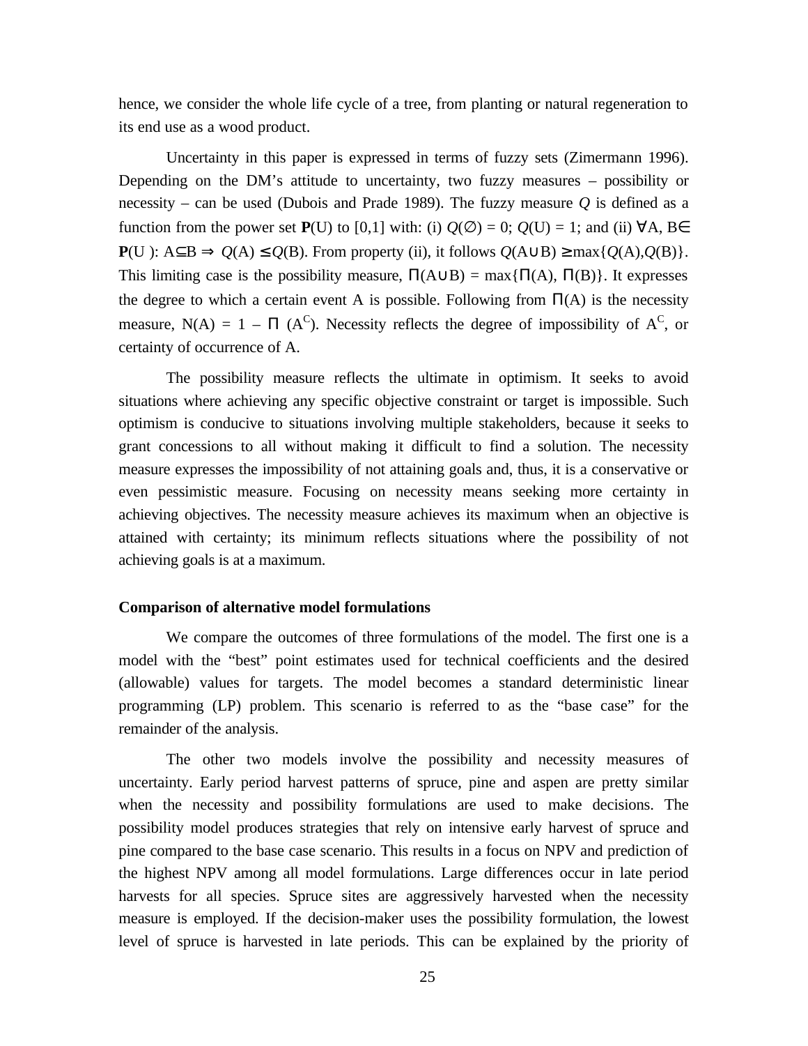hence, we consider the whole life cycle of a tree, from planting or natural regeneration to its end use as a wood product.

Uncertainty in this paper is expressed in terms of fuzzy sets (Zimermann 1996). Depending on the DM's attitude to uncertainty, two fuzzy measures – possibility or necessity – can be used (Dubois and Prade 1989). The fuzzy measure $Q$ is defined as a function from the power set **P**(U) to [0,1] with: (i) $Q(\emptyset) = 0$; $Q(U) = 1$; and (ii) $\forall A, B \in$ **P**(U ): $A \subseteq B \Rightarrow Q(A) \leq Q(B)$. From property (ii), it follows $Q(A \cup B) \geq \max\{Q(A), Q(B)\}$. This limiting case is the possibility measure, $\Pi(A \cup B) = \max\{\Pi(A), \Pi(B)\}$. It expresses the degree to which a certain event A is possible. Following from $\Pi(A)$ is the necessity measure, $N(A) = 1 - \Pi(A^C)$. Necessity reflects the degree of impossibility of $A^C$, or certainty of occurrence of A.

The possibility measure reflects the ultimate in optimism. It seeks to avoid situations where achieving any specific objective constraint or target is impossible. Such optimism is conducive to situations involving multiple stakeholders, because it seeks to grant concessions to all without making it difficult to find a solution. The necessity measure expresses the impossibility of not attaining goals and, thus, it is a conservative or even pessimistic measure. Focusing on necessity means seeking more certainty in achieving objectives. The necessity measure achieves its maximum when an objective is attained with certainty; its minimum reflects situations where the possibility of not achieving goals is at a maximum.

**Comparison of alternative model formulations**

We compare the outcomes of three formulations of the model. The first one is a model with the "best" point estimates used for technical coefficients and the desired (allowable) values for targets. The model becomes a standard deterministic linear programming (LP) problem. This scenario is referred to as the "base case" for the remainder of the analysis.

The other two models involve the possibility and necessity measures of uncertainty. Early period harvest patterns of spruce, pine and aspen are pretty similar when the necessity and possibility formulations are used to make decisions. The possibility model produces strategies that rely on intensive early harvest of spruce and pine compared to the base case scenario. This results in a focus on NPV and prediction of the highest NPV among all model formulations. Large differences occur in late period harvests for all species. Spruce sites are aggressively harvested when the necessity measure is employed. If the decision-maker uses the possibility formulation, the lowest level of spruce is harvested in late periods. This can be explained by the priority of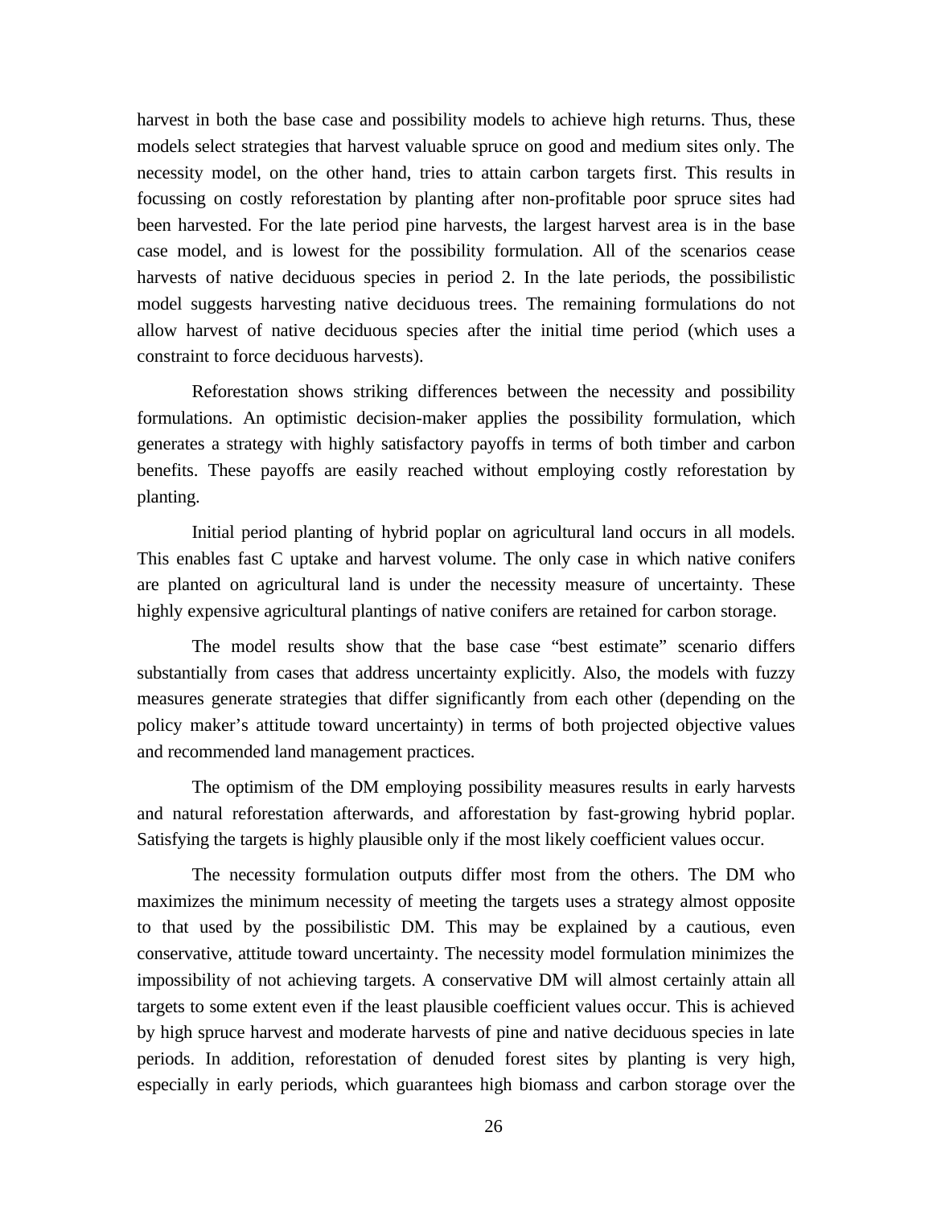harvest in both the base case and possibility models to achieve high returns. Thus, these models select strategies that harvest valuable spruce on good and medium sites only. The necessity model, on the other hand, tries to attain carbon targets first. This results in focussing on costly reforestation by planting after non-profitable poor spruce sites had been harvested. For the late period pine harvests, the largest harvest area is in the base case model, and is lowest for the possibility formulation. All of the scenarios cease harvests of native deciduous species in period 2. In the late periods, the possibilistic model suggests harvesting native deciduous trees. The remaining formulations do not allow harvest of native deciduous species after the initial time period (which uses a constraint to force deciduous harvests).

Reforestation shows striking differences between the necessity and possibility formulations. An optimistic decision-maker applies the possibility formulation, which generates a strategy with highly satisfactory payoffs in terms of both timber and carbon benefits. These payoffs are easily reached without employing costly reforestation by planting.

Initial period planting of hybrid poplar on agricultural land occurs in all models. This enables fast C uptake and harvest volume. The only case in which native conifers are planted on agricultural land is under the necessity measure of uncertainty. These highly expensive agricultural plantings of native conifers are retained for carbon storage.

The model results show that the base case "best estimate" scenario differs substantially from cases that address uncertainty explicitly. Also, the models with fuzzy measures generate strategies that differ significantly from each other (depending on the policy maker's attitude toward uncertainty) in terms of both projected objective values and recommended land management practices.

The optimism of the DM employing possibility measures results in early harvests and natural reforestation afterwards, and afforestation by fast-growing hybrid poplar. Satisfying the targets is highly plausible only if the most likely coefficient values occur.

The necessity formulation outputs differ most from the others. The DM who maximizes the minimum necessity of meeting the targets uses a strategy almost opposite to that used by the possibilistic DM. This may be explained by a cautious, even conservative, attitude toward uncertainty. The necessity model formulation minimizes the impossibility of not achieving targets. A conservative DM will almost certainly attain all targets to some extent even if the least plausible coefficient values occur. This is achieved by high spruce harvest and moderate harvests of pine and native deciduous species in late periods. In addition, reforestation of denuded forest sites by planting is very high, especially in early periods, which guarantees high biomass and carbon storage over the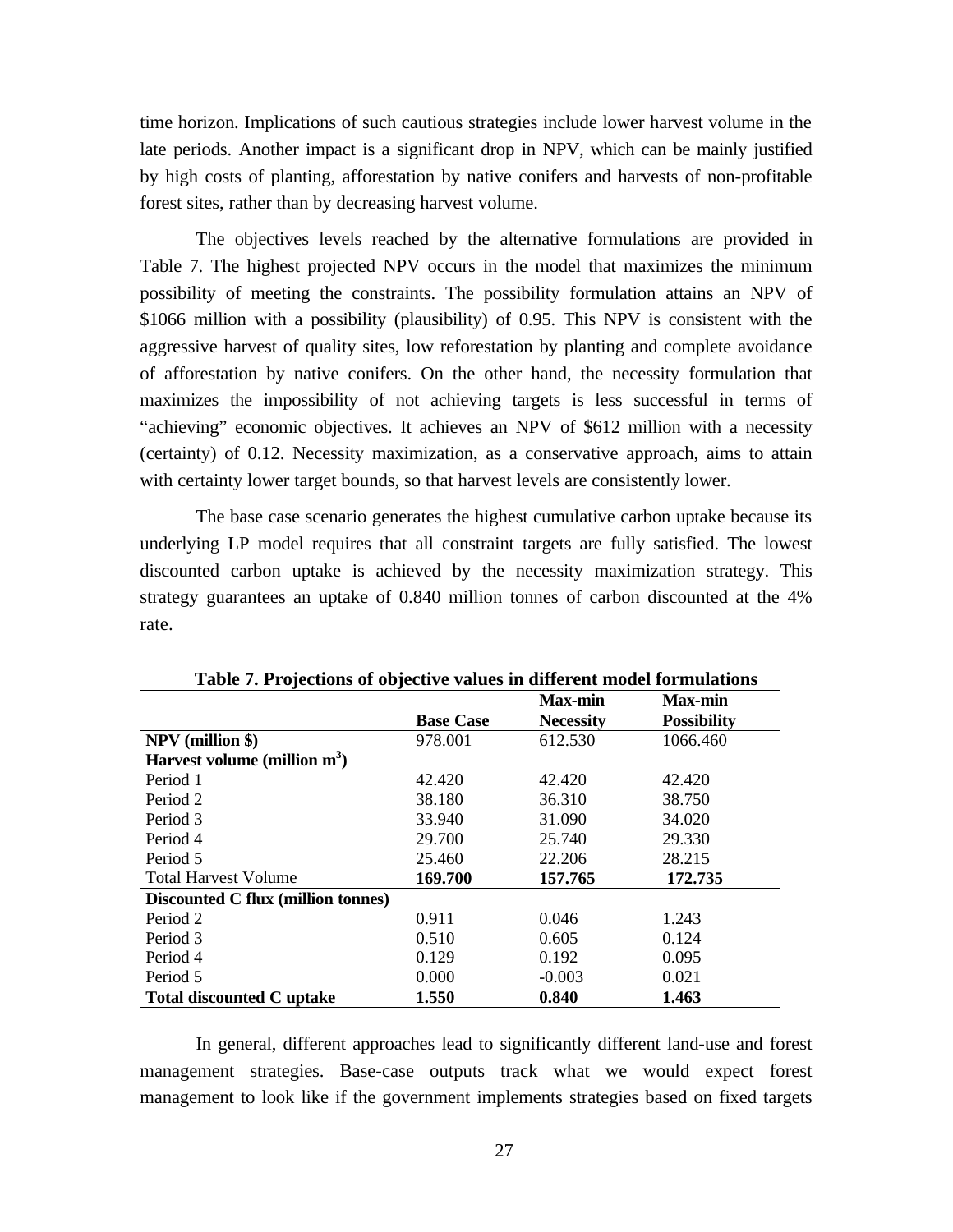time horizon. Implications of such cautious strategies include lower harvest volume in the late periods. Another impact is a significant drop in NPV, which can be mainly justified by high costs of planting, afforestation by native conifers and harvests of non-profitable forest sites, rather than by decreasing harvest volume.

The objectives levels reached by the alternative formulations are provided in Table 7. The highest projected NPV occurs in the model that maximizes the minimum possibility of meeting the constraints. The possibility formulation attains an NPV of \$1066 million with a possibility (plausibility) of 0.95. This NPV is consistent with the aggressive harvest of quality sites, low reforestation by planting and complete avoidance of afforestation by native conifers. On the other hand, the necessity formulation that maximizes the impossibility of not achieving targets is less successful in terms of "achieving" economic objectives. It achieves an NPV of \$612 million with a necessity (certainty) of 0.12. Necessity maximization, as a conservative approach, aims to attain with certainty lower target bounds, so that harvest levels are consistently lower.

The base case scenario generates the highest cumulative carbon uptake because its underlying LP model requires that all constraint targets are fully satisfied. The lowest discounted carbon uptake is achieved by the necessity maximization strategy. This strategy guarantees an uptake of 0.840 million tonnes of carbon discounted at the 4% rate.

**Table 7. Projections of objective values in different model formulations**

| | Base Case | Max-min Necessity | Max-min Possibility |
|---|---|---|---|
| **NPV (million \$)** | 978.001 | 612.530 | 1066.460 |
| **Harvest volume (million $m^3$)** | | | |
| Period 1 | 42.420 | 42.420 | 42.420 |
| Period 2 | 38.180 | 36.310 | 38.750 |
| Period 3 | 33.940 | 31.090 | 34.020 |
| Period 4 | 29.700 | 25.740 | 29.330 |
| Period 5 | 25.460 | 22.206 | 28.215 |
| Total Harvest Volume | **169.700** | **157.765** | **172.735** |
| **Discounted C flux (million tonnes)** | | | |
| Period 2 | 0.911 | 0.046 | 1.243 |
| Period 3 | 0.510 | 0.605 | 0.124 |
| Period 4 | 0.129 | 0.192 | 0.095 |
| Period 5 | 0.000 | -0.003 | 0.021 |
| **Total discounted C uptake** | **1.550** | **0.840** | **1.463** |

In general, different approaches lead to significantly different land-use and forest management strategies. Base-case outputs track what we would expect forest management to look like if the government implements strategies based on fixed targets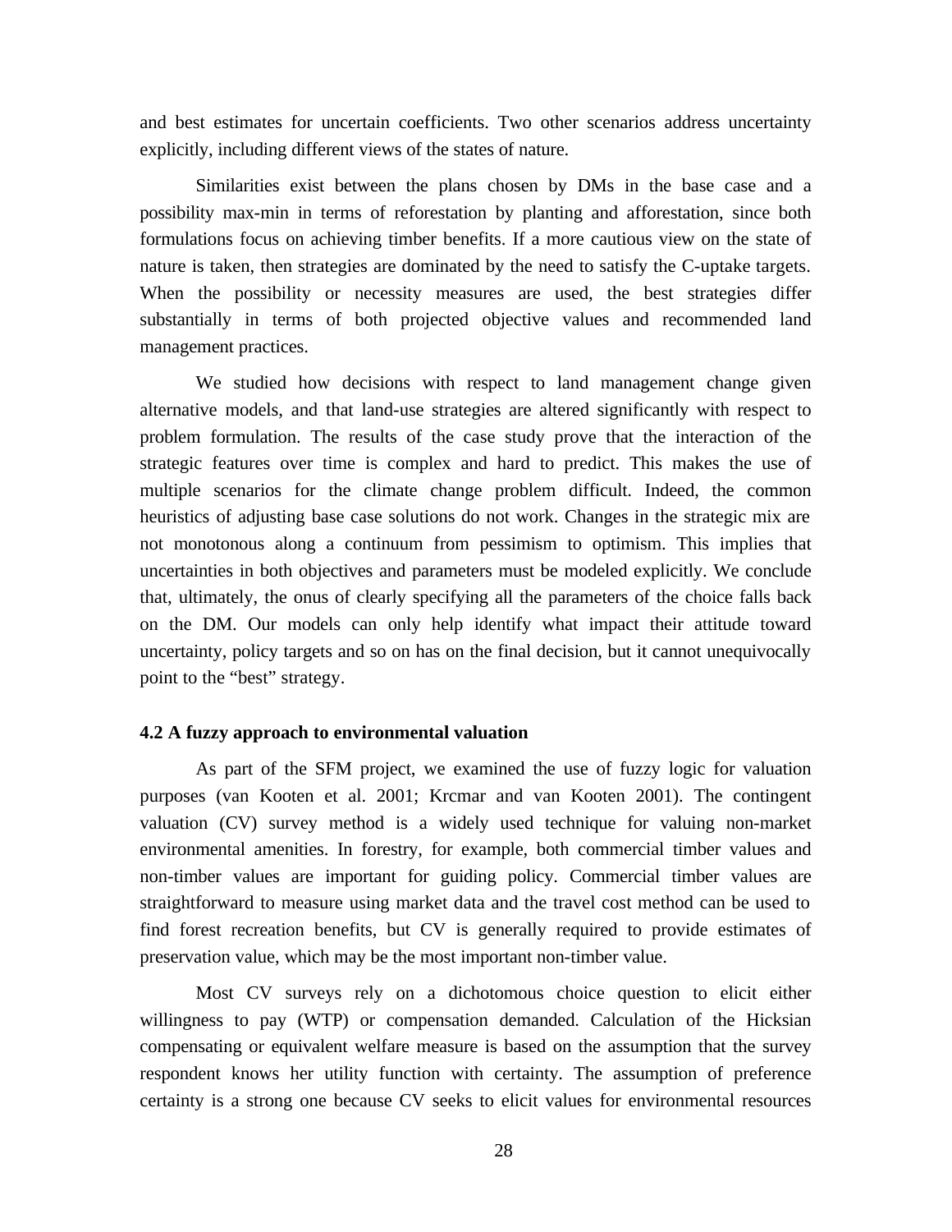and best estimates for uncertain coefficients. Two other scenarios address uncertainty explicitly, including different views of the states of nature.

Similarities exist between the plans chosen by DMs in the base case and a possibility max-min in terms of reforestation by planting and afforestation, since both formulations focus on achieving timber benefits. If a more cautious view on the state of nature is taken, then strategies are dominated by the need to satisfy the C-uptake targets. When the possibility or necessity measures are used, the best strategies differ substantially in terms of both projected objective values and recommended land management practices.

We studied how decisions with respect to land management change given alternative models, and that land-use strategies are altered significantly with respect to problem formulation. The results of the case study prove that the interaction of the strategic features over time is complex and hard to predict. This makes the use of multiple scenarios for the climate change problem difficult. Indeed, the common heuristics of adjusting base case solutions do not work. Changes in the strategic mix are not monotonous along a continuum from pessimism to optimism. This implies that uncertainties in both objectives and parameters must be modeled explicitly. We conclude that, ultimately, the onus of clearly specifying all the parameters of the choice falls back on the DM. Our models can only help identify what impact their attitude toward uncertainty, policy targets and so on has on the final decision, but it cannot unequivocally point to the "best" strategy.

### 4.2 A fuzzy approach to environmental valuation

As part of the SFM project, we examined the use of fuzzy logic for valuation purposes (van Kooten et al. 2001; Krcmar and van Kooten 2001). The contingent valuation (CV) survey method is a widely used technique for valuing non-market environmental amenities. In forestry, for example, both commercial timber values and non-timber values are important for guiding policy. Commercial timber values are straightforward to measure using market data and the travel cost method can be used to find forest recreation benefits, but CV is generally required to provide estimates of preservation value, which may be the most important non-timber value.

Most CV surveys rely on a dichotomous choice question to elicit either willingness to pay (WTP) or compensation demanded. Calculation of the Hicksian compensating or equivalent welfare measure is based on the assumption that the survey respondent knows her utility function with certainty. The assumption of preference certainty is a strong one because CV seeks to elicit values for environmental resources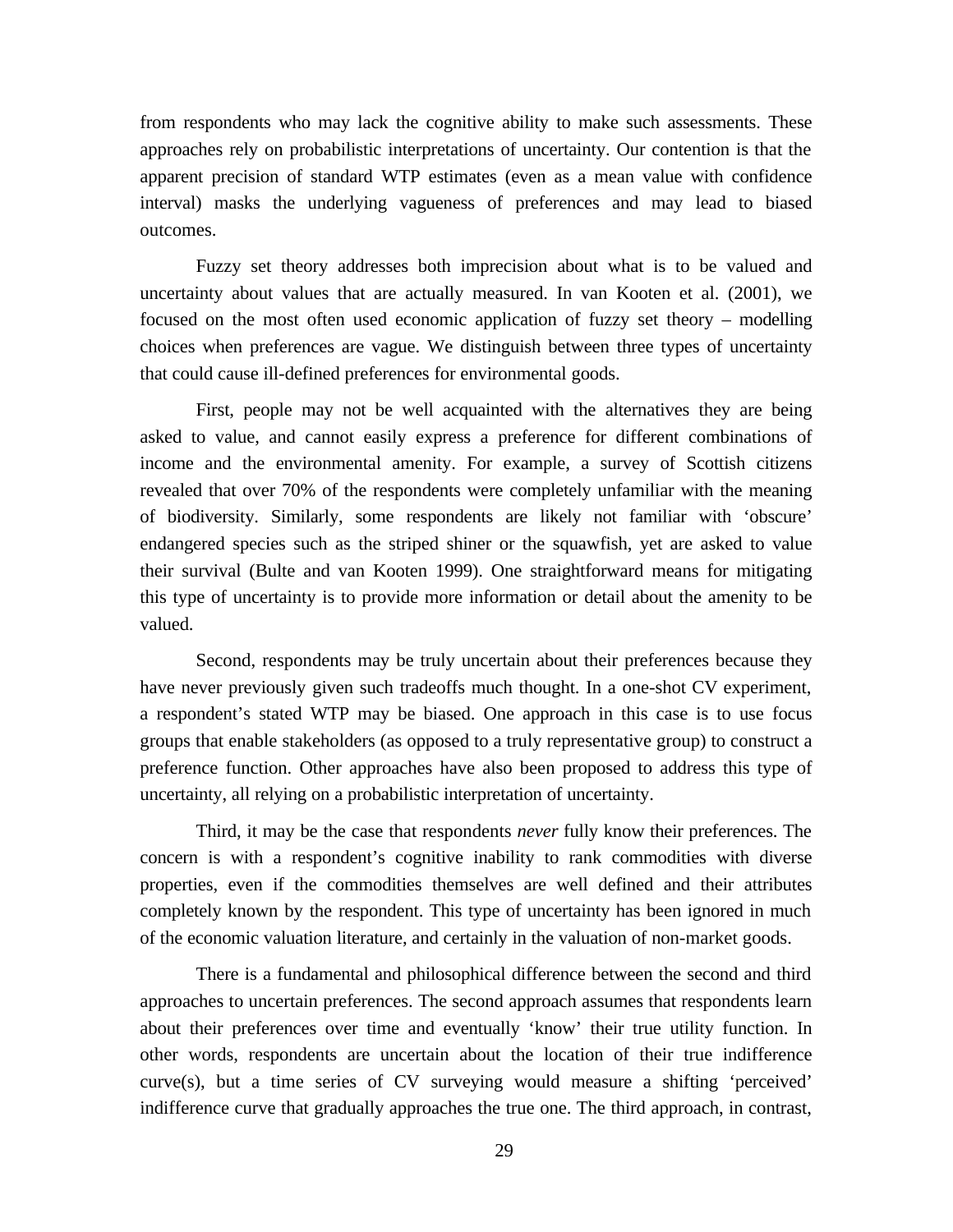from respondents who may lack the cognitive ability to make such assessments. These approaches rely on probabilistic interpretations of uncertainty. Our contention is that the apparent precision of standard WTP estimates (even as a mean value with confidence interval) masks the underlying vagueness of preferences and may lead to biased outcomes.

Fuzzy set theory addresses both imprecision about what is to be valued and uncertainty about values that are actually measured. In van Kooten et al. (2001), we focused on the most often used economic application of fuzzy set theory – modelling choices when preferences are vague. We distinguish between three types of uncertainty that could cause ill-defined preferences for environmental goods.

First, people may not be well acquainted with the alternatives they are being asked to value, and cannot easily express a preference for different combinations of income and the environmental amenity. For example, a survey of Scottish citizens revealed that over 70% of the respondents were completely unfamiliar with the meaning of biodiversity. Similarly, some respondents are likely not familiar with 'obscure' endangered species such as the striped shiner or the squawfish, yet are asked to value their survival (Bulte and van Kooten 1999). One straightforward means for mitigating this type of uncertainty is to provide more information or detail about the amenity to be valued.

Second, respondents may be truly uncertain about their preferences because they have never previously given such tradeoffs much thought. In a one-shot CV experiment, a respondent's stated WTP may be biased. One approach in this case is to use focus groups that enable stakeholders (as opposed to a truly representative group) to construct a preference function. Other approaches have also been proposed to address this type of uncertainty, all relying on a probabilistic interpretation of uncertainty.

Third, it may be the case that respondents *never* fully know their preferences. The concern is with a respondent's cognitive inability to rank commodities with diverse properties, even if the commodities themselves are well defined and their attributes completely known by the respondent. This type of uncertainty has been ignored in much of the economic valuation literature, and certainly in the valuation of non-market goods.

There is a fundamental and philosophical difference between the second and third approaches to uncertain preferences. The second approach assumes that respondents learn about their preferences over time and eventually 'know' their true utility function. In other words, respondents are uncertain about the location of their true indifference curve(s), but a time series of CV surveying would measure a shifting 'perceived' indifference curve that gradually approaches the true one. The third approach, in contrast,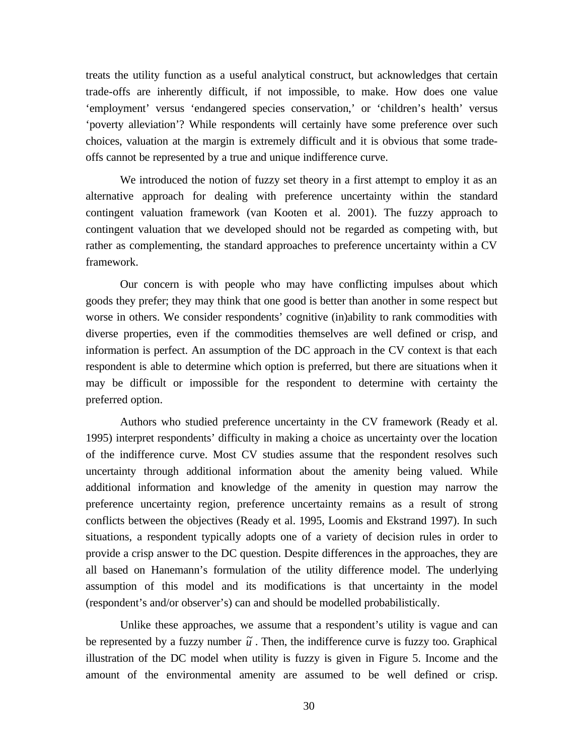treats the utility function as a useful analytical construct, but acknowledges that certain trade-offs are inherently difficult, if not impossible, to make. How does one value 'employment' versus 'endangered species conservation,' or 'children's health' versus 'poverty alleviation'? While respondents will certainly have some preference over such choices, valuation at the margin is extremely difficult and it is obvious that some trade-offs cannot be represented by a true and unique indifference curve.

We introduced the notion of fuzzy set theory in a first attempt to employ it as an alternative approach for dealing with preference uncertainty within the standard contingent valuation framework (van Kooten et al. 2001). The fuzzy approach to contingent valuation that we developed should not be regarded as competing with, but rather as complementing, the standard approaches to preference uncertainty within a CV framework.

Our concern is with people who may have conflicting impulses about which goods they prefer; they may think that one good is better than another in some respect but worse in others. We consider respondents' cognitive (in)ability to rank commodities with diverse properties, even if the commodities themselves are well defined or crisp, and information is perfect. An assumption of the DC approach in the CV context is that each respondent is able to determine which option is preferred, but there are situations when it may be difficult or impossible for the respondent to determine with certainty the preferred option.

Authors who studied preference uncertainty in the CV framework (Ready et al. 1995) interpret respondents' difficulty in making a choice as uncertainty over the location of the indifference curve. Most CV studies assume that the respondent resolves such uncertainty through additional information about the amenity being valued. While additional information and knowledge of the amenity in question may narrow the preference uncertainty region, preference uncertainty remains as a result of strong conflicts between the objectives (Ready et al. 1995, Loomis and Ekstrand 1997). In such situations, a respondent typically adopts one of a variety of decision rules in order to provide a crisp answer to the DC question. Despite differences in the approaches, they are all based on Hanemann's formulation of the utility difference model. The underlying assumption of this model and its modifications is that uncertainty in the model (respondent's and/or observer's) can and should be modelled probabilistically.

Unlike these approaches, we assume that a respondent's utility is vague and can be represented by a fuzzy number $\tilde{u}$. Then, the indifference curve is fuzzy too. Graphical illustration of the DC model when utility is fuzzy is given in Figure 5. Income and the amount of the environmental amenity are assumed to be well defined or crisp.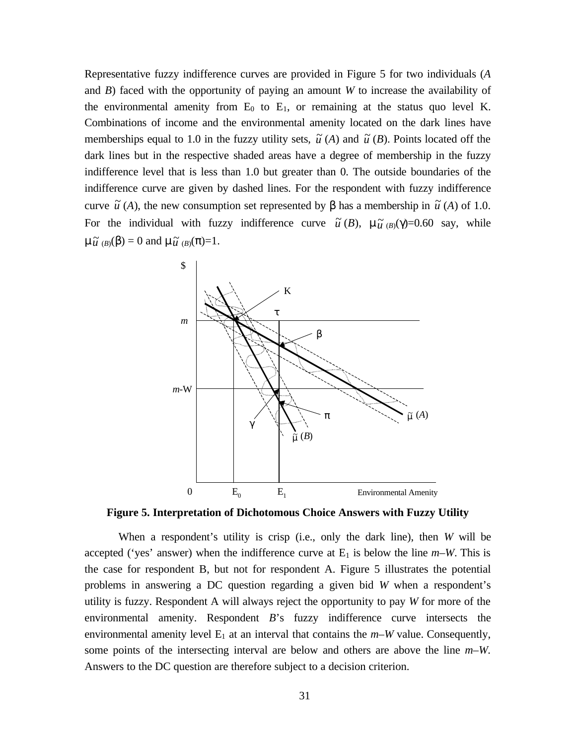Representative fuzzy indifference curves are provided in Figure 5 for two individuals (*A* and *B*) faced with the opportunity of paying an amount *W* to increase the availability of the environmental amenity from $E_0$ to $E_1$, or remaining at the status quo level K. Combinations of income and the environmental amenity located on the dark lines have memberships equal to 1.0 in the fuzzy utility sets, $\tilde{u}(A)$ and $\tilde{u}(B)$. Points located off the dark lines but in the respective shaded areas have a degree of membership in the fuzzy indifference level that is less than 1.0 but greater than 0. The outside boundaries of the indifference curve are given by dashed lines. For the respondent with fuzzy indifference curve $\tilde{u}(A)$, the new consumption set represented by β has a membership in $\tilde{u}(A)$ of 1.0. For the individual with fuzzy indifference curve $\tilde{u}(B)$, $\mu_{\tilde{u}(B)}(\gamma)=0.60$ say, while $\mu_{\tilde{u}(B)}(\beta) = 0$ and $\mu_{\tilde{u}(B)}(\pi)=1$.

**Figure 5. Interpretation of Dichotomous Choice Answers with Fuzzy Utility**

When a respondent's utility is crisp (i.e., only the dark line), then *W* will be accepted ('yes' answer) when the indifference curve at $E_1$ is below the line *m–W*. This is the case for respondent B, but not for respondent A. Figure 5 illustrates the potential problems in answering a DC question regarding a given bid *W* when a respondent's utility is fuzzy. Respondent A will always reject the opportunity to pay *W* for more of the environmental amenity. Respondent *B*'s fuzzy indifference curve intersects the environmental amenity level $E_1$ at an interval that contains the *m–W* value. Consequently, some points of the intersecting interval are below and others are above the line *m–W*. Answers to the DC question are therefore subject to a decision criterion.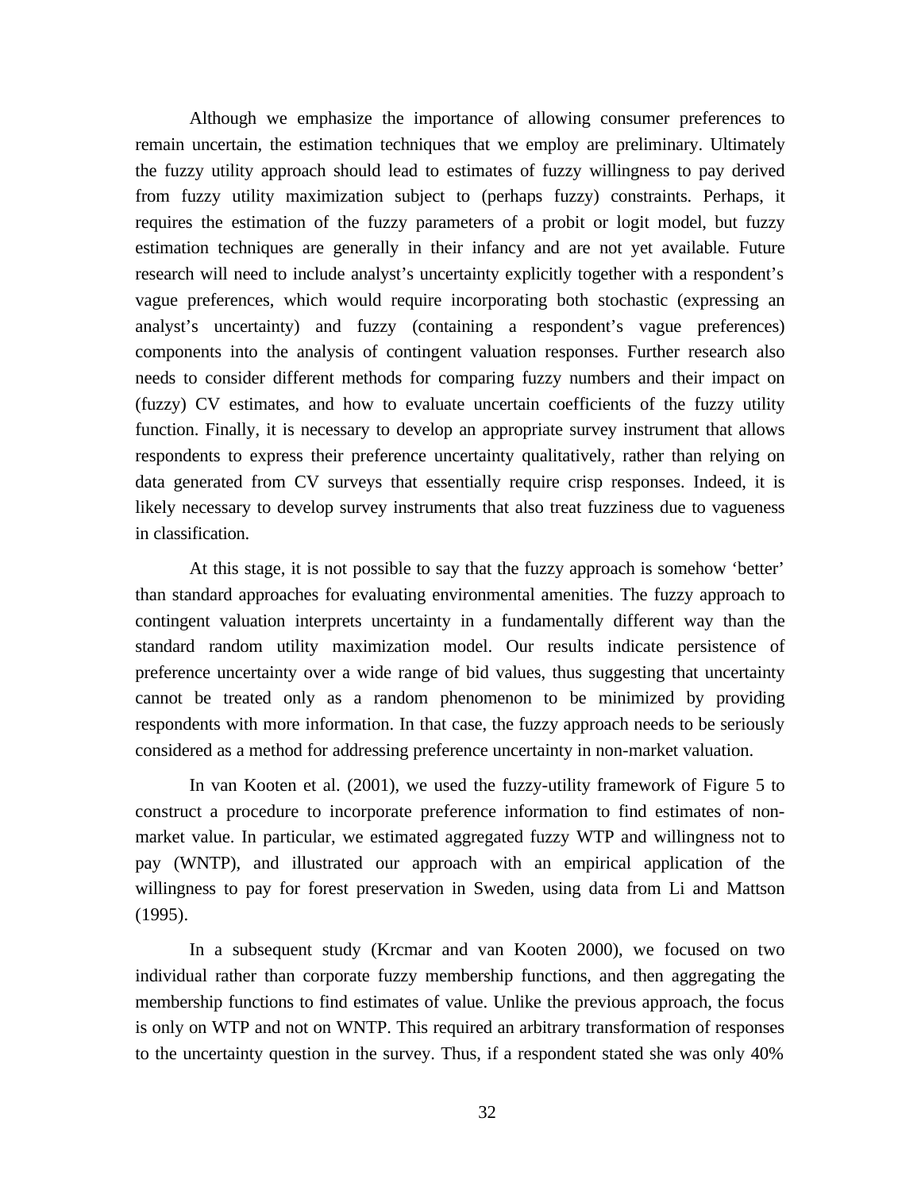Although we emphasize the importance of allowing consumer preferences to remain uncertain, the estimation techniques that we employ are preliminary. Ultimately the fuzzy utility approach should lead to estimates of fuzzy willingness to pay derived from fuzzy utility maximization subject to (perhaps fuzzy) constraints. Perhaps, it requires the estimation of the fuzzy parameters of a probit or logit model, but fuzzy estimation techniques are generally in their infancy and are not yet available. Future research will need to include analyst's uncertainty explicitly together with a respondent's vague preferences, which would require incorporating both stochastic (expressing an analyst's uncertainty) and fuzzy (containing a respondent's vague preferences) components into the analysis of contingent valuation responses. Further research also needs to consider different methods for comparing fuzzy numbers and their impact on (fuzzy) CV estimates, and how to evaluate uncertain coefficients of the fuzzy utility function. Finally, it is necessary to develop an appropriate survey instrument that allows respondents to express their preference uncertainty qualitatively, rather than relying on data generated from CV surveys that essentially require crisp responses. Indeed, it is likely necessary to develop survey instruments that also treat fuzziness due to vagueness in classification.

At this stage, it is not possible to say that the fuzzy approach is somehow 'better' than standard approaches for evaluating environmental amenities. The fuzzy approach to contingent valuation interprets uncertainty in a fundamentally different way than the standard random utility maximization model. Our results indicate persistence of preference uncertainty over a wide range of bid values, thus suggesting that uncertainty cannot be treated only as a random phenomenon to be minimized by providing respondents with more information. In that case, the fuzzy approach needs to be seriously considered as a method for addressing preference uncertainty in non-market valuation.

In van Kooten et al. (2001), we used the fuzzy-utility framework of Figure 5 to construct a procedure to incorporate preference information to find estimates of non-market value. In particular, we estimated aggregated fuzzy WTP and willingness not to pay (WNTP), and illustrated our approach with an empirical application of the willingness to pay for forest preservation in Sweden, using data from Li and Mattson (1995).

In a subsequent study (Krcmar and van Kooten 2000), we focused on two individual rather than corporate fuzzy membership functions, and then aggregating the membership functions to find estimates of value. Unlike the previous approach, the focus is only on WTP and not on WNTP. This required an arbitrary transformation of responses to the uncertainty question in the survey. Thus, if a respondent stated she was only 40%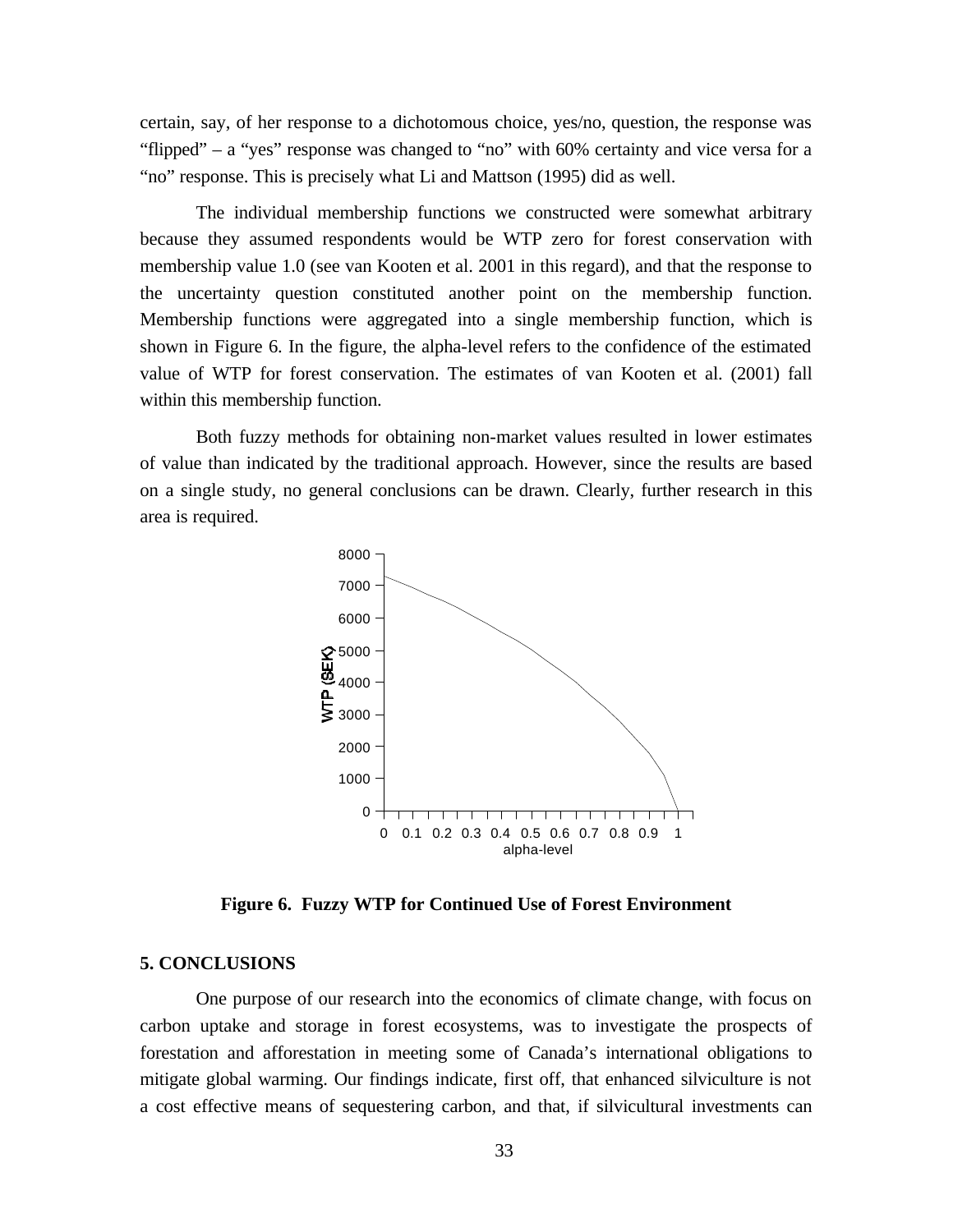certain, say, of her response to a dichotomous choice, yes/no, question, the response was "flipped" – a "yes" response was changed to "no" with 60% certainty and vice versa for a "no" response. This is precisely what Li and Mattson (1995) did as well.

The individual membership functions we constructed were somewhat arbitrary because they assumed respondents would be WTP zero for forest conservation with membership value 1.0 (see van Kooten et al. 2001 in this regard), and that the response to the uncertainty question constituted another point on the membership function. Membership functions were aggregated into a single membership function, which is shown in Figure 6. In the figure, the alpha-level refers to the confidence of the estimated value of WTP for forest conservation. The estimates of van Kooten et al. (2001) fall within this membership function.

Both fuzzy methods for obtaining non-market values resulted in lower estimates of value than indicated by the traditional approach. However, since the results are based on a single study, no general conclusions can be drawn. Clearly, further research in this area is required.

**Figure 6. Fuzzy WTP for Continued Use of Forest Environment**

### 5. CONCLUSIONS

One purpose of our research into the economics of climate change, with focus on carbon uptake and storage in forest ecosystems, was to investigate the prospects of forestation and afforestation in meeting some of Canada's international obligations to mitigate global warming. Our findings indicate, first off, that enhanced silviculture is not a cost effective means of sequestering carbon, and that, if silvicultural investments can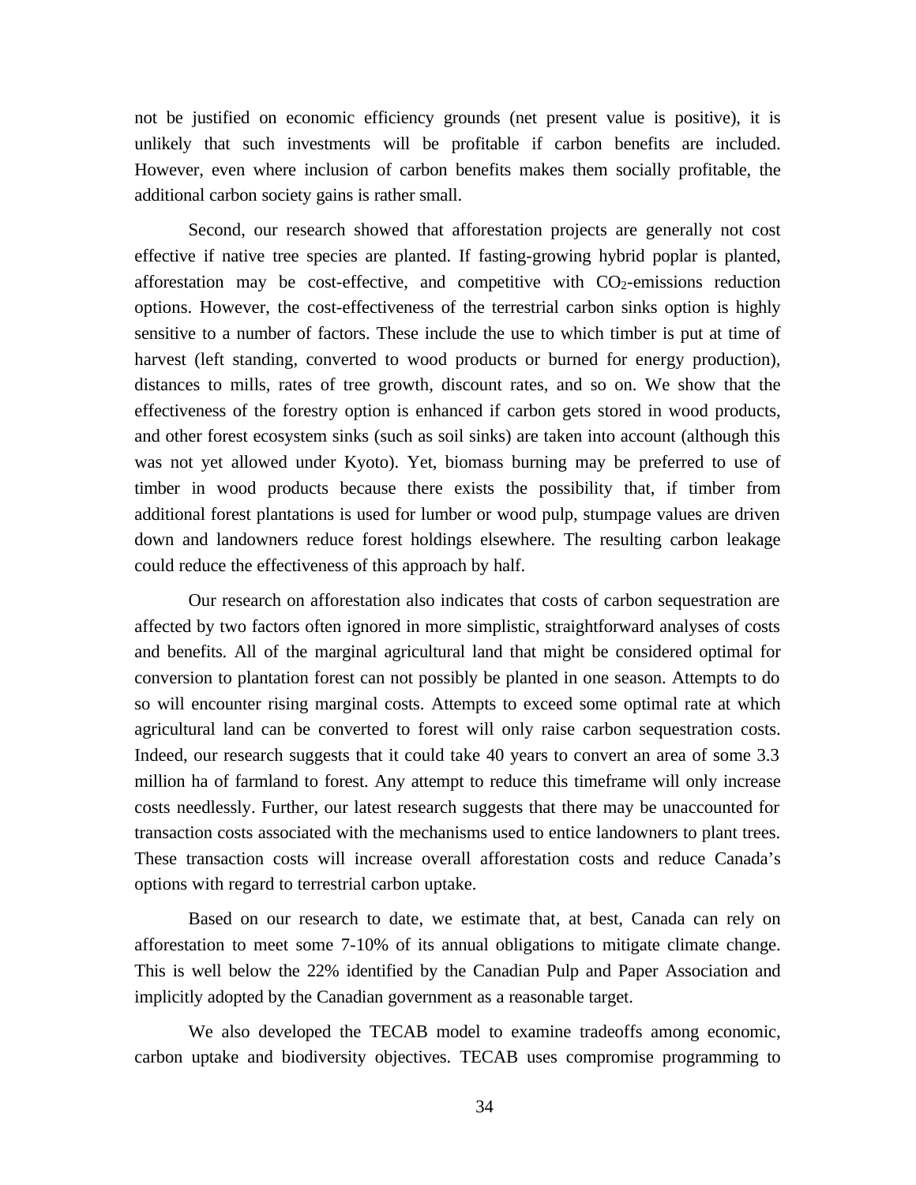not be justified on economic efficiency grounds (net present value is positive), it is unlikely that such investments will be profitable if carbon benefits are included. However, even where inclusion of carbon benefits makes them socially profitable, the additional carbon society gains is rather small.

Second, our research showed that afforestation projects are generally not cost effective if native tree species are planted. If fasting-growing hybrid poplar is planted, afforestation may be cost-effective, and competitive with $CO_2$-emissions reduction options. However, the cost-effectiveness of the terrestrial carbon sinks option is highly sensitive to a number of factors. These include the use to which timber is put at time of harvest (left standing, converted to wood products or burned for energy production), distances to mills, rates of tree growth, discount rates, and so on. We show that the effectiveness of the forestry option is enhanced if carbon gets stored in wood products, and other forest ecosystem sinks (such as soil sinks) are taken into account (although this was not yet allowed under Kyoto). Yet, biomass burning may be preferred to use of timber in wood products because there exists the possibility that, if timber from additional forest plantations is used for lumber or wood pulp, stumpage values are driven down and landowners reduce forest holdings elsewhere. The resulting carbon leakage could reduce the effectiveness of this approach by half.

Our research on afforestation also indicates that costs of carbon sequestration are affected by two factors often ignored in more simplistic, straightforward analyses of costs and benefits. All of the marginal agricultural land that might be considered optimal for conversion to plantation forest can not possibly be planted in one season. Attempts to do so will encounter rising marginal costs. Attempts to exceed some optimal rate at which agricultural land can be converted to forest will only raise carbon sequestration costs. Indeed, our research suggests that it could take 40 years to convert an area of some 3.3 million ha of farmland to forest. Any attempt to reduce this timeframe will only increase costs needlessly. Further, our latest research suggests that there may be unaccounted for transaction costs associated with the mechanisms used to entice landowners to plant trees. These transaction costs will increase overall afforestation costs and reduce Canada's options with regard to terrestrial carbon uptake.

Based on our research to date, we estimate that, at best, Canada can rely on afforestation to meet some 7-10% of its annual obligations to mitigate climate change. This is well below the 22% identified by the Canadian Pulp and Paper Association and implicitly adopted by the Canadian government as a reasonable target.

We also developed the TECAB model to examine tradeoffs among economic, carbon uptake and biodiversity objectives. TECAB uses compromise programming to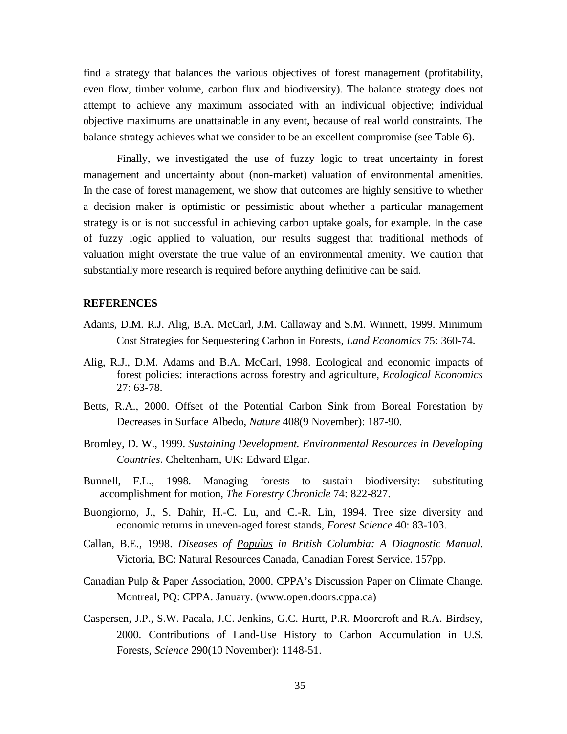find a strategy that balances the various objectives of forest management (profitability, even flow, timber volume, carbon flux and biodiversity). The balance strategy does not attempt to achieve any maximum associated with an individual objective; individual objective maximums are unattainable in any event, because of real world constraints. The balance strategy achieves what we consider to be an excellent compromise (see Table 6).

Finally, we investigated the use of fuzzy logic to treat uncertainty in forest management and uncertainty about (non-market) valuation of environmental amenities. In the case of forest management, we show that outcomes are highly sensitive to whether a decision maker is optimistic or pessimistic about whether a particular management strategy is or is not successful in achieving carbon uptake goals, for example. In the case of fuzzy logic applied to valuation, our results suggest that traditional methods of valuation might overstate the true value of an environmental amenity. We caution that substantially more research is required before anything definitive can be said.

**REFERENCES**

Adams, D.M. R.J. Alig, B.A. McCarl, J.M. Callaway and S.M. Winnett, 1999. Minimum Cost Strategies for Sequestering Carbon in Forests, *Land Economics* 75: 360-74.

Alig, R.J., D.M. Adams and B.A. McCarl, 1998. Ecological and economic impacts of forest policies: interactions across forestry and agriculture, *Ecological Economics* 27: 63-78.

Betts, R.A., 2000. Offset of the Potential Carbon Sink from Boreal Forestation by Decreases in Surface Albedo, *Nature* 408(9 November): 187-90.

Bromley, D. W., 1999. *Sustaining Development. Environmental Resources in Developing Countries*. Cheltenham, UK: Edward Elgar.

Bunnell, F.L., 1998. Managing forests to sustain biodiversity: substituting accomplishment for motion, *The Forestry Chronicle* 74: 822-827.

Buongiorno, J., S. Dahir, H.-C. Lu, and C.-R. Lin, 1994. Tree size diversity and economic returns in uneven-aged forest stands, *Forest Science* 40: 83-103.

Callan, B.E., 1998. *Diseases of Populus in British Columbia: A Diagnostic Manual*. Victoria, BC: Natural Resources Canada, Canadian Forest Service. 157pp.

Canadian Pulp & Paper Association, 2000. CPPA's Discussion Paper on Climate Change. Montreal, PQ: CPPA. January. (www.open.doors.cppa.ca)

Caspersen, J.P., S.W. Pacala, J.C. Jenkins, G.C. Hurtt, P.R. Moorcroft and R.A. Birdsey, 2000. Contributions of Land-Use History to Carbon Accumulation in U.S. Forests, *Science* 290(10 November): 1148-51.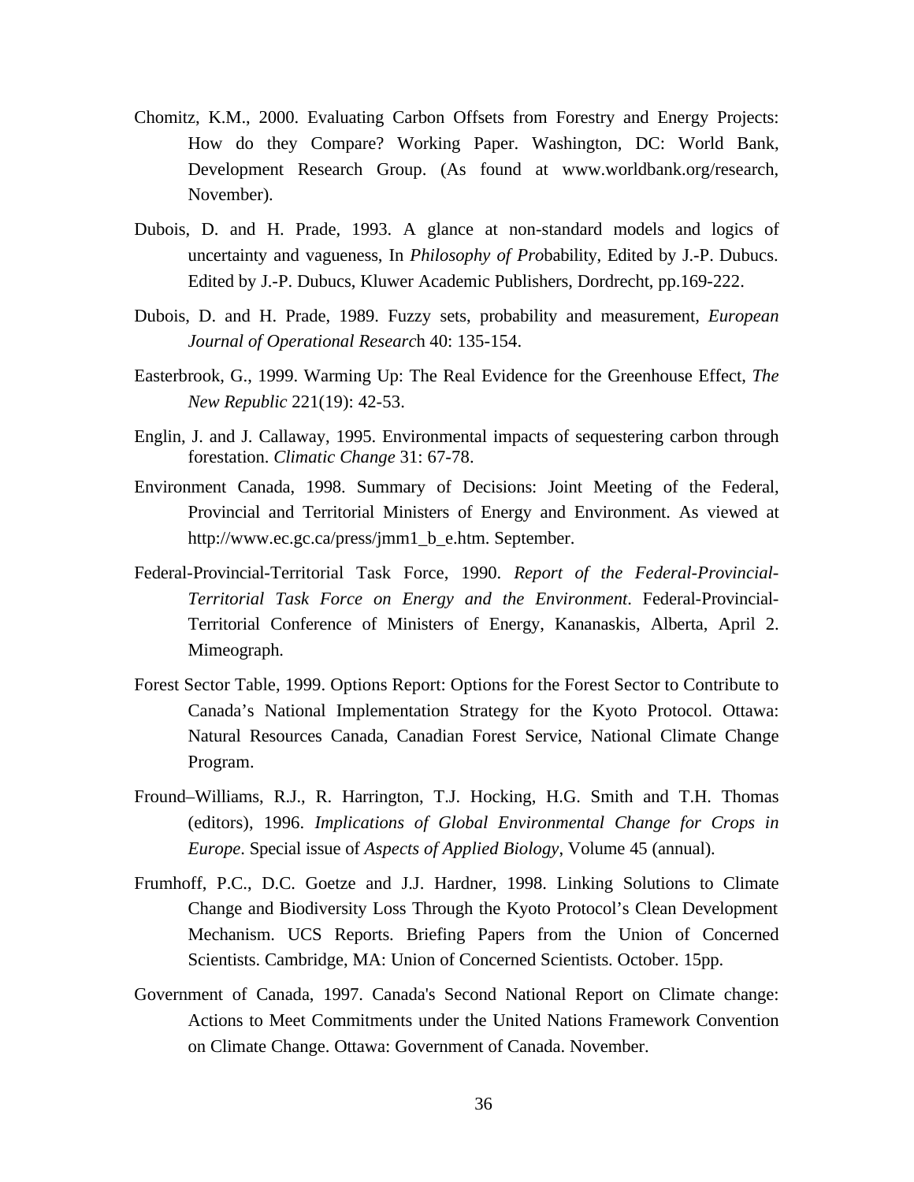Chomitz, K.M., 2000. Evaluating Carbon Offsets from Forestry and Energy Projects: How do they Compare? Working Paper. Washington, DC: World Bank, Development Research Group. (As found at www.worldbank.org/research, November).

Dubois, D. and H. Prade, 1993. A glance at non-standard models and logics of uncertainty and vagueness, In *Philosophy of Pro*bability, Edited by J.-P. Dubucs. Edited by J.-P. Dubucs, Kluwer Academic Publishers, Dordrecht, pp.169-222.

Dubois, D. and H. Prade, 1989. Fuzzy sets, probability and measurement, *European Journal of Operational Researc*h 40: 135-154.

Easterbrook, G., 1999. Warming Up: The Real Evidence for the Greenhouse Effect, *The New Republic* 221(19): 42-53.

Englin, J. and J. Callaway, 1995. Environmental impacts of sequestering carbon through forestation. *Climatic Change* 31: 67-78.

Environment Canada, 1998. Summary of Decisions: Joint Meeting of the Federal, Provincial and Territorial Ministers of Energy and Environment. As viewed at http://www.ec.gc.ca/press/jmm1_b_e.htm. September.

Federal-Provincial-Territorial Task Force, 1990. *Report of the Federal-Provincial-Territorial Task Force on Energy and the Environment*. Federal-Provincial-Territorial Conference of Ministers of Energy, Kananaskis, Alberta, April 2. Mimeograph.

Forest Sector Table, 1999. Options Report: Options for the Forest Sector to Contribute to Canada's National Implementation Strategy for the Kyoto Protocol. Ottawa: Natural Resources Canada, Canadian Forest Service, National Climate Change Program.

Fround–Williams, R.J., R. Harrington, T.J. Hocking, H.G. Smith and T.H. Thomas (editors), 1996. *Implications of Global Environmental Change for Crops in Europe*. Special issue of *Aspects of Applied Biology*, Volume 45 (annual).

Frumhoff, P.C., D.C. Goetze and J.J. Hardner, 1998. Linking Solutions to Climate Change and Biodiversity Loss Through the Kyoto Protocol's Clean Development Mechanism. UCS Reports. Briefing Papers from the Union of Concerned Scientists. Cambridge, MA: Union of Concerned Scientists. October. 15pp.

Government of Canada, 1997. Canada's Second National Report on Climate change: Actions to Meet Commitments under the United Nations Framework Convention on Climate Change. Ottawa: Government of Canada. November.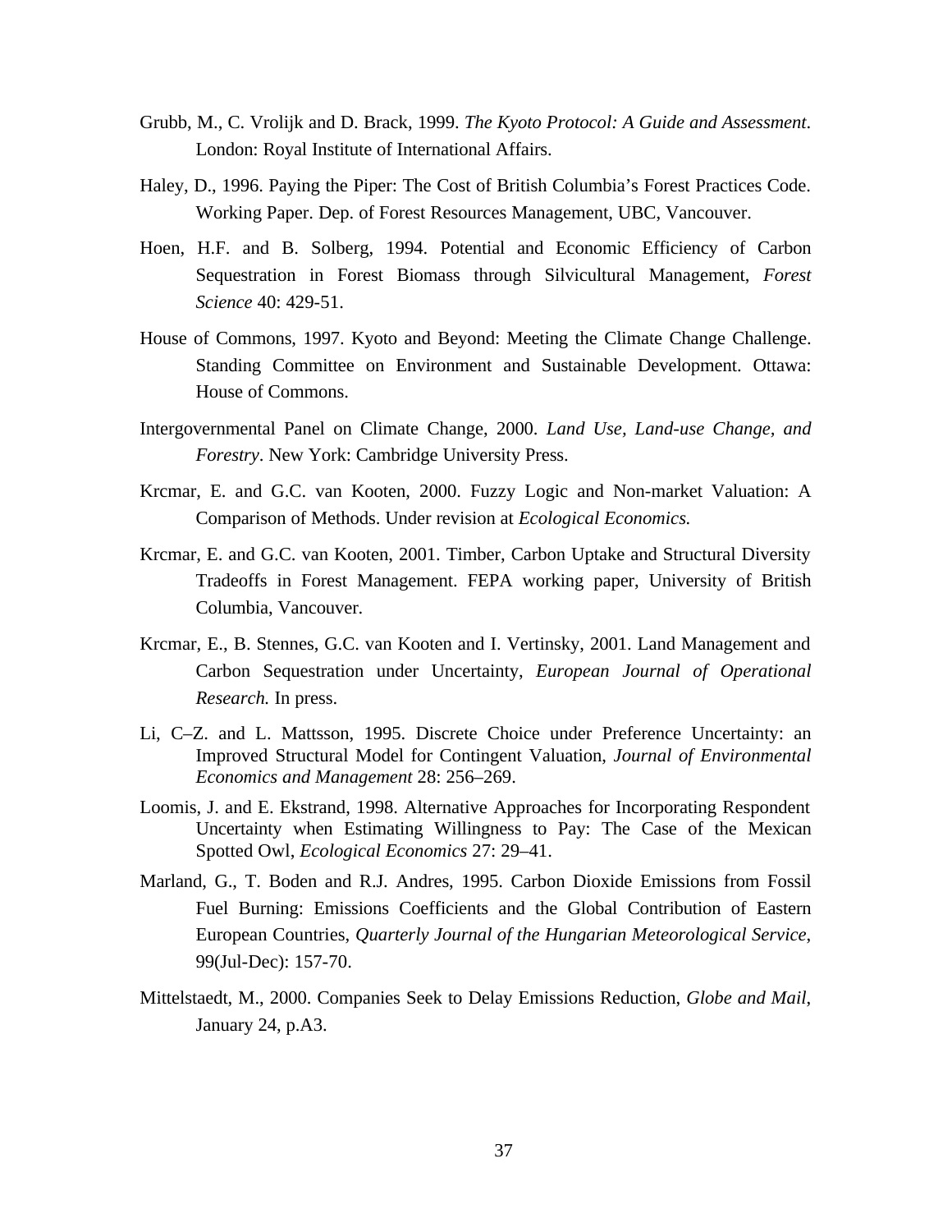Grubb, M., C. Vrolijk and D. Brack, 1999. *The Kyoto Protocol: A Guide and Assessment*. London: Royal Institute of International Affairs.

Haley, D., 1996. Paying the Piper: The Cost of British Columbia's Forest Practices Code. Working Paper. Dep. of Forest Resources Management, UBC, Vancouver.

Hoen, H.F. and B. Solberg, 1994. Potential and Economic Efficiency of Carbon Sequestration in Forest Biomass through Silvicultural Management, *Forest Science* 40: 429-51.

House of Commons, 1997. Kyoto and Beyond: Meeting the Climate Change Challenge. Standing Committee on Environment and Sustainable Development. Ottawa: House of Commons.

Intergovernmental Panel on Climate Change, 2000. *Land Use, Land-use Change, and Forestry*. New York: Cambridge University Press.

Krcmar, E. and G.C. van Kooten, 2000. Fuzzy Logic and Non-market Valuation: A Comparison of Methods. Under revision at *Ecological Economics.*

Krcmar, E. and G.C. van Kooten, 2001. Timber, Carbon Uptake and Structural Diversity Tradeoffs in Forest Management. FEPA working paper, University of British Columbia, Vancouver.

Krcmar, E., B. Stennes, G.C. van Kooten and I. Vertinsky, 2001. Land Management and Carbon Sequestration under Uncertainty, *European Journal of Operational Research.* In press.

Li, C–Z. and L. Mattsson, 1995. Discrete Choice under Preference Uncertainty: an Improved Structural Model for Contingent Valuation, *Journal of Environmental Economics and Management* 28: 256–269.

Loomis, J. and E. Ekstrand, 1998. Alternative Approaches for Incorporating Respondent Uncertainty when Estimating Willingness to Pay: The Case of the Mexican Spotted Owl, *Ecological Economics* 27: 29–41.

Marland, G., T. Boden and R.J. Andres, 1995. Carbon Dioxide Emissions from Fossil Fuel Burning: Emissions Coefficients and the Global Contribution of Eastern European Countries, *Quarterly Journal of the Hungarian Meteorological Service*, 99(Jul-Dec): 157-70.

Mittelstaedt, M., 2000. Companies Seek to Delay Emissions Reduction, *Globe and Mail*, January 24, p.A3.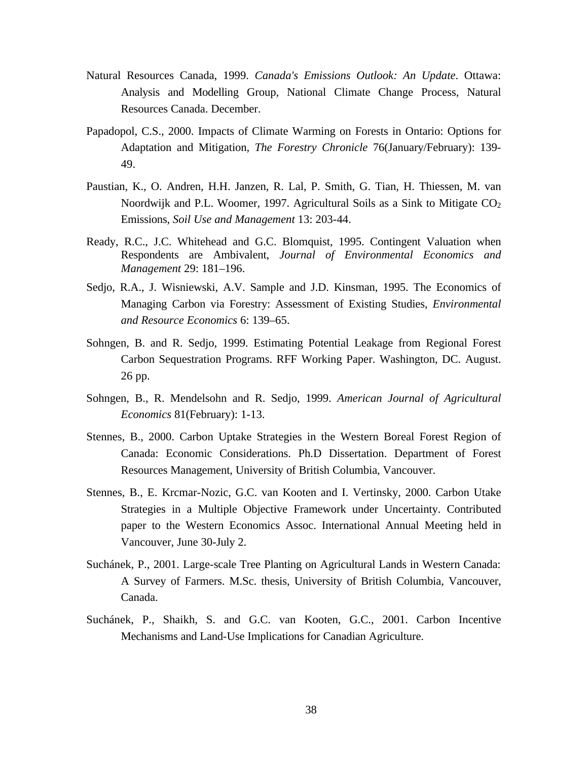Natural Resources Canada, 1999. *Canada's Emissions Outlook: An Update*. Ottawa: Analysis and Modelling Group, National Climate Change Process, Natural Resources Canada. December.

Papadopol, C.S., 2000. Impacts of Climate Warming on Forests in Ontario: Options for Adaptation and Mitigation, *The Forestry Chronicle* 76(January/February): 139-49.

Paustian, K., O. Andren, H.H. Janzen, R. Lal, P. Smith, G. Tian, H. Thiessen, M. van Noordwijk and P.L. Woomer, 1997. Agricultural Soils as a Sink to Mitigate $CO_2$ Emissions, *Soil Use and Management* 13: 203-44.

Ready, R.C., J.C. Whitehead and G.C. Blomquist, 1995. Contingent Valuation when Respondents are Ambivalent, *Journal of Environmental Economics and Management* 29: 181–196.

Sedjo, R.A., J. Wisniewski, A.V. Sample and J.D. Kinsman, 1995. The Economics of Managing Carbon via Forestry: Assessment of Existing Studies, *Environmental and Resource Economics* 6: 139–65.

Sohngen, B. and R. Sedjo, 1999. Estimating Potential Leakage from Regional Forest Carbon Sequestration Programs. RFF Working Paper. Washington, DC. August. 26 pp.

Sohngen, B., R. Mendelsohn and R. Sedjo, 1999. *American Journal of Agricultural Economics* 81(February): 1-13.

Stennes, B., 2000. Carbon Uptake Strategies in the Western Boreal Forest Region of Canada: Economic Considerations. Ph.D Dissertation. Department of Forest Resources Management, University of British Columbia, Vancouver.

Stennes, B., E. Krcmar-Nozic, G.C. van Kooten and I. Vertinsky, 2000. Carbon Utake Strategies in a Multiple Objective Framework under Uncertainty. Contributed paper to the Western Economics Assoc. International Annual Meeting held in Vancouver, June 30-July 2.

Suchánek, P., 2001. Large-scale Tree Planting on Agricultural Lands in Western Canada: A Survey of Farmers. M.Sc. thesis, University of British Columbia, Vancouver, Canada.

Suchánek, P., Shaikh, S. and G.C. van Kooten, G.C., 2001. Carbon Incentive Mechanisms and Land-Use Implications for Canadian Agriculture.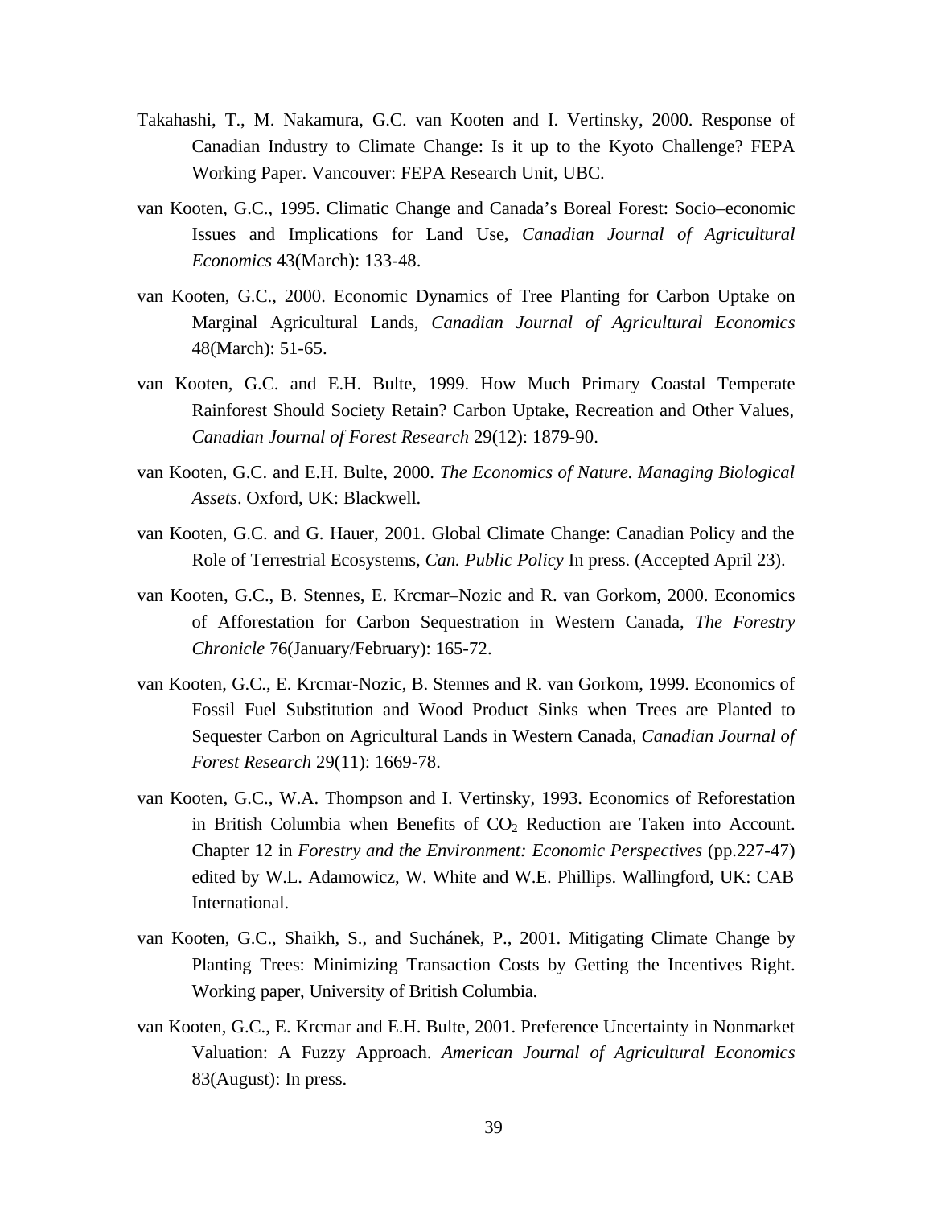Takahashi, T., M. Nakamura, G.C. van Kooten and I. Vertinsky, 2000. Response of Canadian Industry to Climate Change: Is it up to the Kyoto Challenge? FEPA Working Paper. Vancouver: FEPA Research Unit, UBC.

van Kooten, G.C., 1995. Climatic Change and Canada's Boreal Forest: Socio–economic Issues and Implications for Land Use, *Canadian Journal of Agricultural Economics* 43(March): 133-48.

van Kooten, G.C., 2000. Economic Dynamics of Tree Planting for Carbon Uptake on Marginal Agricultural Lands, *Canadian Journal of Agricultural Economics* 48(March): 51-65.

van Kooten, G.C. and E.H. Bulte, 1999. How Much Primary Coastal Temperate Rainforest Should Society Retain? Carbon Uptake, Recreation and Other Values, *Canadian Journal of Forest Research* 29(12): 1879-90.

van Kooten, G.C. and E.H. Bulte, 2000. *The Economics of Nature. Managing Biological Assets*. Oxford, UK: Blackwell.

van Kooten, G.C. and G. Hauer, 2001. Global Climate Change: Canadian Policy and the Role of Terrestrial Ecosystems, *Can. Public Policy* In press. (Accepted April 23).

van Kooten, G.C., B. Stennes, E. Krcmar–Nozic and R. van Gorkom, 2000. Economics of Afforestation for Carbon Sequestration in Western Canada, *The Forestry Chronicle* 76(January/February): 165-72.

van Kooten, G.C., E. Krcmar-Nozic, B. Stennes and R. van Gorkom, 1999. Economics of Fossil Fuel Substitution and Wood Product Sinks when Trees are Planted to Sequester Carbon on Agricultural Lands in Western Canada, *Canadian Journal of Forest Research* 29(11): 1669-78.

van Kooten, G.C., W.A. Thompson and I. Vertinsky, 1993. Economics of Reforestation in British Columbia when Benefits of $CO_2$ Reduction are Taken into Account. Chapter 12 in *Forestry and the Environment: Economic Perspectives* (pp.227-47) edited by W.L. Adamowicz, W. White and W.E. Phillips. Wallingford, UK: CAB International.

van Kooten, G.C., Shaikh, S., and Suchánek, P., 2001. Mitigating Climate Change by Planting Trees: Minimizing Transaction Costs by Getting the Incentives Right. Working paper, University of British Columbia.

van Kooten, G.C., E. Krcmar and E.H. Bulte, 2001. Preference Uncertainty in Nonmarket Valuation: A Fuzzy Approach. *American Journal of Agricultural Economics* 83(August): In press.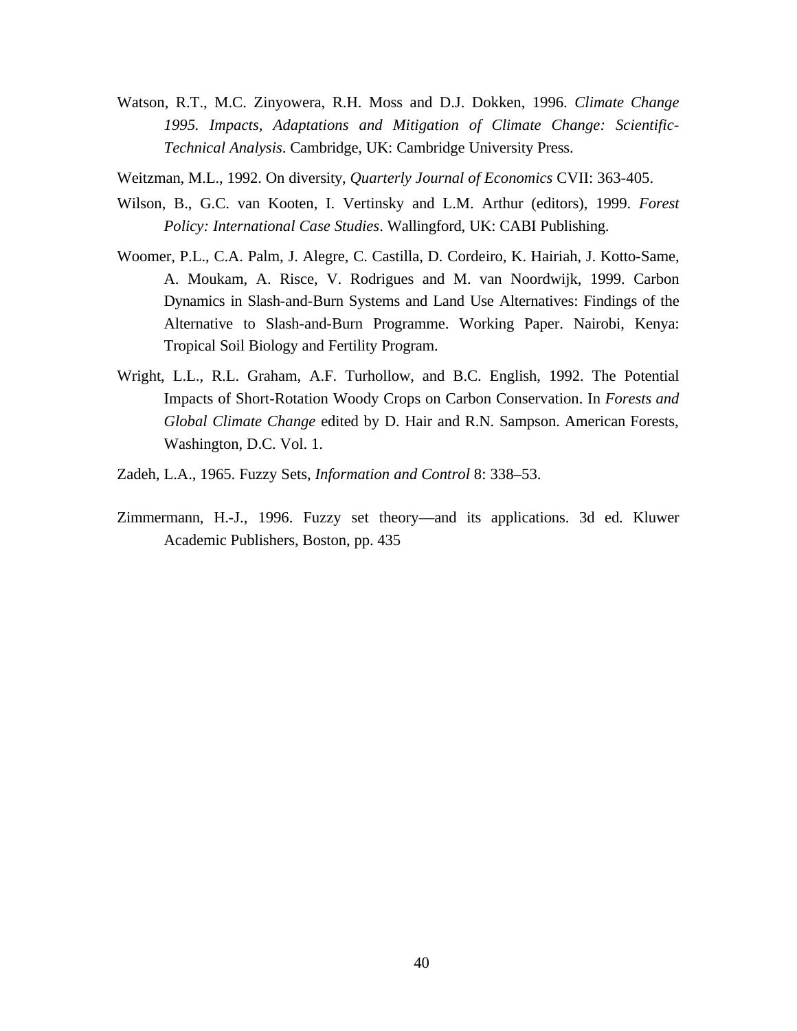Watson, R.T., M.C. Zinyowera, R.H. Moss and D.J. Dokken, 1996. *Climate Change 1995. Impacts, Adaptations and Mitigation of Climate Change: Scientific-Technical Analysis*. Cambridge, UK: Cambridge University Press.

Weitzman, M.L., 1992. On diversity, *Quarterly Journal of Economics* CVII: 363-405.

Wilson, B., G.C. van Kooten, I. Vertinsky and L.M. Arthur (editors), 1999. *Forest Policy: International Case Studies*. Wallingford, UK: CABI Publishing.

Woomer, P.L., C.A. Palm, J. Alegre, C. Castilla, D. Cordeiro, K. Hairiah, J. Kotto-Same, A. Moukam, A. Risce, V. Rodrigues and M. van Noordwijk, 1999. Carbon Dynamics in Slash-and-Burn Systems and Land Use Alternatives: Findings of the Alternative to Slash-and-Burn Programme. Working Paper. Nairobi, Kenya: Tropical Soil Biology and Fertility Program.

Wright, L.L., R.L. Graham, A.F. Turhollow, and B.C. English, 1992. The Potential Impacts of Short-Rotation Woody Crops on Carbon Conservation. In *Forests and Global Climate Change* edited by D. Hair and R.N. Sampson. American Forests, Washington, D.C. Vol. 1.

Zadeh, L.A., 1965. Fuzzy Sets, *Information and Control* 8: 338–53.

Zimmermann, H.-J., 1996. Fuzzy set theory—and its applications. 3d ed. Kluwer Academic Publishers, Boston, pp. 435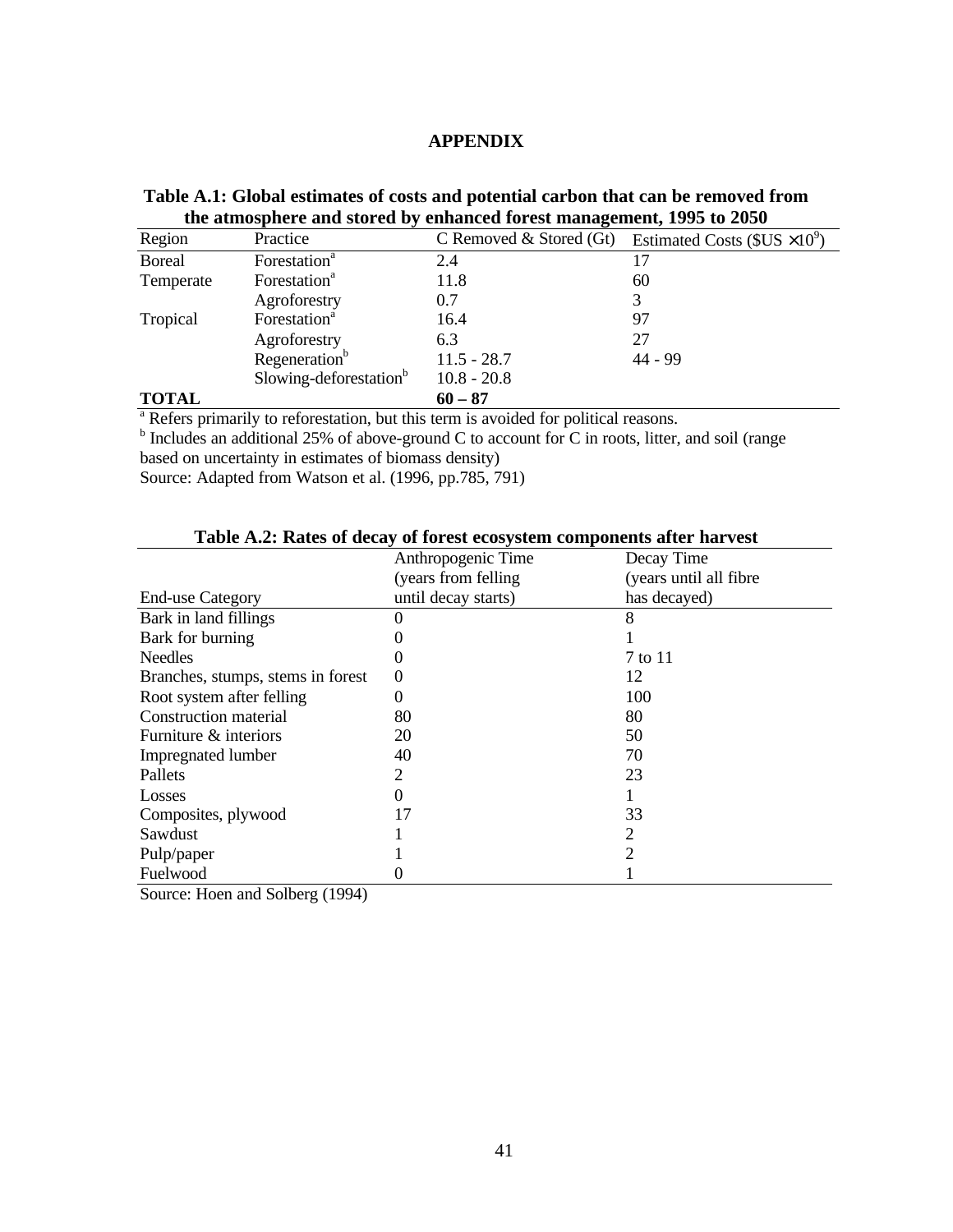## APPENDIX

**Table A.1: Global estimates of costs and potential carbon that can be removed from the atmosphere and stored by enhanced forest management, 1995 to 2050**

| Region | Practice | C Removed & Stored (Gt) | Estimated Costs ($US $\times 10^9$) |
|---|---|---|---|
| Boreal | Forestation[a] | 2.4 | 17 |
| Temperate | Forestation[a] | 11.8 | 60 |
| | Agroforestry | 0.7 | 3 |
| Tropical | Forestation[a] | 16.4 | 97 |
| | Agroforestry | 6.3 | 27 |
| | Regeneration[b] | 11.5 - 28.7 | 44 - 99 |
| | Slowing-deforestation[b] | 10.8 - 20.8 | |
| **TOTAL** | | **60 – 87** | |

[a] Refers primarily to reforestation, but this term is avoided for political reasons.
[b] Includes an additional 25% of above-ground C to account for C in roots, litter, and soil (range based on uncertainty in estimates of biomass density)
Source: Adapted from Watson et al. (1996, pp.785, 791)

**Table A.2: Rates of decay of forest ecosystem components after harvest**

| End-use Category | Anthropogenic Time (years from felling until decay starts) | Decay Time (years until all fibre has decayed) |
|---|---|---|
| Bark in land fillings | 0 | 8 |
| Bark for burning | 0 | 1 |
| Needles | 0 | 7 to 11 |
| Branches, stumps, stems in forest | 0 | 12 |
| Root system after felling | 0 | 100 |
| Construction material | 80 | 80 |
| Furniture & interiors | 20 | 50 |
| Impregnated lumber | 40 | 70 |
| Pallets | 2 | 23 |
| Losses | 0 | 1 |
| Composites, plywood | 17 | 33 |
| Sawdust | 1 | 2 |
| Pulp/paper | 1 | 2 |
| Fuelwood | 0 | 1 |

Source: Hoen and Solberg (1994)